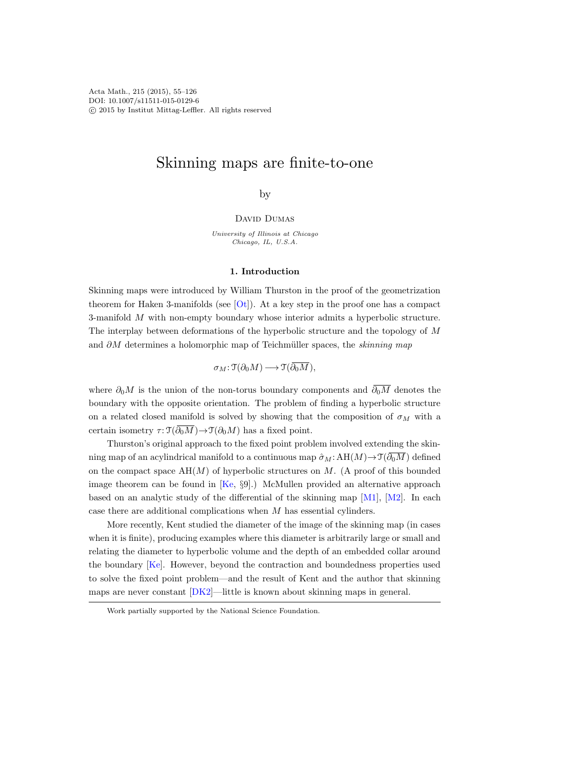# Skinning maps are finite-to-one

by

David Dumas

*University of Illinois at Chicago*
*Chicago, IL, U.S.A.*

## 1. Introduction

Skinning maps were introduced by William Thurston in the proof of the geometrization theorem for Haken 3-manifolds (see [Ot]). At a key step in the proof one has a compact 3-manifold $M$ with non-empty boundary whose interior admits a hyperbolic structure. The interplay between deformations of the hyperbolic structure and the topology of $M$ and $\partial M$ determines a holomorphic map of Teichmüller spaces, the *skinning map*

$$\sigma_M : \mathcal{T}(\partial_0 M) \longrightarrow \mathcal{T}(\overline{\partial_0 M}),$$

where $\partial_0 M$ is the union of the non-torus boundary components and $\overline{\partial_0 M}$ denotes the boundary with the opposite orientation. The problem of finding a hyperbolic structure on a related closed manifold is solved by showing that the composition of $\sigma_M$ with a certain isometry $\tau : \mathcal{T}(\overline{\partial_0 M}) \rightarrow \mathcal{T}(\partial_0 M)$ has a fixed point.

Thurston's original approach to the fixed point problem involved extending the skinning map of an acylindrical manifold to a continuous map $\hat{\sigma}_M : \mathrm{AH}(M) \rightarrow \mathcal{T}(\overline{\partial_0 M})$ defined on the compact space $\mathrm{AH}(M)$ of hyperbolic structures on $M$. (A proof of this bounded image theorem can be found in [Ke, §9].) McMullen provided an alternative approach based on an analytic study of the differential of the skinning map [M1], [M2]. In each case there are additional complications when $M$ has essential cylinders.

More recently, Kent studied the diameter of the image of the skinning map (in cases when it is finite), producing examples where this diameter is arbitrarily large or small and relating the diameter to hyperbolic volume and the depth of an embedded collar around the boundary [Ke]. However, beyond the contraction and boundedness properties used to solve the fixed point problem—and the result of Kent and the author that skinning maps are never constant [DK2]—little is known about skinning maps in general.

---

Work partially supported by the National Science Foundation.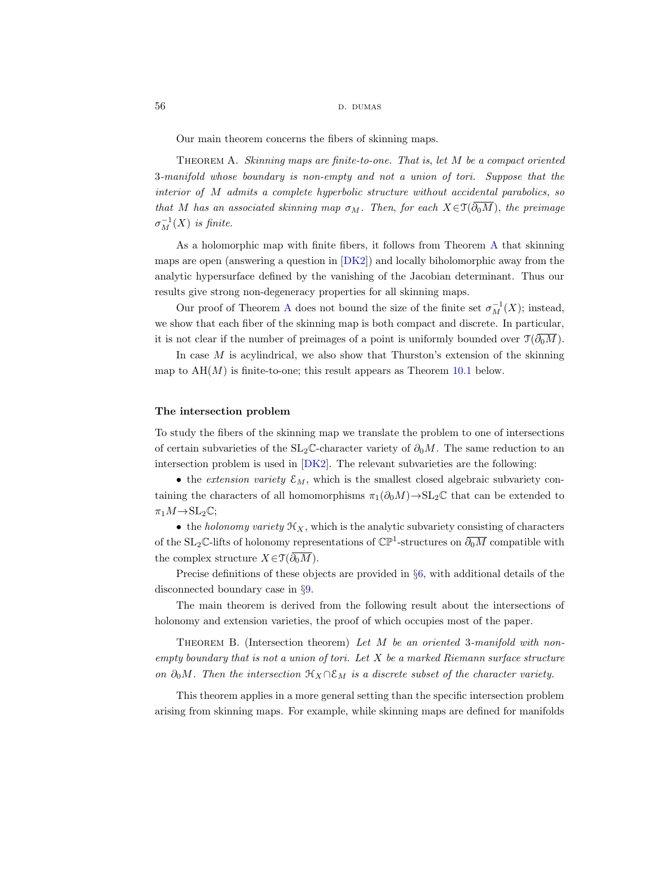Our main theorem concerns the fibers of skinning maps.

Theorem A. *Skinning maps are finite-to-one. That is, let $M$ be a compact oriented 3-manifold whose boundary is non-empty and not a union of tori. Suppose that the interior of $M$ admits a complete hyperbolic structure without accidental parabolics, so that $M$ has an associated skinning map $\sigma_M$. Then, for each $X \in \mathcal{T}(\overline{\partial_0 M})$, the preimage $\sigma_M^{-1}(X)$ is finite.*

As a holomorphic map with finite fibers, it follows from Theorem A that skinning maps are open (answering a question in [DK2]) and locally biholomorphic away from the analytic hypersurface defined by the vanishing of the Jacobian determinant. Thus our results give strong non-degeneracy properties for all skinning maps.

Our proof of Theorem A does not bound the size of the finite set $\sigma_M^{-1}(X)$; instead, we show that each fiber of the skinning map is both compact and discrete. In particular, it is not clear if the number of preimages of a point is uniformly bounded over $\mathcal{T}(\overline{\partial_0 M})$.

In case $M$ is acylindrical, we also show that Thurston's extension of the skinning map to $\mathrm{AH}(M)$ is finite-to-one; this result appears as Theorem 10.1 below.

#### The intersection problem

To study the fibers of the skinning map we translate the problem to one of intersections of certain subvarieties of the $\mathrm{SL}_2\mathbb{C}$-character variety of $\partial_0 M$. The same reduction to an intersection problem is used in [DK2]. The relevant subvarieties are the following:

- the *extension variety* $\mathcal{E}_M$, which is the smallest closed algebraic subvariety containing the characters of all homomorphisms $\pi_1(\partial_0 M) \to \mathrm{SL}_2\mathbb{C}$ that can be extended to $\pi_1 M \to \mathrm{SL}_2\mathbb{C}$;
- the *holonomy variety* $\mathcal{H}_X$, which is the analytic subvariety consisting of characters of the $\mathrm{SL}_2\mathbb{C}$-lifts of holonomy representations of $\mathbb{CP}^1$-structures on $\overline{\partial_0 M}$ compatible with the complex structure $X \in \mathcal{T}(\overline{\partial_0 M})$.

Precise definitions of these objects are provided in §6, with additional details of the disconnected boundary case in §9.

The main theorem is derived from the following result about the intersections of holonomy and extension varieties, the proof of which occupies most of the paper.

Theorem B. (Intersection theorem) *Let $M$ be an oriented 3-manifold with non-empty boundary that is not a union of tori. Let $X$ be a marked Riemann surface structure on $\partial_0 M$. Then the intersection $\mathcal{H}_X \cap \mathcal{E}_M$ is a discrete subset of the character variety.*

This theorem applies in a more general setting than the specific intersection problem arising from skinning maps. For example, while skinning maps are defined for manifolds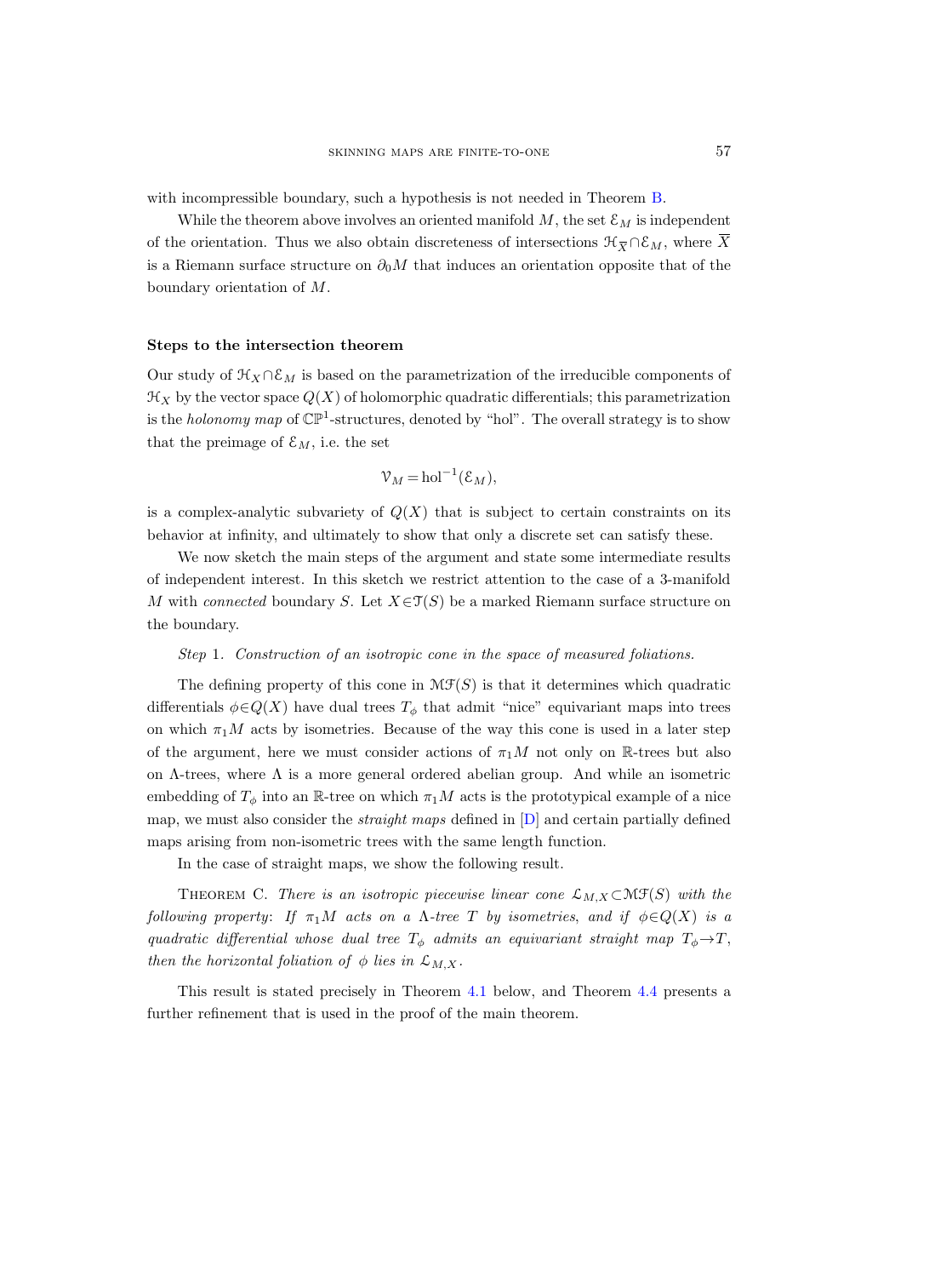with incompressible boundary, such a hypothesis is not needed in Theorem B.

While the theorem above involves an oriented manifold $M$, the set $\mathcal{E}_M$ is independent of the orientation. Thus we also obtain discreteness of intersections $\mathcal{H}_{\overline{X}} \cap \mathcal{E}_M$, where $\overline{X}$ is a Riemann surface structure on $\partial_0 M$ that induces an orientation opposite that of the boundary orientation of $M$.

### Steps to the intersection theorem

Our study of $\mathcal{H}_X \cap \mathcal{E}_M$ is based on the parametrization of the irreducible components of $\mathcal{H}_X$ by the vector space $Q(X)$ of holomorphic quadratic differentials; this parametrization is the *holonomy map* of $\mathbb{CP}^1$-structures, denoted by "hol". The overall strategy is to show that the preimage of $\mathcal{E}_M$, i.e. the set

$$\mathcal{V}_M = \mathrm{hol}^{-1}(\mathcal{E}_M),$$

is a complex-analytic subvariety of $Q(X)$ that is subject to certain constraints on its behavior at infinity, and ultimately to show that only a discrete set can satisfy these.

We now sketch the main steps of the argument and state some intermediate results of independent interest. In this sketch we restrict attention to the case of a 3-manifold $M$ with *connected* boundary $S$. Let $X \in \mathcal{T}(S)$ be a marked Riemann surface structure on the boundary.

*Step* 1. *Construction of an isotropic cone in the space of measured foliations.*

The defining property of this cone in $\mathcal{MF}(S)$ is that it determines which quadratic differentials $\phi \in Q(X)$ have dual trees $T_\phi$ that admit "nice" equivariant maps into trees on which $\pi_1 M$ acts by isometries. Because of the way this cone is used in a later step of the argument, here we must consider actions of $\pi_1 M$ not only on $\mathbb{R}$-trees but also on $\Lambda$-trees, where $\Lambda$ is a more general ordered abelian group. And while an isometric embedding of $T_\phi$ into an $\mathbb{R}$-tree on which $\pi_1 M$ acts is the prototypical example of a nice map, we must also consider the *straight maps* defined in [D] and certain partially defined maps arising from non-isometric trees with the same length function.

In the case of straight maps, we show the following result.

Theorem C. *There is an isotropic piecewise linear cone* $\mathcal{L}_{M,X} \subset \mathcal{MF}(S)$ *with the following property*: *If* $\pi_1 M$ *acts on a* $\Lambda$*-tree* $T$ *by isometries, and if* $\phi \in Q(X)$ *is a quadratic differential whose dual tree* $T_\phi$ *admits an equivariant straight map* $T_\phi \to T$, *then the horizontal foliation of* $\phi$ *lies in* $\mathcal{L}_{M,X}$.

This result is stated precisely in Theorem 4.1 below, and Theorem 4.4 presents a further refinement that is used in the proof of the main theorem.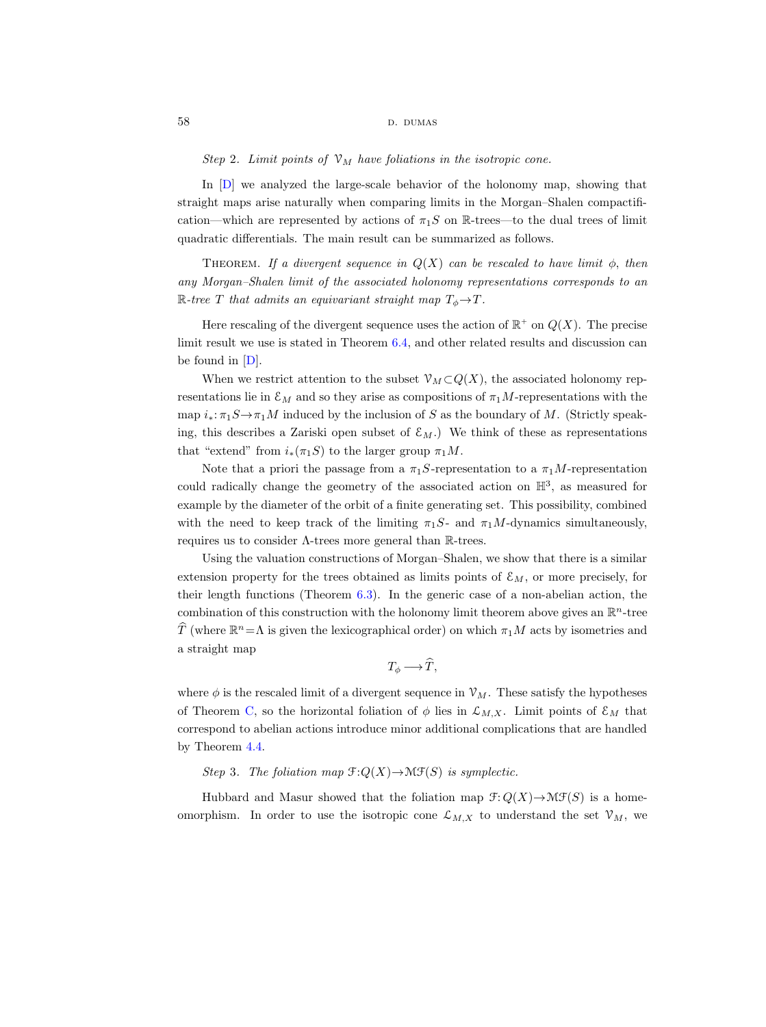*Step* 2. *Limit points of $\mathcal{V}_M$ have foliations in the isotropic cone.*

In [D] we analyzed the large-scale behavior of the holonomy map, showing that straight maps arise naturally when comparing limits in the Morgan–Shalen compactification—which are represented by actions of $\pi_1 S$ on $\mathbb{R}$-trees—to the dual trees of limit quadratic differentials. The main result can be summarized as follows.

THEOREM. *If a divergent sequence in $Q(X)$ can be rescaled to have limit $\phi$, then any Morgan–Shalen limit of the associated holonomy representations corresponds to an $\mathbb{R}$-tree $T$ that admits an equivariant straight map $T_\phi \to T$.*

Here rescaling of the divergent sequence uses the action of $\mathbb{R}^+$ on $Q(X)$. The precise limit result we use is stated in Theorem 6.4, and other related results and discussion can be found in [D].

When we restrict attention to the subset $\mathcal{V}_M \subset Q(X)$, the associated holonomy representations lie in $\mathcal{E}_M$ and so they arise as compositions of $\pi_1 M$-representations with the map $i_*: \pi_1 S \to \pi_1 M$ induced by the inclusion of $S$ as the boundary of $M$. (Strictly speaking, this describes a Zariski open subset of $\mathcal{E}_M$.) We think of these as representations that "extend" from $i_*(\pi_1 S)$ to the larger group $\pi_1 M$.

Note that a priori the passage from a $\pi_1 S$-representation to a $\pi_1 M$-representation could radically change the geometry of the associated action on $\mathbb{H}^3$, as measured for example by the diameter of the orbit of a finite generating set. This possibility, combined with the need to keep track of the limiting $\pi_1 S$- and $\pi_1 M$-dynamics simultaneously, requires us to consider $\Lambda$-trees more general than $\mathbb{R}$-trees.

Using the valuation constructions of Morgan–Shalen, we show that there is a similar extension property for the trees obtained as limits points of $\mathcal{E}_M$, or more precisely, for their length functions (Theorem 6.3). In the generic case of a non-abelian action, the combination of this construction with the holonomy limit theorem above gives an $\mathbb{R}^n$-tree $\widehat{T}$ (where $\mathbb{R}^n = \Lambda$ is given the lexicographical order) on which $\pi_1 M$ acts by isometries and a straight map

$$T_\phi \longrightarrow \widehat{T},$$

where $\phi$ is the rescaled limit of a divergent sequence in $\mathcal{V}_M$. These satisfy the hypotheses of Theorem C, so the horizontal foliation of $\phi$ lies in $\mathcal{L}_{M,X}$. Limit points of $\mathcal{E}_M$ that correspond to abelian actions introduce minor additional complications that are handled by Theorem 4.4.

*Step* 3. *The foliation map $\mathcal{F}: Q(X) \to \mathcal{MF}(S)$ is symplectic.*

Hubbard and Masur showed that the foliation map $\mathcal{F}: Q(X) \to \mathcal{MF}(S)$ is a homeomorphism. In order to use the isotropic cone $\mathcal{L}_{M,X}$ to understand the set $\mathcal{V}_M$, we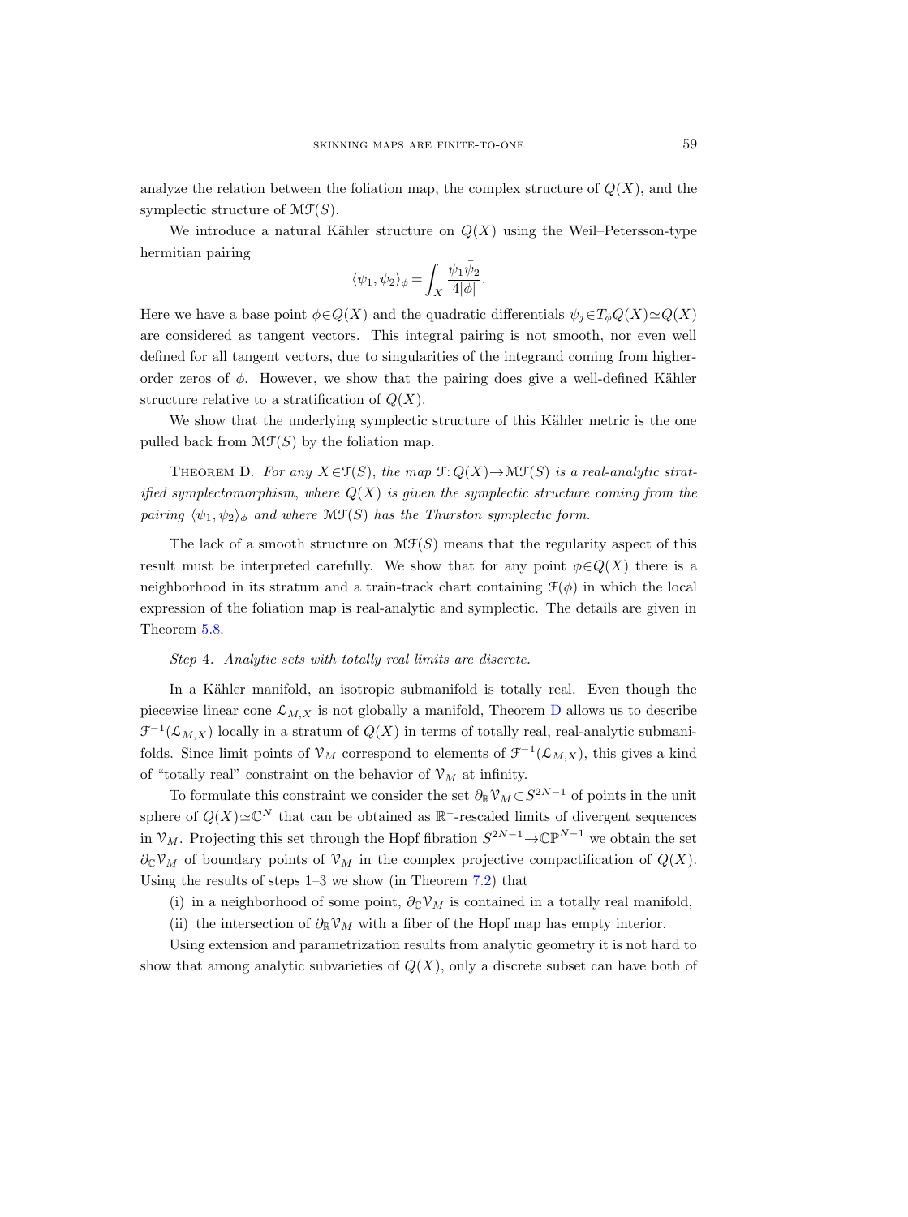analyze the relation between the foliation map, the complex structure of $Q(X)$, and the symplectic structure of $\mathcal{MF}(S)$.

We introduce a natural Kähler structure on $Q(X)$ using the Weil–Petersson-type hermitian pairing

$$\langle \psi_1, \psi_2 \rangle_\phi = \int_X \frac{\psi_1 \bar{\psi}_2}{4|\phi|}.$$

Here we have a base point $\phi \in Q(X)$ and the quadratic differentials $\psi_j \in T_\phi Q(X) \simeq Q(X)$ are considered as tangent vectors. This integral pairing is not smooth, nor even well defined for all tangent vectors, due to singularities of the integrand coming from higher-order zeros of $\phi$. However, we show that the pairing does give a well-defined Kähler structure relative to a stratification of $Q(X)$.

We show that the underlying symplectic structure of this Kähler metric is the one pulled back from $\mathcal{MF}(S)$ by the foliation map.

Theorem D. *For any $X \in \mathcal{T}(S)$, the map $\mathcal{F}: Q(X) \to \mathcal{MF}(S)$ is a real-analytic stratified symplectomorphism, where $Q(X)$ is given the symplectic structure coming from the pairing $\langle \psi_1, \psi_2 \rangle_\phi$ and where $\mathcal{MF}(S)$ has the Thurston symplectic form.*

The lack of a smooth structure on $\mathcal{MF}(S)$ means that the regularity aspect of this result must be interpreted carefully. We show that for any point $\phi \in Q(X)$ there is a neighborhood in its stratum and a train-track chart containing $\mathcal{F}(\phi)$ in which the local expression of the foliation map is real-analytic and symplectic. The details are given in Theorem 5.8.

*Step* 4. *Analytic sets with totally real limits are discrete.*

In a Kähler manifold, an isotropic submanifold is totally real. Even though the piecewise linear cone $\mathcal{L}_{M,X}$ is not globally a manifold, Theorem D allows us to describe $\mathcal{F}^{-1}(\mathcal{L}_{M,X})$ locally in a stratum of $Q(X)$ in terms of totally real, real-analytic submanifolds. Since limit points of $\mathcal{V}_M$ correspond to elements of $\mathcal{F}^{-1}(\mathcal{L}_{M,X})$, this gives a kind of "totally real" constraint on the behavior of $\mathcal{V}_M$ at infinity.

To formulate this constraint we consider the set $\partial_{\mathbb{R}} \mathcal{V}_M \subset S^{2N-1}$ of points in the unit sphere of $Q(X) \simeq \mathbb{C}^N$ that can be obtained as $\mathbb{R}^+$-rescaled limits of divergent sequences in $\mathcal{V}_M$. Projecting this set through the Hopf fibration $S^{2N-1} \to \mathbb{CP}^{N-1}$ we obtain the set $\partial_{\mathbb{C}} \mathcal{V}_M$ of boundary points of $\mathcal{V}_M$ in the complex projective compactification of $Q(X)$. Using the results of steps 1–3 we show (in Theorem 7.2) that

(i) in a neighborhood of some point, $\partial_{\mathbb{C}} \mathcal{V}_M$ is contained in a totally real manifold,

(ii) the intersection of $\partial_{\mathbb{R}} \mathcal{V}_M$ with a fiber of the Hopf map has empty interior.

Using extension and parametrization results from analytic geometry it is not hard to show that among analytic subvarieties of $Q(X)$, only a discrete subset can have both of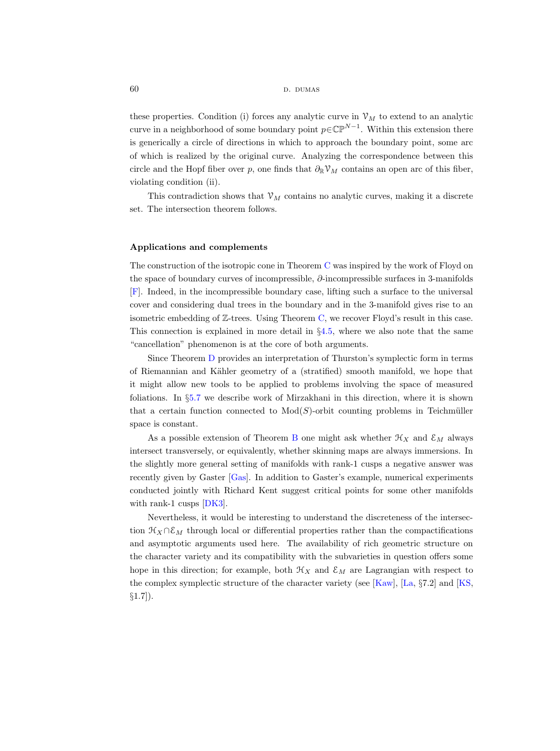these properties. Condition (i) forces any analytic curve in $\mathcal{V}_M$ to extend to an analytic curve in a neighborhood of some boundary point $p \in \mathbb{CP}^{N-1}$. Within this extension there is generically a circle of directions in which to approach the boundary point, some arc of which is realized by the original curve. Analyzing the correspondence between this circle and the Hopf fiber over $p$, one finds that $\partial_{\mathbb{R}} \mathcal{V}_M$ contains an open arc of this fiber, violating condition (ii).

This contradiction shows that $\mathcal{V}_M$ contains no analytic curves, making it a discrete set. The intersection theorem follows.

### Applications and complements

The construction of the isotropic cone in Theorem C was inspired by the work of Floyd on the space of boundary curves of incompressible, $\partial$-incompressible surfaces in 3-manifolds [F]. Indeed, in the incompressible boundary case, lifting such a surface to the universal cover and considering dual trees in the boundary and in the 3-manifold gives rise to an isometric embedding of $\mathbb{Z}$-trees. Using Theorem C, we recover Floyd's result in this case. This connection is explained in more detail in §4.5, where we also note that the same "cancellation" phenomenon is at the core of both arguments.

Since Theorem D provides an interpretation of Thurston's symplectic form in terms of Riemannian and Kähler geometry of a (stratified) smooth manifold, we hope that it might allow new tools to be applied to problems involving the space of measured foliations. In §5.7 we describe work of Mirzakhani in this direction, where it is shown that a certain function connected to $\mathrm{Mod}(S)$-orbit counting problems in Teichmüller space is constant.

As a possible extension of Theorem B one might ask whether $\mathcal{H}_X$ and $\mathcal{E}_M$ always intersect transversely, or equivalently, whether skinning maps are always immersions. In the slightly more general setting of manifolds with rank-1 cusps a negative answer was recently given by Gaster [Gas]. In addition to Gaster's example, numerical experiments conducted jointly with Richard Kent suggest critical points for some other manifolds with rank-1 cusps [DK3].

Nevertheless, it would be interesting to understand the discreteness of the intersection $\mathcal{H}_X \cap \mathcal{E}_M$ through local or differential properties rather than the compactifications and asymptotic arguments used here. The availability of rich geometric structure on the character variety and its compatibility with the subvarieties in question offers some hope in this direction; for example, both $\mathcal{H}_X$ and $\mathcal{E}_M$ are Lagrangian with respect to the complex symplectic structure of the character variety (see [Kaw], [La, §7.2] and [KS, §1.7]).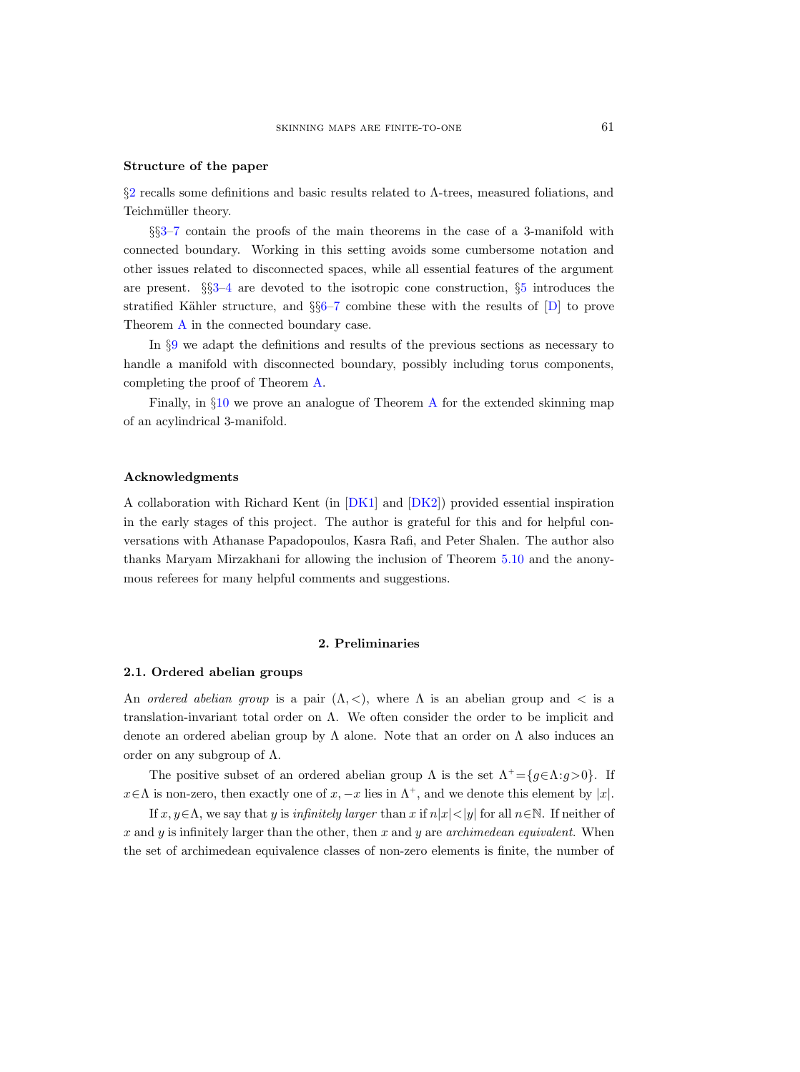### Structure of the paper

§2 recalls some definitions and basic results related to $\Lambda$-trees, measured foliations, and Teichmüller theory.

§§3–7 contain the proofs of the main theorems in the case of a 3-manifold with connected boundary. Working in this setting avoids some cumbersome notation and other issues related to disconnected spaces, while all essential features of the argument are present. §§3–4 are devoted to the isotropic cone construction, §5 introduces the stratified Kähler structure, and §§6–7 combine these with the results of [D] to prove Theorem A in the connected boundary case.

In §9 we adapt the definitions and results of the previous sections as necessary to handle a manifold with disconnected boundary, possibly including torus components, completing the proof of Theorem A.

Finally, in §10 we prove an analogue of Theorem A for the extended skinning map of an acylindrical 3-manifold.

### Acknowledgments

A collaboration with Richard Kent (in [DK1] and [DK2]) provided essential inspiration in the early stages of this project. The author is grateful for this and for helpful conversations with Athanase Papadopoulos, Kasra Rafi, and Peter Shalen. The author also thanks Maryam Mirzakhani for allowing the inclusion of Theorem 5.10 and the anonymous referees for many helpful comments and suggestions.

## 2. Preliminaries

### 2.1. Ordered abelian groups

An *ordered abelian group* is a pair $(\Lambda, <)$, where $\Lambda$ is an abelian group and $<$ is a translation-invariant total order on $\Lambda$. We often consider the order to be implicit and denote an ordered abelian group by $\Lambda$ alone. Note that an order on $\Lambda$ also induces an order on any subgroup of $\Lambda$.

The positive subset of an ordered abelian group $\Lambda$ is the set $\Lambda^+ = \{g \in \Lambda : g > 0\}$. If $x \in \Lambda$ is non-zero, then exactly one of $x, -x$ lies in $\Lambda^+$, and we denote this element by $|x|$.

If $x, y \in \Lambda$, we say that $y$ is *infinitely larger* than $x$ if $n|x| < |y|$ for all $n \in \mathbb{N}$. If neither of $x$ and $y$ is infinitely larger than the other, then $x$ and $y$ are *archimedean equivalent*. When the set of archimedean equivalence classes of non-zero elements is finite, the number of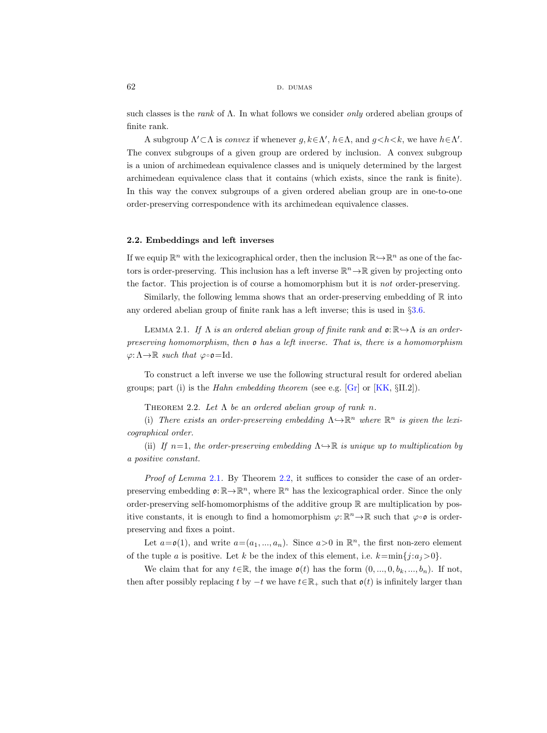such classes is the *rank* of $\Lambda$. In what follows we consider *only* ordered abelian groups of finite rank.

A subgroup $\Lambda' \subset \Lambda$ is *convex* if whenever $g, k \in \Lambda'$, $h \in \Lambda$, and $g < h < k$, we have $h \in \Lambda'$. The convex subgroups of a given group are ordered by inclusion. A convex subgroup is a union of archimedean equivalence classes and is uniquely determined by the largest archimedean equivalence class that it contains (which exists, since the rank is finite). In this way the convex subgroups of a given ordered abelian group are in one-to-one order-preserving correspondence with its archimedean equivalence classes.

### 2.2. Embeddings and left inverses

If we equip $\mathbb{R}^n$ with the lexicographical order, then the inclusion $\mathbb{R} \hookrightarrow \mathbb{R}^n$ as one of the factors is order-preserving. This inclusion has a left inverse $\mathbb{R}^n \to \mathbb{R}$ given by projecting onto the factor. This projection is of course a homomorphism but it is *not* order-preserving.

Similarly, the following lemma shows that an order-preserving embedding of $\mathbb{R}$ into any ordered abelian group of finite rank has a left inverse; this is used in §3.6.

Lemma 2.1. *If $\Lambda$ is an ordered abelian group of finite rank and $\mathfrak{o}: \mathbb{R} \hookrightarrow \Lambda$ is an order-preserving homomorphism, then $\mathfrak{o}$ has a left inverse. That is, there is a homomorphism $\varphi: \Lambda \to \mathbb{R}$ such that $\varphi \circ \mathfrak{o} = \mathrm{Id}$.*

To construct a left inverse we use the following structural result for ordered abelian groups; part (i) is the *Hahn embedding theorem* (see e.g. [Gr] or [KK, §II.2]).

Theorem 2.2. *Let $\Lambda$ be an ordered abelian group of rank $n$.*

(i) *There exists an order-preserving embedding $\Lambda \hookrightarrow \mathbb{R}^n$ where $\mathbb{R}^n$ is given the lexicographical order.*

(ii) *If $n=1$, the order-preserving embedding $\Lambda \hookrightarrow \mathbb{R}$ is unique up to multiplication by a positive constant.*

*Proof of Lemma* 2.1. By Theorem 2.2, it suffices to consider the case of an order-preserving embedding $\mathfrak{o}: \mathbb{R} \to \mathbb{R}^n$, where $\mathbb{R}^n$ has the lexicographical order. Since the only order-preserving self-homomorphisms of the additive group $\mathbb{R}$ are multiplication by positive constants, it is enough to find a homomorphism $\varphi: \mathbb{R}^n \to \mathbb{R}$ such that $\varphi \circ \mathfrak{o}$ is order-preserving and fixes a point.

Let $a = \mathfrak{o}(1)$, and write $a = (a_1, ..., a_n)$. Since $a > 0$ in $\mathbb{R}^n$, the first non-zero element of the tuple $a$ is positive. Let $k$ be the index of this element, i.e. $k = \min\{j : a_j > 0\}$.

We claim that for any $t \in \mathbb{R}$, the image $\mathfrak{o}(t)$ has the form $(0, ..., 0, b_k, ..., b_n)$. If not, then after possibly replacing $t$ by $-t$ we have $t \in \mathbb{R}_+$ such that $\mathfrak{o}(t)$ is infinitely larger than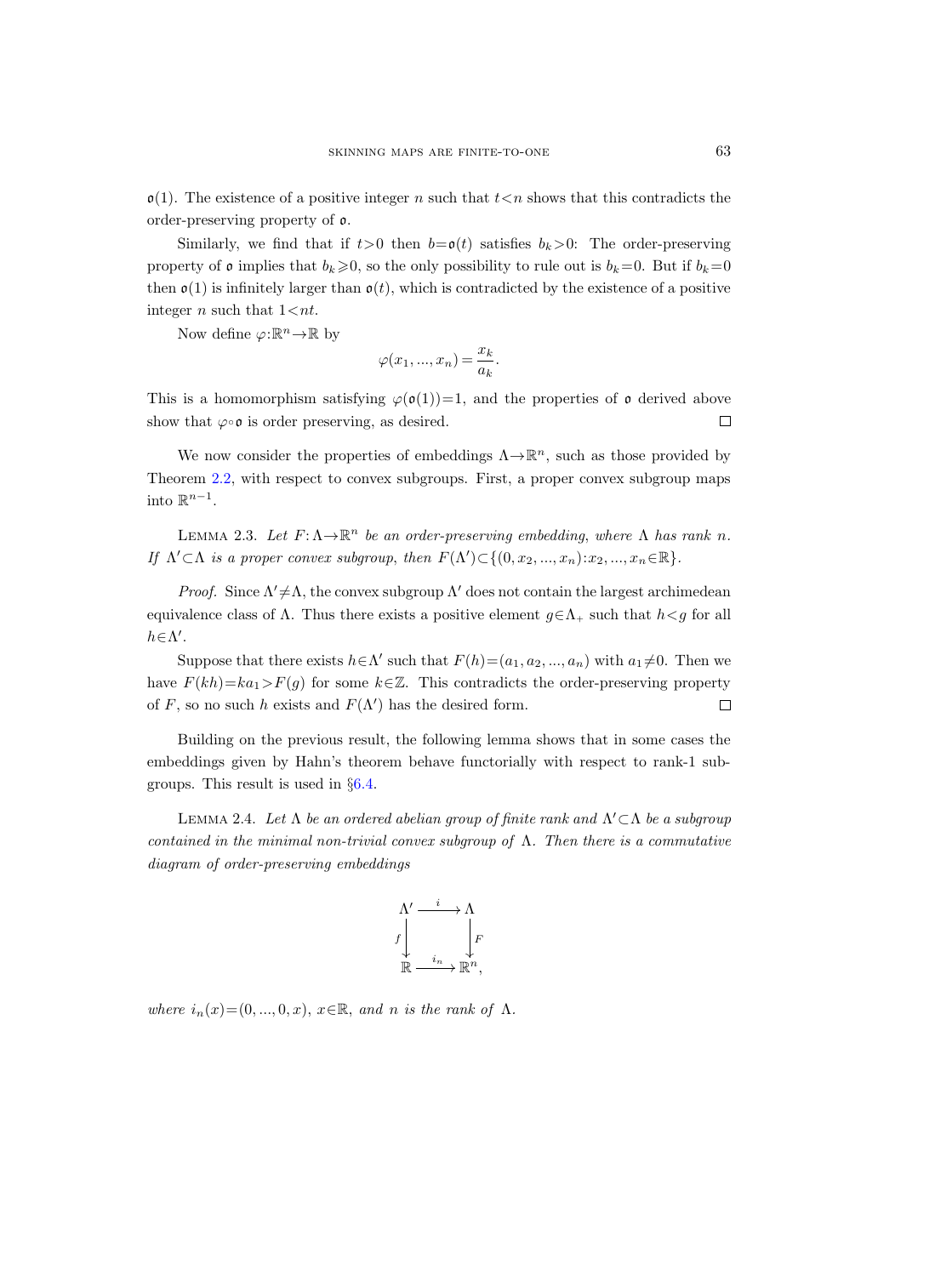$\mathfrak{o}(1)$. The existence of a positive integer $n$ such that $t<n$ shows that this contradicts the order-preserving property of $\mathfrak{o}$.

Similarly, we find that if $t>0$ then $b=\mathfrak{o}(t)$ satisfies $b_k>0$: The order-preserving property of $\mathfrak{o}$ implies that $b_k \geqslant 0$, so the only possibility to rule out is $b_k=0$. But if $b_k=0$ then $\mathfrak{o}(1)$ is infinitely larger than $\mathfrak{o}(t)$, which is contradicted by the existence of a positive integer $n$ such that $1<nt$.

Now define $\varphi:\mathbb{R}^n \to \mathbb{R}$ by

$$\varphi(x_1, ..., x_n) = \frac{x_k}{a_k}.$$

This is a homomorphism satisfying $\varphi(\mathfrak{o}(1))=1$, and the properties of $\mathfrak{o}$ derived above show that $\varphi \circ \mathfrak{o}$ is order preserving, as desired. $\square$

We now consider the properties of embeddings $\Lambda \to \mathbb{R}^n$, such as those provided by Theorem 2.2, with respect to convex subgroups. First, a proper convex subgroup maps into $\mathbb{R}^{n-1}$.

LEMMA 2.3. *Let $F: \Lambda \to \mathbb{R}^n$ be an order-preserving embedding, where $\Lambda$ has rank $n$. If $\Lambda' \subset \Lambda$ is a proper convex subgroup, then $F(\Lambda') \subset \{(0, x_2, ..., x_n): x_2, ..., x_n \in \mathbb{R}\}$.*

*Proof.* Since $\Lambda' \neq \Lambda$, the convex subgroup $\Lambda'$ does not contain the largest archimedean equivalence class of $\Lambda$. Thus there exists a positive element $g \in \Lambda_+$ such that $h<g$ for all $h \in \Lambda'$.

Suppose that there exists $h \in \Lambda'$ such that $F(h)=(a_1, a_2, ..., a_n)$ with $a_1 \neq 0$. Then we have $F(kh)=ka_1 > F(g)$ for some $k \in \mathbb{Z}$. This contradicts the order-preserving property of $F$, so no such $h$ exists and $F(\Lambda')$ has the desired form. $\square$

Building on the previous result, the following lemma shows that in some cases the embeddings given by Hahn's theorem behave functorially with respect to rank-1 subgroups. This result is used in §6.4.

LEMMA 2.4. *Let $\Lambda$ be an ordered abelian group of finite rank and $\Lambda' \subset \Lambda$ be a subgroup contained in the minimal non-trivial convex subgroup of $\Lambda$. Then there is a commutative diagram of order-preserving embeddings*

$$\begin{array}{ccc} \Lambda' & \xrightarrow{\ i\ } & \Lambda \\ {\scriptstyle f}\downarrow & & \downarrow{\scriptstyle F} \\ \mathbb{R} & \xrightarrow{\ i_n\ } & \mathbb{R}^n, \end{array}$$

*where $i_n(x)=(0, ..., 0, x)$, $x \in \mathbb{R}$, and $n$ is the rank of $\Lambda$.*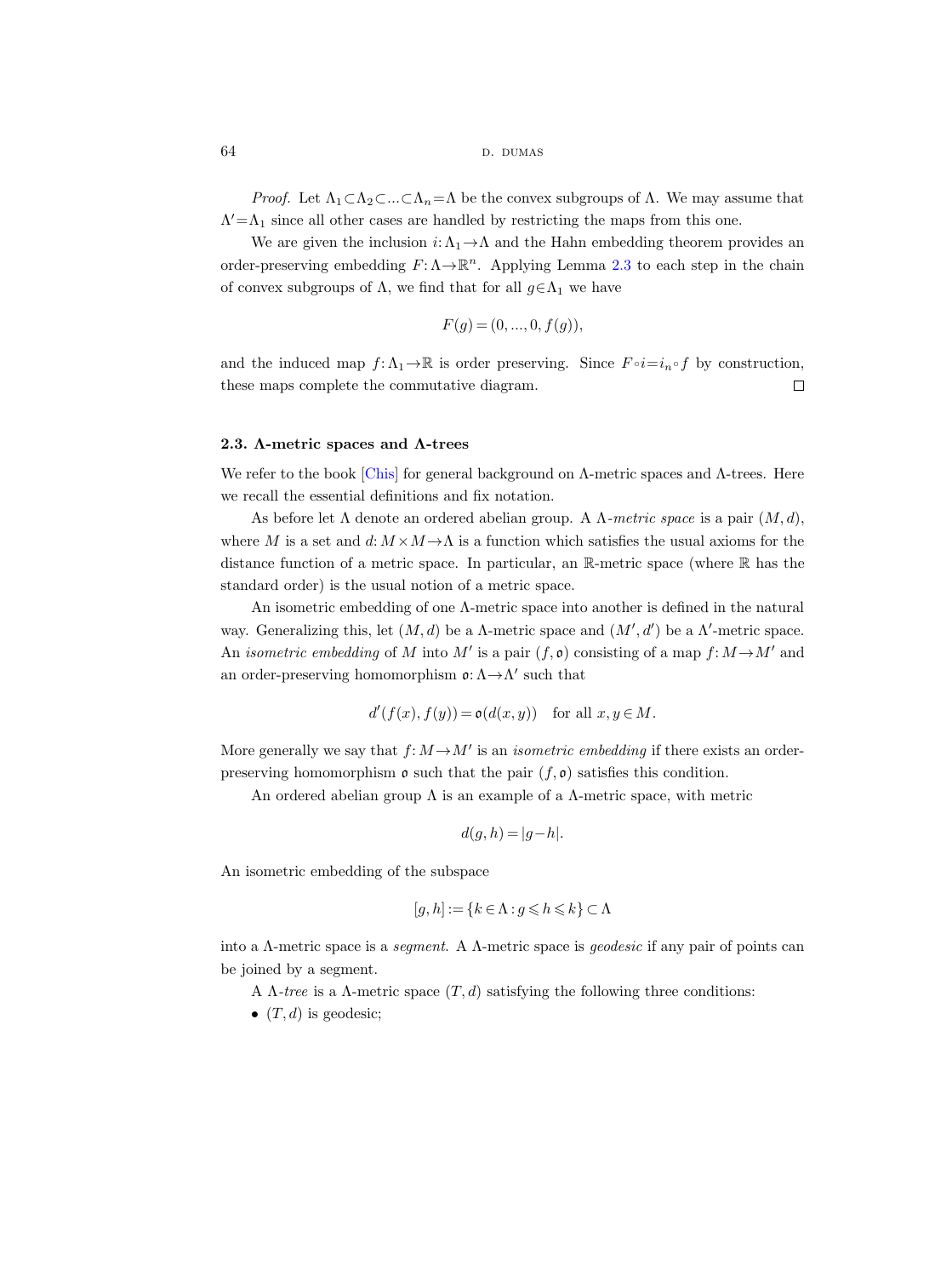*Proof.* Let $\Lambda_1 \subset \Lambda_2 \subset ... \subset \Lambda_n = \Lambda$ be the convex subgroups of $\Lambda$. We may assume that $\Lambda' = \Lambda_1$ since all other cases are handled by restricting the maps from this one.

We are given the inclusion $i: \Lambda_1 \to \Lambda$ and the Hahn embedding theorem provides an order-preserving embedding $F: \Lambda \to \mathbb{R}^n$. Applying Lemma 2.3 to each step in the chain of convex subgroups of $\Lambda$, we find that for all $g \in \Lambda_1$ we have

$$F(g) = (0, ..., 0, f(g)),$$

and the induced map $f: \Lambda_1 \to \mathbb{R}$ is order preserving. Since $F \circ i = i_n \circ f$ by construction, these maps complete the commutative diagram. $\square$

### 2.3. Λ-metric spaces and Λ-trees

We refer to the book [Chis] for general background on $\Lambda$-metric spaces and $\Lambda$-trees. Here we recall the essential definitions and fix notation.

As before let $\Lambda$ denote an ordered abelian group. A *$\Lambda$-metric space* is a pair $(M, d)$, where $M$ is a set and $d: M \times M \to \Lambda$ is a function which satisfies the usual axioms for the distance function of a metric space. In particular, an $\mathbb{R}$-metric space (where $\mathbb{R}$ has the standard order) is the usual notion of a metric space.

An isometric embedding of one $\Lambda$-metric space into another is defined in the natural way. Generalizing this, let $(M, d)$ be a $\Lambda$-metric space and $(M', d')$ be a $\Lambda'$-metric space. An *isometric embedding* of $M$ into $M'$ is a pair $(f, \mathfrak{o})$ consisting of a map $f: M \to M'$ and an order-preserving homomorphism $\mathfrak{o}: \Lambda \to \Lambda'$ such that

$$d'(f(x), f(y)) = \mathfrak{o}(d(x, y)) \quad \text{for all } x, y \in M.$$

More generally we say that $f: M \to M'$ is an *isometric embedding* if there exists an order-preserving homomorphism $\mathfrak{o}$ such that the pair $(f, \mathfrak{o})$ satisfies this condition.

An ordered abelian group $\Lambda$ is an example of a $\Lambda$-metric space, with metric

$$d(g, h) = |g - h|.$$

An isometric embedding of the subspace

$$[g, h] := \{k \in \Lambda : g \leqslant h \leqslant k\} \subset \Lambda$$

into a $\Lambda$-metric space is a *segment*. A $\Lambda$-metric space is *geodesic* if any pair of points can be joined by a segment.

A *$\Lambda$-tree* is a $\Lambda$-metric space $(T, d)$ satisfying the following three conditions:

- $(T, d)$ is geodesic;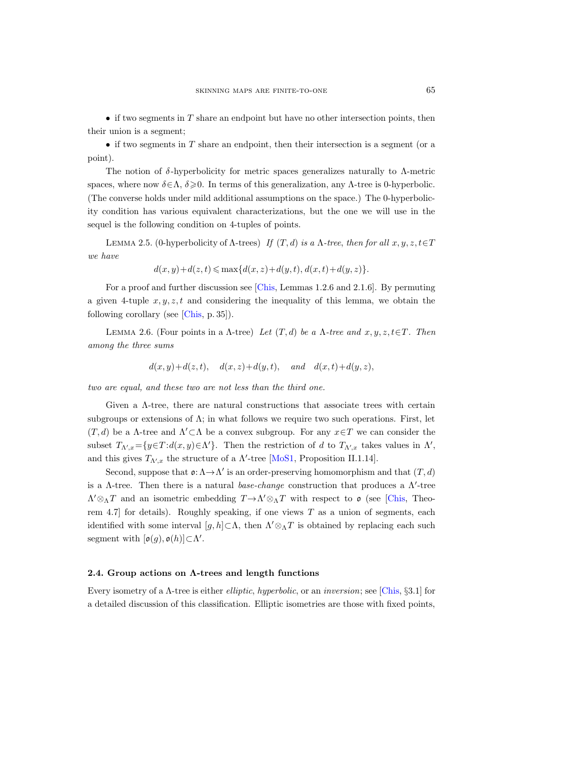• if two segments in $T$ share an endpoint but have no other intersection points, then their union is a segment;

• if two segments in $T$ share an endpoint, then their intersection is a segment (or a point).

The notion of $\delta$-hyperbolicity for metric spaces generalizes naturally to $\Lambda$-metric spaces, where now $\delta\in\Lambda$, $\delta\geqslant 0$. In terms of this generalization, any $\Lambda$-tree is 0-hyperbolic. (The converse holds under mild additional assumptions on the space.) The 0-hyperbolicity condition has various equivalent characterizations, but the one we will use in the sequel is the following condition on 4-tuples of points.

Lemma 2.5. (0-hyperbolicity of $\Lambda$-trees) *If $(T,d)$ is a $\Lambda$-tree, then for all $x,y,z,t\in T$ we have*

$$d(x,y)+d(z,t)\leqslant \max\{d(x,z)+d(y,t),\, d(x,t)+d(y,z)\}.$$

For a proof and further discussion see [Chis, Lemmas 1.2.6 and 2.1.6]. By permuting a given 4-tuple $x,y,z,t$ and considering the inequality of this lemma, we obtain the following corollary (see [Chis, p. 35]).

Lemma 2.6. (Four points in a $\Lambda$-tree) *Let $(T,d)$ be a $\Lambda$-tree and $x,y,z,t\in T$. Then among the three sums*

$$d(x,y)+d(z,t), \quad d(x,z)+d(y,t), \quad \text{and} \quad d(x,t)+d(y,z),$$

*two are equal, and these two are not less than the third one.*

Given a $\Lambda$-tree, there are natural constructions that associate trees with certain subgroups or extensions of $\Lambda$; in what follows we require two such operations. First, let $(T,d)$ be a $\Lambda$-tree and $\Lambda'\subset\Lambda$ be a convex subgroup. For any $x\in T$ we can consider the subset $T_{\Lambda',x}=\{y\in T: d(x,y)\in\Lambda'\}$. Then the restriction of $d$ to $T_{\Lambda',x}$ takes values in $\Lambda'$, and this gives $T_{\Lambda',x}$ the structure of a $\Lambda'$-tree [MoS1, Proposition II.1.14].

Second, suppose that $\mathfrak{o}:\Lambda\to\Lambda'$ is an order-preserving homomorphism and that $(T,d)$ is a $\Lambda$-tree. Then there is a natural *base-change* construction that produces a $\Lambda'$-tree $\Lambda'\otimes_\Lambda T$ and an isometric embedding $T\to\Lambda'\otimes_\Lambda T$ with respect to $\mathfrak{o}$ (see [Chis, Theorem 4.7] for details). Roughly speaking, if one views $T$ as a union of segments, each identified with some interval $[g,h]\subset\Lambda$, then $\Lambda'\otimes_\Lambda T$ is obtained by replacing each such segment with $[\mathfrak{o}(g),\mathfrak{o}(h)]\subset\Lambda'$.

### 2.4. Group actions on $\Lambda$-trees and length functions

Every isometry of a $\Lambda$-tree is either *elliptic*, *hyperbolic*, or an *inversion*; see [Chis, §3.1] for a detailed discussion of this classification. Elliptic isometries are those with fixed points,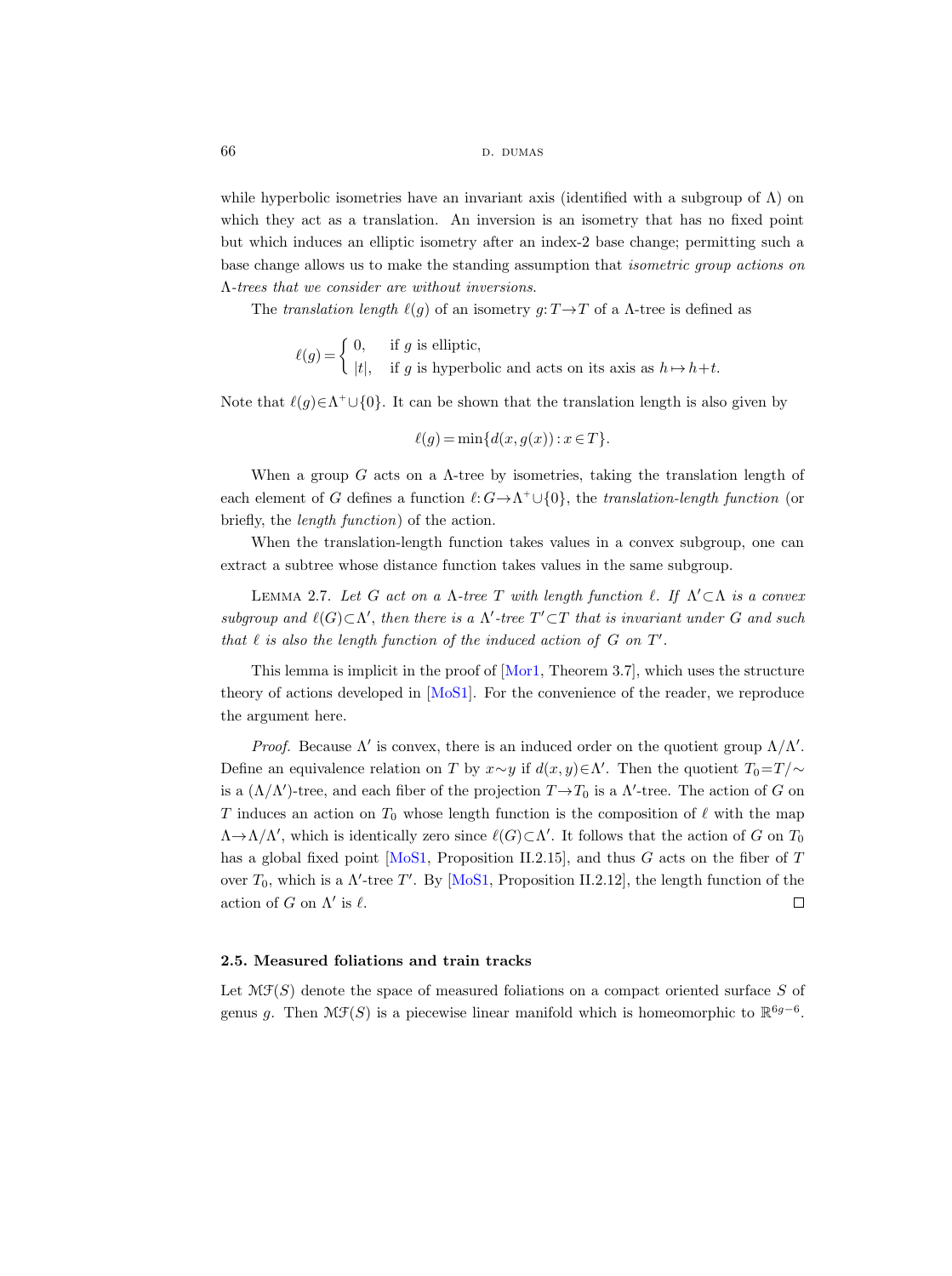while hyperbolic isometries have an invariant axis (identified with a subgroup of $\Lambda$) on which they act as a translation. An inversion is an isometry that has no fixed point but which induces an elliptic isometry after an index-2 base change; permitting such a base change allows us to make the standing assumption that *isometric group actions on $\Lambda$-trees that we consider are without inversions*.

The *translation length* $\ell(g)$ of an isometry $g: T \to T$ of a $\Lambda$-tree is defined as

$$\ell(g) = \begin{cases} 0, & \text{if } g \text{ is elliptic,} \\ |t|, & \text{if } g \text{ is hyperbolic and acts on its axis as } h \mapsto h+t. \end{cases}$$

Note that $\ell(g) \in \Lambda^+ \cup \{0\}$. It can be shown that the translation length is also given by

$$\ell(g) = \min\{d(x, g(x)) : x \in T\}.$$

When a group $G$ acts on a $\Lambda$-tree by isometries, taking the translation length of each element of $G$ defines a function $\ell: G \to \Lambda^+ \cup \{0\}$, the *translation-length function* (or briefly, the *length function*) of the action.

When the translation-length function takes values in a convex subgroup, one can extract a subtree whose distance function takes values in the same subgroup.

Lemma 2.7. *Let $G$ act on a $\Lambda$-tree $T$ with length function $\ell$. If $\Lambda' \subset \Lambda$ is a convex subgroup and $\ell(G) \subset \Lambda'$, then there is a $\Lambda'$-tree $T' \subset T$ that is invariant under $G$ and such that $\ell$ is also the length function of the induced action of $G$ on $T'$.*

This lemma is implicit in the proof of [Mor1, Theorem 3.7], which uses the structure theory of actions developed in [MoS1]. For the convenience of the reader, we reproduce the argument here.

*Proof.* Because $\Lambda'$ is convex, there is an induced order on the quotient group $\Lambda/\Lambda'$. Define an equivalence relation on $T$ by $x \sim y$ if $d(x,y) \in \Lambda'$. Then the quotient $T_0 = T/\sim$ is a $(\Lambda/\Lambda')$-tree, and each fiber of the projection $T \to T_0$ is a $\Lambda'$-tree. The action of $G$ on $T$ induces an action on $T_0$ whose length function is the composition of $\ell$ with the map $\Lambda \to \Lambda/\Lambda'$, which is identically zero since $\ell(G) \subset \Lambda'$. It follows that the action of $G$ on $T_0$ has a global fixed point [MoS1, Proposition II.2.15], and thus $G$ acts on the fiber of $T$ over $T_0$, which is a $\Lambda'$-tree $T'$. By [MoS1, Proposition II.2.12], the length function of the action of $G$ on $\Lambda'$ is $\ell$. $\square$

### 2.5. Measured foliations and train tracks

Let $\mathcal{MF}(S)$ denote the space of measured foliations on a compact oriented surface $S$ of genus $g$. Then $\mathcal{MF}(S)$ is a piecewise linear manifold which is homeomorphic to $\mathbb{R}^{6g-6}$.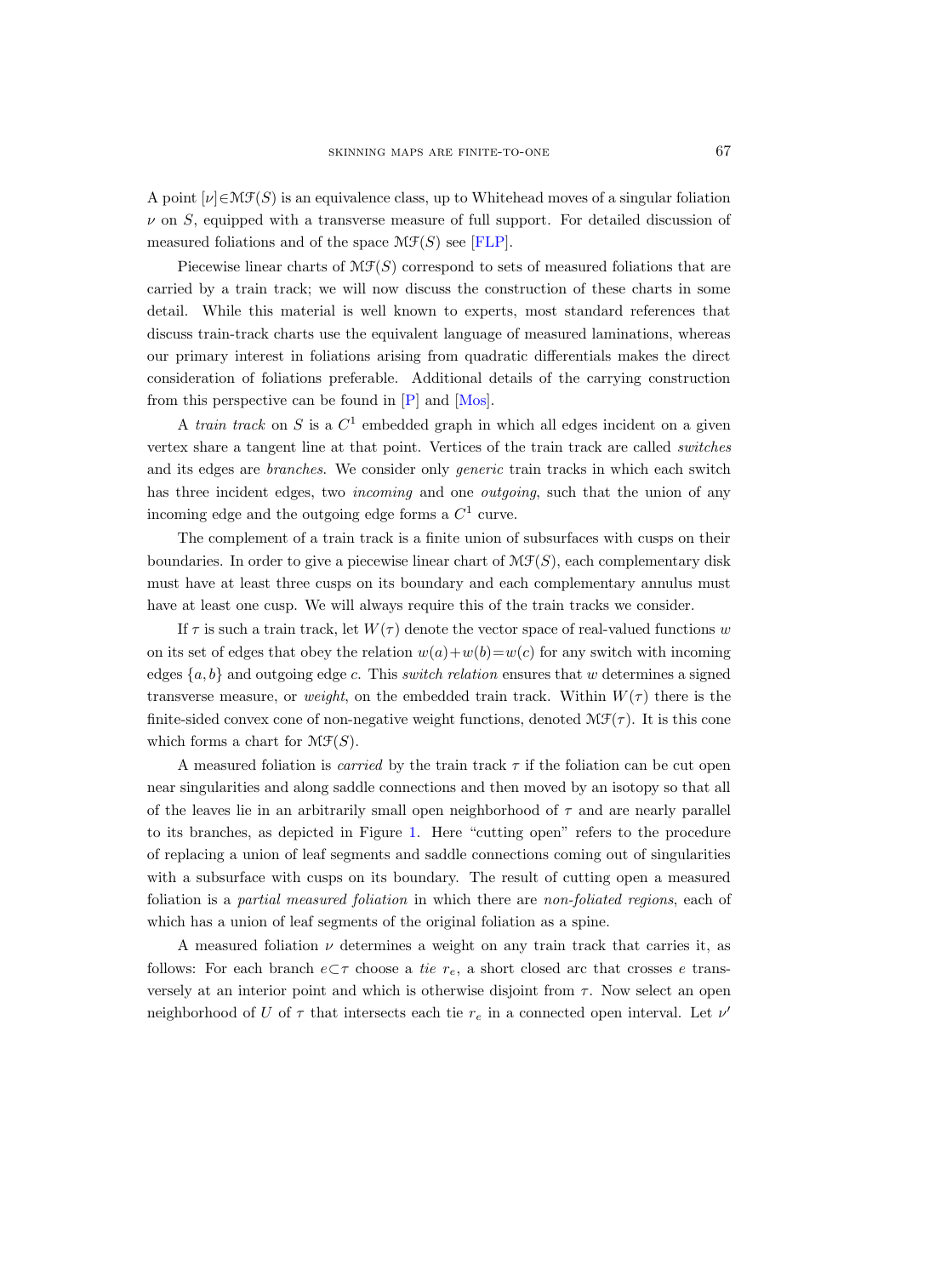A point $[\nu]\in\mathcal{MF}(S)$ is an equivalence class, up to Whitehead moves of a singular foliation $\nu$ on $S$, equipped with a transverse measure of full support. For detailed discussion of measured foliations and of the space $\mathcal{MF}(S)$ see [FLP].

Piecewise linear charts of $\mathcal{MF}(S)$ correspond to sets of measured foliations that are carried by a train track; we will now discuss the construction of these charts in some detail. While this material is well known to experts, most standard references that discuss train-track charts use the equivalent language of measured laminations, whereas our primary interest in foliations arising from quadratic differentials makes the direct consideration of foliations preferable. Additional details of the carrying construction from this perspective can be found in [P] and [Mos].

A *train track* on $S$ is a $C^1$ embedded graph in which all edges incident on a given vertex share a tangent line at that point. Vertices of the train track are called *switches* and its edges are *branches*. We consider only *generic* train tracks in which each switch has three incident edges, two *incoming* and one *outgoing*, such that the union of any incoming edge and the outgoing edge forms a $C^1$ curve.

The complement of a train track is a finite union of subsurfaces with cusps on their boundaries. In order to give a piecewise linear chart of $\mathcal{MF}(S)$, each complementary disk must have at least three cusps on its boundary and each complementary annulus must have at least one cusp. We will always require this of the train tracks we consider.

If $\tau$ is such a train track, let $W(\tau)$ denote the vector space of real-valued functions $w$ on its set of edges that obey the relation $w(a)+w(b)=w(c)$ for any switch with incoming edges $\{a,b\}$ and outgoing edge $c$. This *switch relation* ensures that $w$ determines a signed transverse measure, or *weight*, on the embedded train track. Within $W(\tau)$ there is the finite-sided convex cone of non-negative weight functions, denoted $\mathcal{MF}(\tau)$. It is this cone which forms a chart for $\mathcal{MF}(S)$.

A measured foliation is *carried* by the train track $\tau$ if the foliation can be cut open near singularities and along saddle connections and then moved by an isotopy so that all of the leaves lie in an arbitrarily small open neighborhood of $\tau$ and are nearly parallel to its branches, as depicted in Figure 1. Here "cutting open" refers to the procedure of replacing a union of leaf segments and saddle connections coming out of singularities with a subsurface with cusps on its boundary. The result of cutting open a measured foliation is a *partial measured foliation* in which there are *non-foliated regions*, each of which has a union of leaf segments of the original foliation as a spine.

A measured foliation $\nu$ determines a weight on any train track that carries it, as follows: For each branch $e\subset\tau$ choose a *tie* $r_e$, a short closed arc that crosses $e$ transversely at an interior point and which is otherwise disjoint from $\tau$. Now select an open neighborhood of $U$ of $\tau$ that intersects each tie $r_e$ in a connected open interval. Let $\nu'$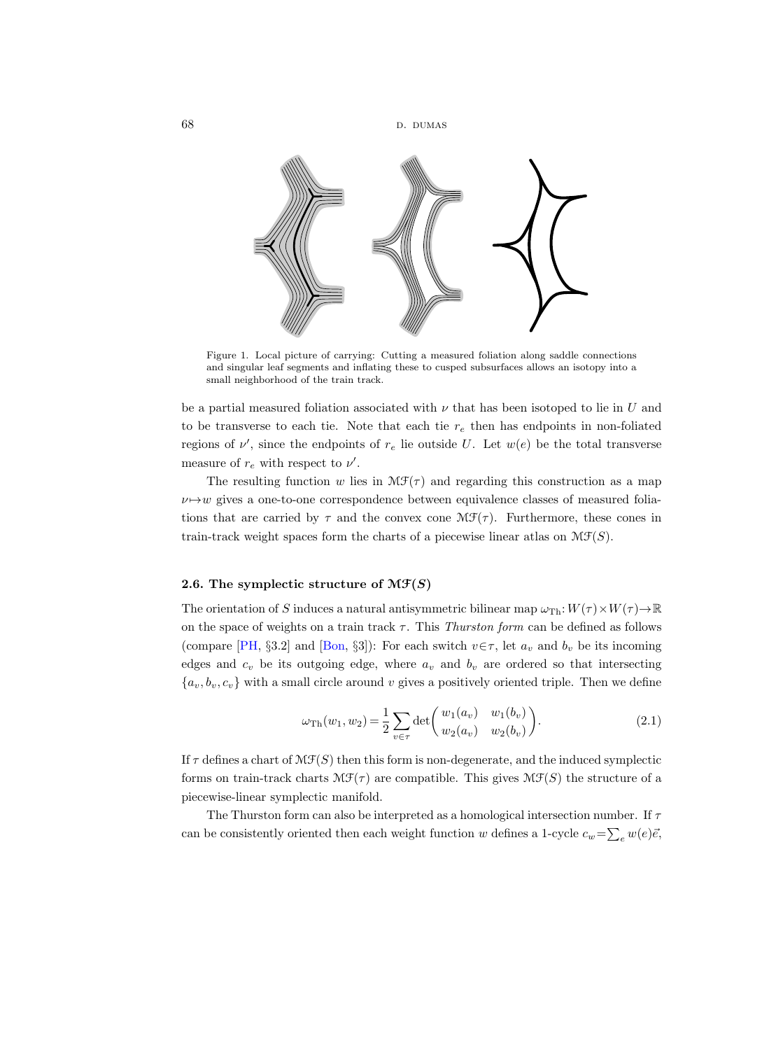Figure 1. Local picture of carrying: Cutting a measured foliation along saddle connections and singular leaf segments and inflating these to cusped subsurfaces allows an isotopy into a small neighborhood of the train track.

be a partial measured foliation associated with $\nu$ that has been isotoped to lie in $U$ and to be transverse to each tie. Note that each tie $r_e$ then has endpoints in non-foliated regions of $\nu'$, since the endpoints of $r_e$ lie outside $U$. Let $w(e)$ be the total transverse measure of $r_e$ with respect to $\nu'$.

The resulting function $w$ lies in $\mathcal{MF}(\tau)$ and regarding this construction as a map $\nu \mapsto w$ gives a one-to-one correspondence between equivalence classes of measured foliations that are carried by $\tau$ and the convex cone $\mathcal{MF}(\tau)$. Furthermore, these cones in train-track weight spaces form the charts of a piecewise linear atlas on $\mathcal{MF}(S)$.

### 2.6. The symplectic structure of $\mathcal{MF}(S)$

The orientation of $S$ induces a natural antisymmetric bilinear map $\omega_{\mathrm{Th}}: W(\tau) \times W(\tau) \to \mathbb{R}$ on the space of weights on a train track $\tau$. This *Thurston form* can be defined as follows (compare [PH, §3.2] and [Bon, §3]): For each switch $v \in \tau$, let $a_v$ and $b_v$ be its incoming edges and $c_v$ be its outgoing edge, where $a_v$ and $b_v$ are ordered so that intersecting $\{a_v, b_v, c_v\}$ with a small circle around $v$ gives a positively oriented triple. Then we define

$$\omega_{\mathrm{Th}}(w_1, w_2) = \frac{1}{2} \sum_{v \in \tau} \det \begin{pmatrix} w_1(a_v) & w_1(b_v) \\ w_2(a_v) & w_2(b_v) \end{pmatrix}. \tag{2.1}$$

If $\tau$ defines a chart of $\mathcal{MF}(S)$ then this form is non-degenerate, and the induced symplectic forms on train-track charts $\mathcal{MF}(\tau)$ are compatible. This gives $\mathcal{MF}(S)$ the structure of a piecewise-linear symplectic manifold.

The Thurston form can also be interpreted as a homological intersection number. If $\tau$ can be consistently oriented then each weight function $w$ defines a 1-cycle $c_w = \sum_e w(e) \vec{e}$,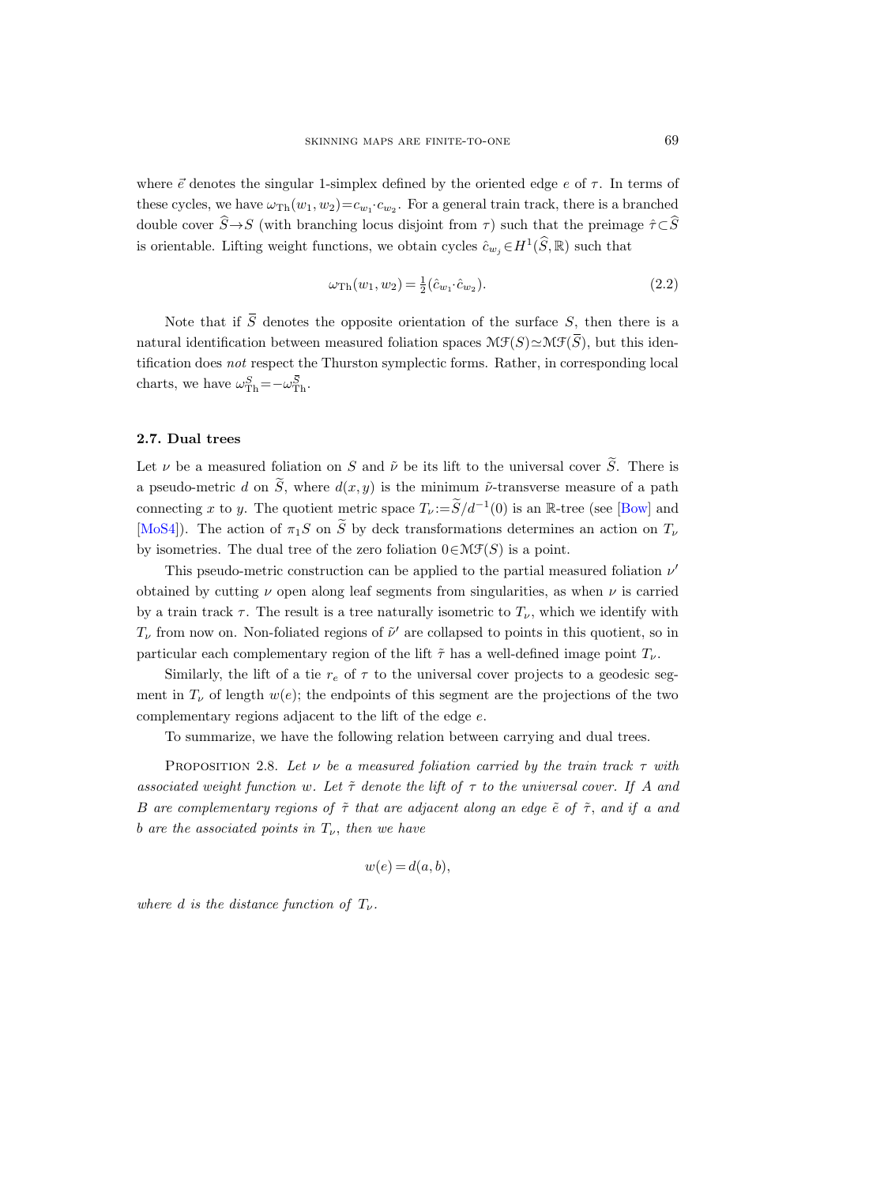where $\vec{e}$ denotes the singular 1-simplex defined by the oriented edge $e$ of $\tau$. In terms of these cycles, we have $\omega_{\mathrm{Th}}(w_1, w_2) = c_{w_1} \cdot c_{w_2}$. For a general train track, there is a branched double cover $\widehat{S} \to S$ (with branching locus disjoint from $\tau$) such that the preimage $\hat{\tau} \subset \widehat{S}$ is orientable. Lifting weight functions, we obtain cycles $\hat{c}_{w_j} \in H^1(\widehat{S}, \mathbb{R})$ such that

$$\omega_{\mathrm{Th}}(w_1, w_2) = \tfrac{1}{2}(\hat{c}_{w_1} \cdot \hat{c}_{w_2}). \tag{2.2}$$

Note that if $\overline{S}$ denotes the opposite orientation of the surface $S$, then there is a natural identification between measured foliation spaces $\mathcal{MF}(S) \simeq \mathcal{MF}(\overline{S})$, but this identification does *not* respect the Thurston symplectic forms. Rather, in corresponding local charts, we have $\omega_{\mathrm{Th}}^{S} = -\omega_{\mathrm{Th}}^{\overline{S}}$.

### 2.7. Dual trees

Let $\nu$ be a measured foliation on $S$ and $\tilde{\nu}$ be its lift to the universal cover $\widetilde{S}$. There is a pseudo-metric $d$ on $\widetilde{S}$, where $d(x, y)$ is the minimum $\tilde{\nu}$-transverse measure of a path connecting $x$ to $y$. The quotient metric space $T_\nu := \widetilde{S}/d^{-1}(0)$ is an $\mathbb{R}$-tree (see [Bow] and [MoS4]). The action of $\pi_1 S$ on $\widetilde{S}$ by deck transformations determines an action on $T_\nu$ by isometries. The dual tree of the zero foliation $0 \in \mathcal{MF}(S)$ is a point.

This pseudo-metric construction can be applied to the partial measured foliation $\nu'$ obtained by cutting $\nu$ open along leaf segments from singularities, as when $\nu$ is carried by a train track $\tau$. The result is a tree naturally isometric to $T_\nu$, which we identify with $T_\nu$ from now on. Non-foliated regions of $\tilde{\nu}'$ are collapsed to points in this quotient, so in particular each complementary region of the lift $\tilde{\tau}$ has a well-defined image point $T_\nu$.

Similarly, the lift of a tie $r_e$ of $\tau$ to the universal cover projects to a geodesic segment in $T_\nu$ of length $w(e)$; the endpoints of this segment are the projections of the two complementary regions adjacent to the lift of the edge $e$.

To summarize, we have the following relation between carrying and dual trees.

Proposition 2.8. *Let $\nu$ be a measured foliation carried by the train track $\tau$ with associated weight function $w$. Let $\tilde{\tau}$ denote the lift of $\tau$ to the universal cover. If $A$ and $B$ are complementary regions of $\tilde{\tau}$ that are adjacent along an edge $\tilde{e}$ of $\tilde{\tau}$, and if $a$ and $b$ are the associated points in $T_\nu$, then we have*

$$w(e) = d(a, b),$$

*where $d$ is the distance function of $T_\nu$.*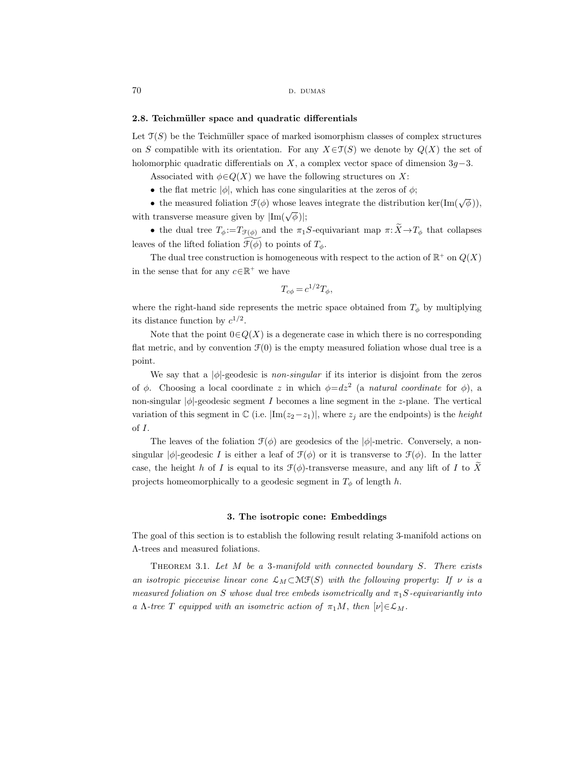### 2.8. Teichmüller space and quadratic differentials

Let $\mathcal{T}(S)$ be the Teichmüller space of marked isomorphism classes of complex structures on $S$ compatible with its orientation. For any $X \in \mathcal{T}(S)$ we denote by $Q(X)$ the set of holomorphic quadratic differentials on $X$, a complex vector space of dimension $3g-3$.

Associated with $\phi \in Q(X)$ we have the following structures on $X$:

- the flat metric $|\phi|$, which has cone singularities at the zeros of $\phi$;
- the measured foliation $\mathcal{F}(\phi)$ whose leaves integrate the distribution $\ker(\operatorname{Im}(\sqrt{\phi}))$, with transverse measure given by $|\operatorname{Im}(\sqrt{\phi})|$;
- the dual tree $T_\phi := T_{\mathcal{F}(\phi)}$ and the $\pi_1 S$-equivariant map $\pi: \widetilde{X} \to T_\phi$ that collapses leaves of the lifted foliation $\widetilde{\mathcal{F}(\phi)}$ to points of $T_\phi$.

The dual tree construction is homogeneous with respect to the action of $\mathbb{R}^+$ on $Q(X)$ in the sense that for any $c \in \mathbb{R}^+$ we have

$$T_{c\phi} = c^{1/2} T_\phi,$$

where the right-hand side represents the metric space obtained from $T_\phi$ by multiplying its distance function by $c^{1/2}$.

Note that the point $0 \in Q(X)$ is a degenerate case in which there is no corresponding flat metric, and by convention $\mathcal{F}(0)$ is the empty measured foliation whose dual tree is a point.

We say that a $|\phi|$-geodesic is *non-singular* if its interior is disjoint from the zeros of $\phi$. Choosing a local coordinate $z$ in which $\phi = dz^2$ (a *natural coordinate* for $\phi$), a non-singular $|\phi|$-geodesic segment $I$ becomes a line segment in the $z$-plane. The vertical variation of this segment in $\mathbb{C}$ (i.e. $|\operatorname{Im}(z_2 - z_1)|$, where $z_j$ are the endpoints) is the *height* of $I$.

The leaves of the foliation $\mathcal{F}(\phi)$ are geodesics of the $|\phi|$-metric. Conversely, a non-singular $|\phi|$-geodesic $I$ is either a leaf of $\mathcal{F}(\phi)$ or it is transverse to $\mathcal{F}(\phi)$. In the latter case, the height $h$ of $I$ is equal to its $\mathcal{F}(\phi)$-transverse measure, and any lift of $I$ to $\widetilde{X}$ projects homeomorphically to a geodesic segment in $T_\phi$ of length $h$.

## 3. The isotropic cone: Embeddings

The goal of this section is to establish the following result relating 3-manifold actions on $\Lambda$-trees and measured foliations.

THEOREM 3.1. *Let $M$ be a 3-manifold with connected boundary $S$. There exists an isotropic piecewise linear cone $\mathcal{L}_M \subset \mathcal{MF}(S)$ with the following property: If $\nu$ is a measured foliation on $S$ whose dual tree embeds isometrically and $\pi_1 S$-equivariantly into a $\Lambda$-tree $T$ equipped with an isometric action of $\pi_1 M$, then $[\nu] \in \mathcal{L}_M$.*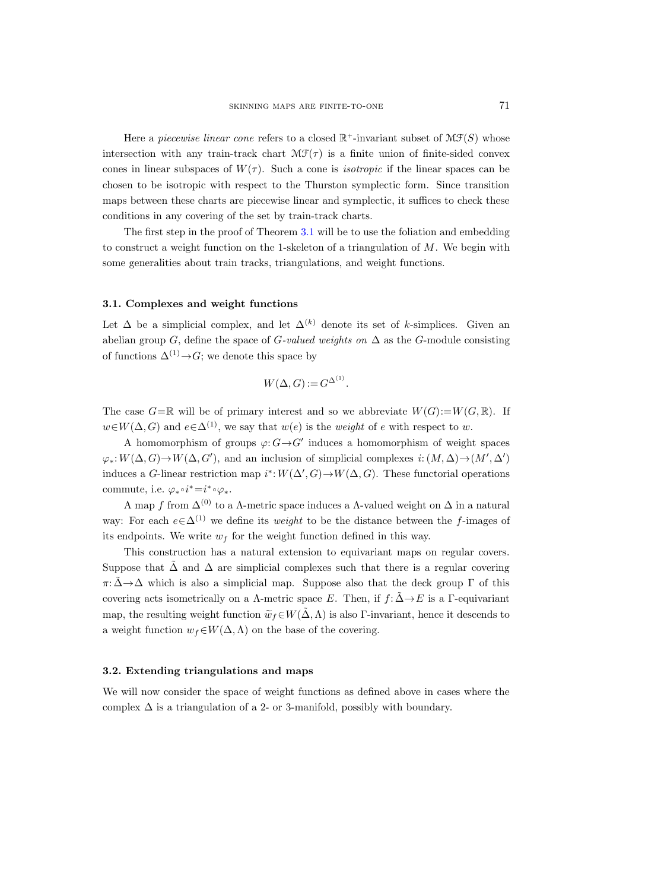Here a *piecewise linear cone* refers to a closed $\mathbb{R}^+$-invariant subset of $\mathcal{MF}(S)$ whose intersection with any train-track chart $\mathcal{MF}(\tau)$ is a finite union of finite-sided convex cones in linear subspaces of $W(\tau)$. Such a cone is *isotropic* if the linear spaces can be chosen to be isotropic with respect to the Thurston symplectic form. Since transition maps between these charts are piecewise linear and symplectic, it suffices to check these conditions in any covering of the set by train-track charts.

The first step in the proof of Theorem 3.1 will be to use the foliation and embedding to construct a weight function on the 1-skeleton of a triangulation of $M$. We begin with some generalities about train tracks, triangulations, and weight functions.

### 3.1. Complexes and weight functions

Let $\Delta$ be a simplicial complex, and let $\Delta^{(k)}$ denote its set of $k$-simplices. Given an abelian group $G$, define the space of *$G$-valued weights on* $\Delta$ as the $G$-module consisting of functions $\Delta^{(1)} \to G$; we denote this space by

$$W(\Delta, G) := G^{\Delta^{(1)}}.$$

The case $G=\mathbb{R}$ will be of primary interest and so we abbreviate $W(G) := W(G, \mathbb{R})$. If $w \in W(\Delta, G)$ and $e \in \Delta^{(1)}$, we say that $w(e)$ is the *weight* of $e$ with respect to $w$.

A homomorphism of groups $\varphi: G \to G'$ induces a homomorphism of weight spaces $\varphi_*: W(\Delta, G) \to W(\Delta, G')$, and an inclusion of simplicial complexes $i: (M, \Delta) \to (M', \Delta')$ induces a $G$-linear restriction map $i^*: W(\Delta', G) \to W(\Delta, G)$. These functorial operations commute, i.e. $\varphi_* \circ i^* = i^* \circ \varphi_*$.

A map $f$ from $\Delta^{(0)}$ to a $\Lambda$-metric space induces a $\Lambda$-valued weight on $\Delta$ in a natural way: For each $e \in \Delta^{(1)}$ we define its *weight* to be the distance between the $f$-images of its endpoints. We write $w_f$ for the weight function defined in this way.

This construction has a natural extension to equivariant maps on regular covers. Suppose that $\tilde{\Delta}$ and $\Delta$ are simplicial complexes such that there is a regular covering $\pi: \tilde{\Delta} \to \Delta$ which is also a simplicial map. Suppose also that the deck group $\Gamma$ of this covering acts isometrically on a $\Lambda$-metric space $E$. Then, if $f: \tilde{\Delta} \to E$ is a $\Gamma$-equivariant map, the resulting weight function $\widetilde{w}_f \in W(\tilde{\Delta}, \Lambda)$ is also $\Gamma$-invariant, hence it descends to a weight function $w_f \in W(\Delta, \Lambda)$ on the base of the covering.

### 3.2. Extending triangulations and maps

We will now consider the space of weight functions as defined above in cases where the complex $\Delta$ is a triangulation of a 2- or 3-manifold, possibly with boundary.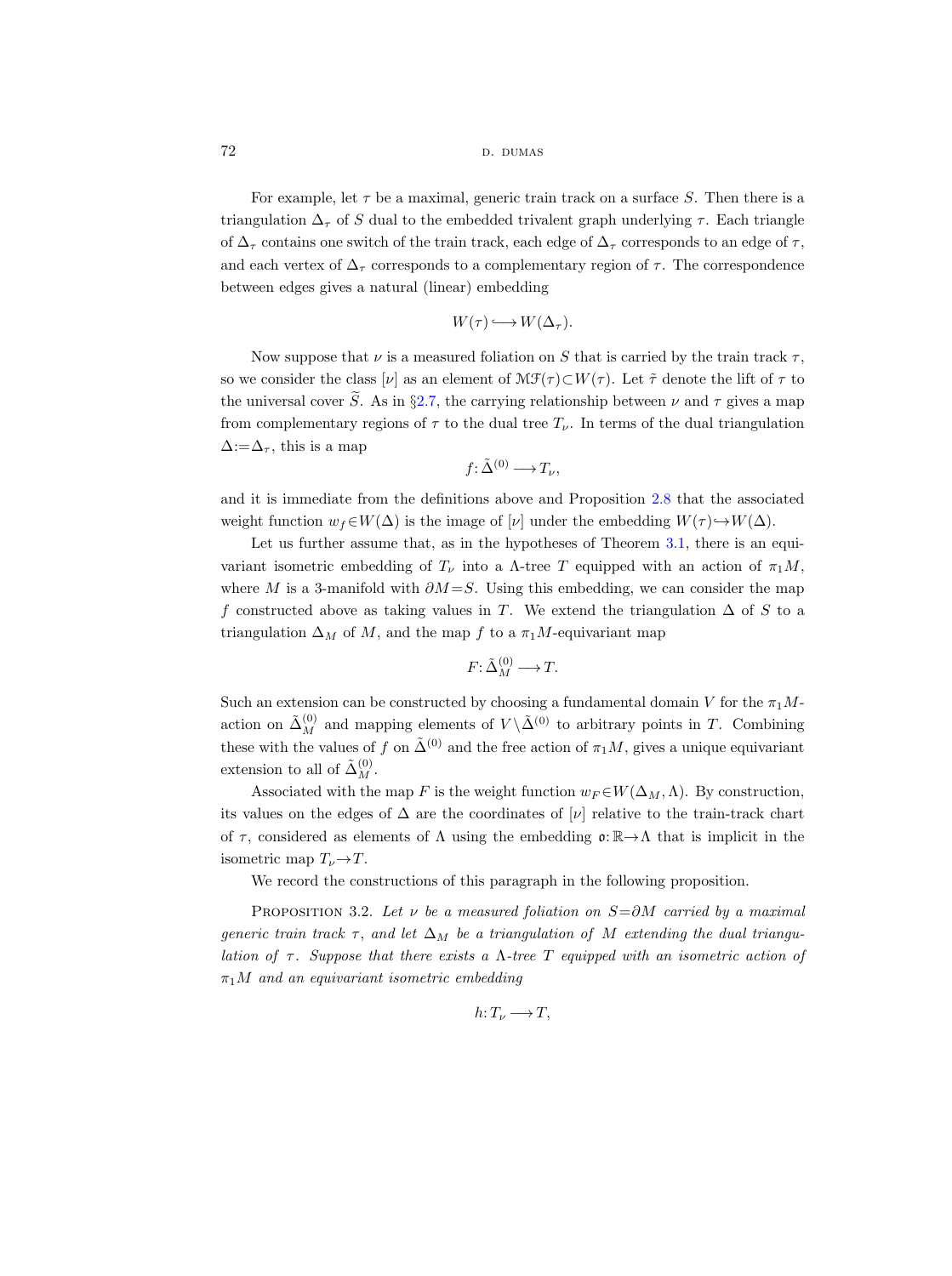For example, let $\tau$ be a maximal, generic train track on a surface $S$. Then there is a triangulation $\Delta_\tau$ of $S$ dual to the embedded trivalent graph underlying $\tau$. Each triangle of $\Delta_\tau$ contains one switch of the train track, each edge of $\Delta_\tau$ corresponds to an edge of $\tau$, and each vertex of $\Delta_\tau$ corresponds to a complementary region of $\tau$. The correspondence between edges gives a natural (linear) embedding

$$W(\tau) \hookrightarrow W(\Delta_\tau).$$

Now suppose that $\nu$ is a measured foliation on $S$ that is carried by the train track $\tau$, so we consider the class $[\nu]$ as an element of $\mathcal{MF}(\tau) \subset W(\tau)$. Let $\tilde{\tau}$ denote the lift of $\tau$ to the universal cover $\widetilde{S}$. As in §2.7, the carrying relationship between $\nu$ and $\tau$ gives a map from complementary regions of $\tau$ to the dual tree $T_\nu$. In terms of the dual triangulation $\Delta := \Delta_\tau$, this is a map

$$f: \tilde{\Delta}^{(0)} \longrightarrow T_\nu,$$

and it is immediate from the definitions above and Proposition 2.8 that the associated weight function $w_f \in W(\Delta)$ is the image of $[\nu]$ under the embedding $W(\tau) \hookrightarrow W(\Delta)$.

Let us further assume that, as in the hypotheses of Theorem 3.1, there is an equivariant isometric embedding of $T_\nu$ into a $\Lambda$-tree $T$ equipped with an action of $\pi_1 M$, where $M$ is a 3-manifold with $\partial M = S$. Using this embedding, we can consider the map $f$ constructed above as taking values in $T$. We extend the triangulation $\Delta$ of $S$ to a triangulation $\Delta_M$ of $M$, and the map $f$ to a $\pi_1 M$-equivariant map

$$F: \tilde{\Delta}_M^{(0)} \longrightarrow T.$$

Such an extension can be constructed by choosing a fundamental domain $V$ for the $\pi_1 M$-action on $\tilde{\Delta}_M^{(0)}$ and mapping elements of $V \setminus \tilde{\Delta}^{(0)}$ to arbitrary points in $T$. Combining these with the values of $f$ on $\tilde{\Delta}^{(0)}$ and the free action of $\pi_1 M$, gives a unique equivariant extension to all of $\tilde{\Delta}_M^{(0)}$.

Associated with the map $F$ is the weight function $w_F \in W(\Delta_M, \Lambda)$. By construction, its values on the edges of $\Delta$ are the coordinates of $[\nu]$ relative to the train-track chart of $\tau$, considered as elements of $\Lambda$ using the embedding $\mathfrak{o}: \mathbb{R} \to \Lambda$ that is implicit in the isometric map $T_\nu \to T$.

We record the constructions of this paragraph in the following proposition.

Proposition 3.2. *Let $\nu$ be a measured foliation on $S = \partial M$ carried by a maximal generic train track $\tau$, and let $\Delta_M$ be a triangulation of $M$ extending the dual triangulation of $\tau$. Suppose that there exists a $\Lambda$-tree $T$ equipped with an isometric action of $\pi_1 M$ and an equivariant isometric embedding*

$$h: T_\nu \longrightarrow T,$$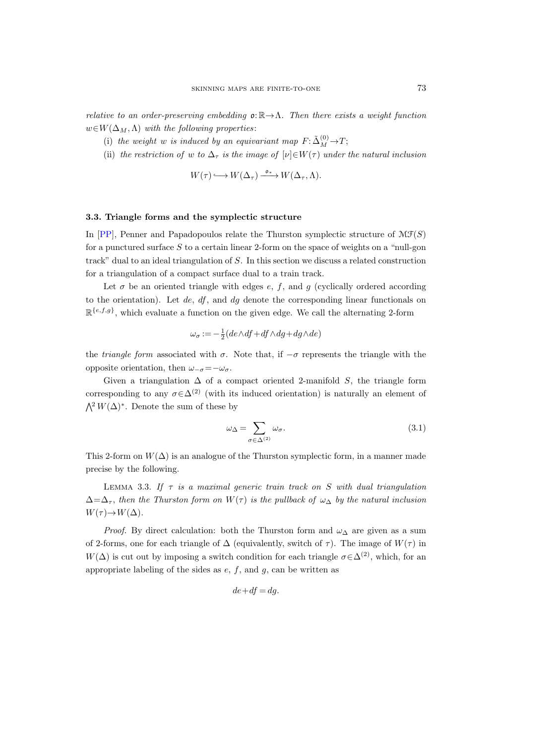*relative to an order-preserving embedding* $\mathfrak{o}\colon\mathbb{R}\to\Lambda$*. Then there exists a weight function* $w\in W(\Delta_M,\Lambda)$ *with the following properties*:

(i) *the weight* $w$ *is induced by an equivariant map* $F\colon\tilde{\Delta}_M^{(0)}\to T$;

(ii) *the restriction of* $w$ *to* $\Delta_\tau$ *is the image of* $[\nu]\in W(\tau)$ *under the natural inclusion*

$$W(\tau)\hookrightarrow W(\Delta_\tau)\xrightarrow{\mathfrak{o}_*}W(\Delta_\tau,\Lambda).$$

### 3.3. Triangle forms and the symplectic structure

In [PP], Penner and Papadopoulos relate the Thurston symplectic structure of $\mathcal{MF}(S)$ for a punctured surface $S$ to a certain linear 2-form on the space of weights on a "null-gon track" dual to an ideal triangulation of $S$. In this section we discuss a related construction for a triangulation of a compact surface dual to a train track.

Let $\sigma$ be an oriented triangle with edges $e$, $f$, and $g$ (cyclically ordered according to the orientation). Let $de$, $df$, and $dg$ denote the corresponding linear functionals on $\mathbb{R}^{\{e,f,g\}}$, which evaluate a function on the given edge. We call the alternating 2-form

$$\omega_\sigma:=-\tfrac{1}{2}(de\wedge df+df\wedge dg+dg\wedge de)$$

the *triangle form* associated with $\sigma$. Note that, if $-\sigma$ represents the triangle with the opposite orientation, then $\omega_{-\sigma}=-\omega_\sigma$.

Given a triangulation $\Delta$ of a compact oriented 2-manifold $S$, the triangle form corresponding to any $\sigma\in\Delta^{(2)}$ (with its induced orientation) is naturally an element of $\bigwedge^2 W(\Delta)^*$. Denote the sum of these by

$$\omega_\Delta=\sum_{\sigma\in\Delta^{(2)}}\omega_\sigma. \tag{3.1}$$

This 2-form on $W(\Delta)$ is an analogue of the Thurston symplectic form, in a manner made precise by the following.

LEMMA 3.3. *If* $\tau$ *is a maximal generic train track on* $S$ *with dual triangulation* $\Delta=\Delta_\tau$*, then the Thurston form on* $W(\tau)$ *is the pullback of* $\omega_\Delta$ *by the natural inclusion* $W(\tau)\to W(\Delta)$.

*Proof.* By direct calculation: both the Thurston form and $\omega_\Delta$ are given as a sum of 2-forms, one for each triangle of $\Delta$ (equivalently, switch of $\tau$). The image of $W(\tau)$ in $W(\Delta)$ is cut out by imposing a switch condition for each triangle $\sigma\in\Delta^{(2)}$, which, for an appropriate labeling of the sides as $e$, $f$, and $g$, can be written as

$$de+df=dg.$$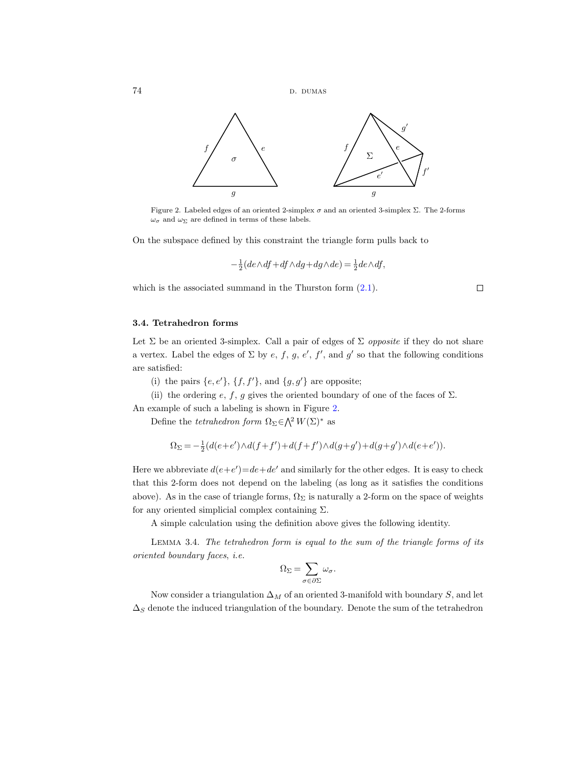Figure 2. Labeled edges of an oriented 2-simplex $\sigma$ and an oriented 3-simplex $\Sigma$. The 2-forms $\omega_\sigma$ and $\omega_\Sigma$ are defined in terms of these labels.

On the subspace defined by this constraint the triangle form pulls back to

$$-\tfrac{1}{2}(de\wedge df+df\wedge dg+dg\wedge de)=\tfrac{1}{2}de\wedge df,$$

which is the associated summand in the Thurston form (2.1). $\square$

### 3.4. Tetrahedron forms

Let $\Sigma$ be an oriented 3-simplex. Call a pair of edges of $\Sigma$ *opposite* if they do not share a vertex. Label the edges of $\Sigma$ by $e$, $f$, $g$, $e'$, $f'$, and $g'$ so that the following conditions are satisfied:

(i) the pairs $\{e,e'\}$, $\{f,f'\}$, and $\{g,g'\}$ are opposite;

(ii) the ordering $e$, $f$, $g$ gives the oriented boundary of one of the faces of $\Sigma$.

An example of such a labeling is shown in Figure 2.

Define the *tetrahedron form* $\Omega_\Sigma\in\bigwedge^2 W(\Sigma)^*$ as

$$\Omega_\Sigma=-\tfrac{1}{2}(d(e+e')\wedge d(f+f')+d(f+f')\wedge d(g+g')+d(g+g')\wedge d(e+e')).$$

Here we abbreviate $d(e+e')=de+de'$ and similarly for the other edges. It is easy to check that this 2-form does not depend on the labeling (as long as it satisfies the conditions above). As in the case of triangle forms, $\Omega_\Sigma$ is naturally a 2-form on the space of weights for any oriented simplicial complex containing $\Sigma$.

A simple calculation using the definition above gives the following identity.

Lemma 3.4. *The tetrahedron form is equal to the sum of the triangle forms of its oriented boundary faces*, *i.e.*

$$\Omega_\Sigma=\sum_{\sigma\in\partial\Sigma}\omega_\sigma.$$

Now consider a triangulation $\Delta_M$ of an oriented 3-manifold with boundary $S$, and let $\Delta_S$ denote the induced triangulation of the boundary. Denote the sum of the tetrahedron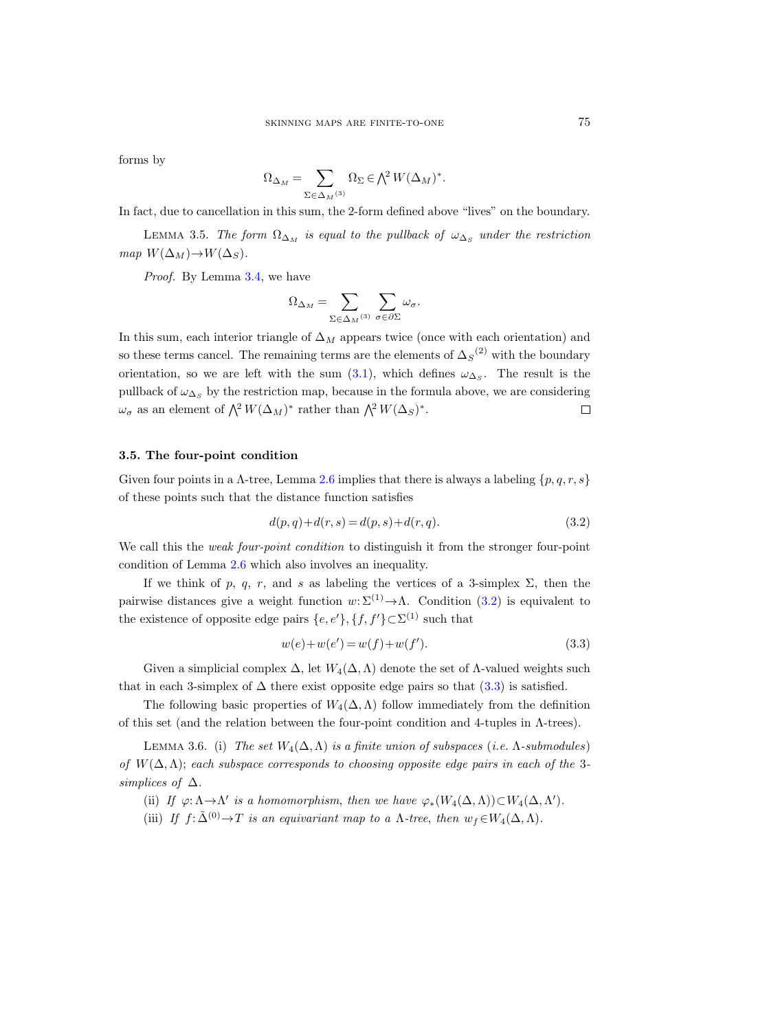forms by

$$\Omega_{\Delta_M} = \sum_{\Sigma \in \Delta_M{}^{(3)}} \Omega_\Sigma \in \bigwedge^2 W(\Delta_M)^*.$$

In fact, due to cancellation in this sum, the 2-form defined above "lives" on the boundary.

Lemma 3.5. *The form $\Omega_{\Delta_M}$ is equal to the pullback of $\omega_{\Delta_S}$ under the restriction map $W(\Delta_M) \to W(\Delta_S)$.*

*Proof.* By Lemma 3.4, we have

$$\Omega_{\Delta_M} = \sum_{\Sigma \in \Delta_M{}^{(3)}} \sum_{\sigma \in \partial \Sigma} \omega_\sigma.$$

In this sum, each interior triangle of $\Delta_M$ appears twice (once with each orientation) and so these terms cancel. The remaining terms are the elements of $\Delta_S{}^{(2)}$ with the boundary orientation, so we are left with the sum (3.1), which defines $\omega_{\Delta_S}$. The result is the pullback of $\omega_{\Delta_S}$ by the restriction map, because in the formula above, we are considering $\omega_\sigma$ as an element of $\bigwedge^2 W(\Delta_M)^*$ rather than $\bigwedge^2 W(\Delta_S)^*$. □

### 3.5. The four-point condition

Given four points in a $\Lambda$-tree, Lemma 2.6 implies that there is always a labeling $\{p, q, r, s\}$ of these points such that the distance function satisfies

$$d(p,q) + d(r,s) = d(p,s) + d(r,q). \tag{3.2}$$

We call this the *weak four-point condition* to distinguish it from the stronger four-point condition of Lemma 2.6 which also involves an inequality.

If we think of $p$, $q$, $r$, and $s$ as labeling the vertices of a 3-simplex $\Sigma$, then the pairwise distances give a weight function $w: \Sigma^{(1)} \to \Lambda$. Condition (3.2) is equivalent to the existence of opposite edge pairs $\{e, e'\}, \{f, f'\} \subset \Sigma^{(1)}$ such that

$$w(e) + w(e') = w(f) + w(f'). \tag{3.3}$$

Given a simplicial complex $\Delta$, let $W_4(\Delta, \Lambda)$ denote the set of $\Lambda$-valued weights such that in each 3-simplex of $\Delta$ there exist opposite edge pairs so that (3.3) is satisfied.

The following basic properties of $W_4(\Delta, \Lambda)$ follow immediately from the definition of this set (and the relation between the four-point condition and 4-tuples in $\Lambda$-trees).

Lemma 3.6. (i) *The set $W_4(\Delta, \Lambda)$ is a finite union of subspaces* (*i.e.* $\Lambda$-*submodules*) *of $W(\Delta, \Lambda)$; each subspace corresponds to choosing opposite edge pairs in each of the 3-simplices of $\Delta$.*

(ii) *If $\varphi: \Lambda \to \Lambda'$ is a homomorphism, then we have $\varphi_*(W_4(\Delta, \Lambda)) \subset W_4(\Delta, \Lambda')$.*

(iii) *If $f: \tilde{\Delta}^{(0)} \to T$ is an equivariant map to a $\Lambda$-tree, then $w_f \in W_4(\Delta, \Lambda)$.*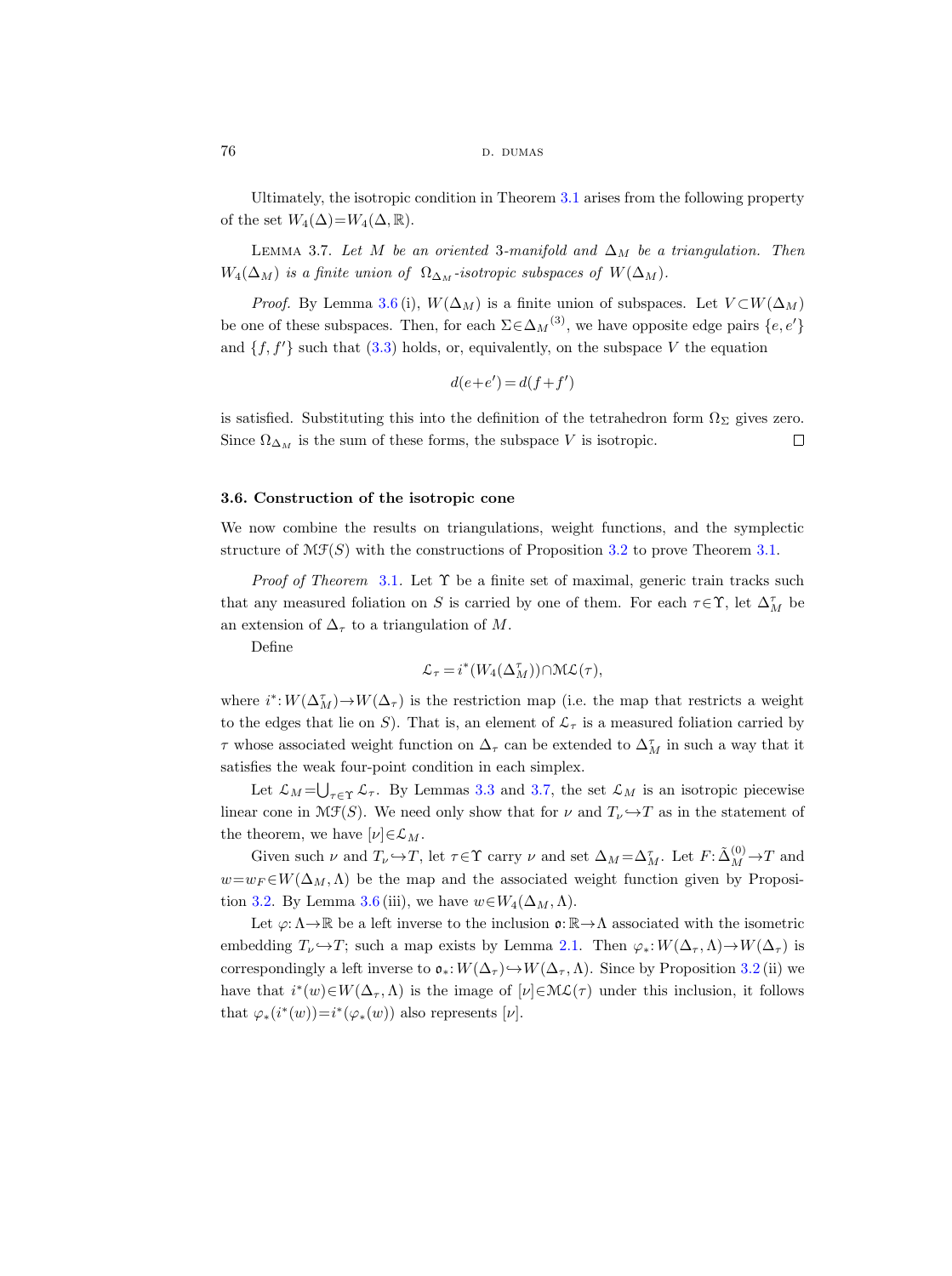Ultimately, the isotropic condition in Theorem 3.1 arises from the following property of the set $W_4(\Delta)=W_4(\Delta,\mathbb{R})$.

Lemma 3.7. *Let $M$ be an oriented 3-manifold and $\Delta_M$ be a triangulation. Then $W_4(\Delta_M)$ is a finite union of $\Omega_{\Delta_M}$-isotropic subspaces of $W(\Delta_M)$.*

*Proof.* By Lemma 3.6 (i), $W(\Delta_M)$ is a finite union of subspaces. Let $V\subset W(\Delta_M)$ be one of these subspaces. Then, for each $\Sigma\in{\Delta_M}^{(3)}$, we have opposite edge pairs $\{e,e'\}$ and $\{f,f'\}$ such that (3.3) holds, or, equivalently, on the subspace $V$ the equation

$$d(e+e')=d(f+f')$$

is satisfied. Substituting this into the definition of the tetrahedron form $\Omega_\Sigma$ gives zero. Since $\Omega_{\Delta_M}$ is the sum of these forms, the subspace $V$ is isotropic. □

### 3.6. Construction of the isotropic cone

We now combine the results on triangulations, weight functions, and the symplectic structure of $\mathcal{MF}(S)$ with the constructions of Proposition 3.2 to prove Theorem 3.1.

*Proof of Theorem 3.1.* Let $\Upsilon$ be a finite set of maximal, generic train tracks such that any measured foliation on $S$ is carried by one of them. For each $\tau\in\Upsilon$, let $\Delta_M^\tau$ be an extension of $\Delta_\tau$ to a triangulation of $M$.

Define

$$\mathcal{L}_\tau=i^*(W_4(\Delta_M^\tau))\cap\mathcal{ML}(\tau),$$

where $i^*\colon W(\Delta_M^\tau)\to W(\Delta_\tau)$ is the restriction map (i.e. the map that restricts a weight to the edges that lie on $S$). That is, an element of $\mathcal{L}_\tau$ is a measured foliation carried by $\tau$ whose associated weight function on $\Delta_\tau$ can be extended to $\Delta_M^\tau$ in such a way that it satisfies the weak four-point condition in each simplex.

Let $\mathcal{L}_M=\bigcup_{\tau\in\Upsilon}\mathcal{L}_\tau$. By Lemmas 3.3 and 3.7, the set $\mathcal{L}_M$ is an isotropic piecewise linear cone in $\mathcal{MF}(S)$. We need only show that for $\nu$ and $T_\nu\hookrightarrow T$ as in the statement of the theorem, we have $[\nu]\in\mathcal{L}_M$.

Given such $\nu$ and $T_\nu\hookrightarrow T$, let $\tau\in\Upsilon$ carry $\nu$ and set $\Delta_M=\Delta_M^\tau$. Let $F\colon\tilde{\Delta}_M^{(0)}\to T$ and $w=w_F\in W(\Delta_M,\Lambda)$ be the map and the associated weight function given by Proposition 3.2. By Lemma 3.6 (iii), we have $w\in W_4(\Delta_M,\Lambda)$.

Let $\varphi\colon\Lambda\to\mathbb{R}$ be a left inverse to the inclusion $\mathfrak{o}\colon\mathbb{R}\to\Lambda$ associated with the isometric embedding $T_\nu\hookrightarrow T$; such a map exists by Lemma 2.1. Then $\varphi_*\colon W(\Delta_\tau,\Lambda)\to W(\Delta_\tau)$ is correspondingly a left inverse to $\mathfrak{o}_*\colon W(\Delta_\tau)\hookrightarrow W(\Delta_\tau,\Lambda)$. Since by Proposition 3.2 (ii) we have that $i^*(w)\in W(\Delta_\tau,\Lambda)$ is the image of $[\nu]\in\mathcal{ML}(\tau)$ under this inclusion, it follows that $\varphi_*(i^*(w))=i^*(\varphi_*(w))$ also represents $[\nu]$.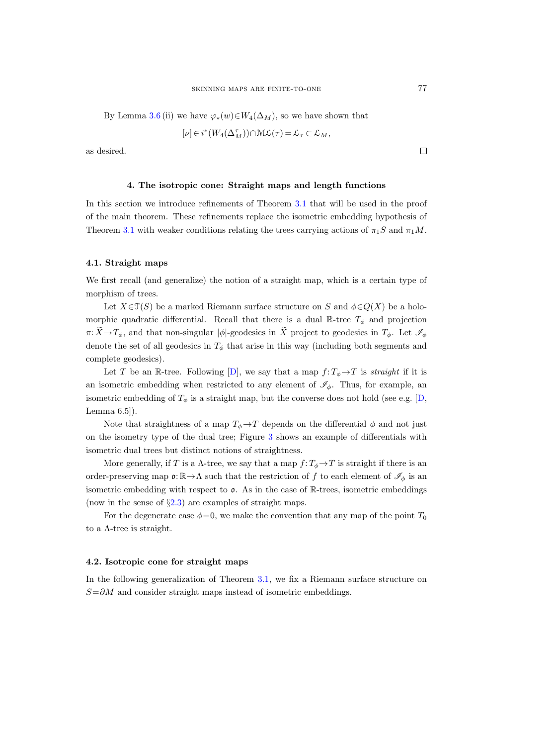By Lemma 3.6 (ii) we have $\varphi_*(w) \in W_4(\Delta_M)$, so we have shown that

$$[\nu] \in i^*(W_4(\Delta_M^\tau)) \cap \mathcal{ML}(\tau) = \mathcal{L}_\tau \subset \mathcal{L}_M,$$

as desired. $\square$

## 4. The isotropic cone: Straight maps and length functions

In this section we introduce refinements of Theorem 3.1 that will be used in the proof of the main theorem. These refinements replace the isometric embedding hypothesis of Theorem 3.1 with weaker conditions relating the trees carrying actions of $\pi_1 S$ and $\pi_1 M$.

### 4.1. Straight maps

We first recall (and generalize) the notion of a straight map, which is a certain type of morphism of trees.

Let $X \in \mathcal{T}(S)$ be a marked Riemann surface structure on $S$ and $\phi \in Q(X)$ be a holomorphic quadratic differential. Recall that there is a dual $\mathbb{R}$-tree $T_\phi$ and projection $\pi: \widetilde{X} \to T_\phi$, and that non-singular $|\phi|$-geodesics in $\widetilde{X}$ project to geodesics in $T_\phi$. Let $\mathscr{I}_\phi$ denote the set of all geodesics in $T_\phi$ that arise in this way (including both segments and complete geodesics).

Let $T$ be an $\mathbb{R}$-tree. Following [D], we say that a map $f: T_\phi \to T$ is *straight* if it is an isometric embedding when restricted to any element of $\mathscr{I}_\phi$. Thus, for example, an isometric embedding of $T_\phi$ is a straight map, but the converse does not hold (see e.g. [D, Lemma 6.5]).

Note that straightness of a map $T_\phi \to T$ depends on the differential $\phi$ and not just on the isometry type of the dual tree; Figure 3 shows an example of differentials with isometric dual trees but distinct notions of straightness.

More generally, if $T$ is a $\Lambda$-tree, we say that a map $f: T_\phi \to T$ is straight if there is an order-preserving map $\mathfrak{o}: \mathbb{R} \to \Lambda$ such that the restriction of $f$ to each element of $\mathscr{I}_\phi$ is an isometric embedding with respect to $\mathfrak{o}$. As in the case of $\mathbb{R}$-trees, isometric embeddings (now in the sense of §2.3) are examples of straight maps.

For the degenerate case $\phi = 0$, we make the convention that any map of the point $T_0$ to a $\Lambda$-tree is straight.

### 4.2. Isotropic cone for straight maps

In the following generalization of Theorem 3.1, we fix a Riemann surface structure on $S = \partial M$ and consider straight maps instead of isometric embeddings.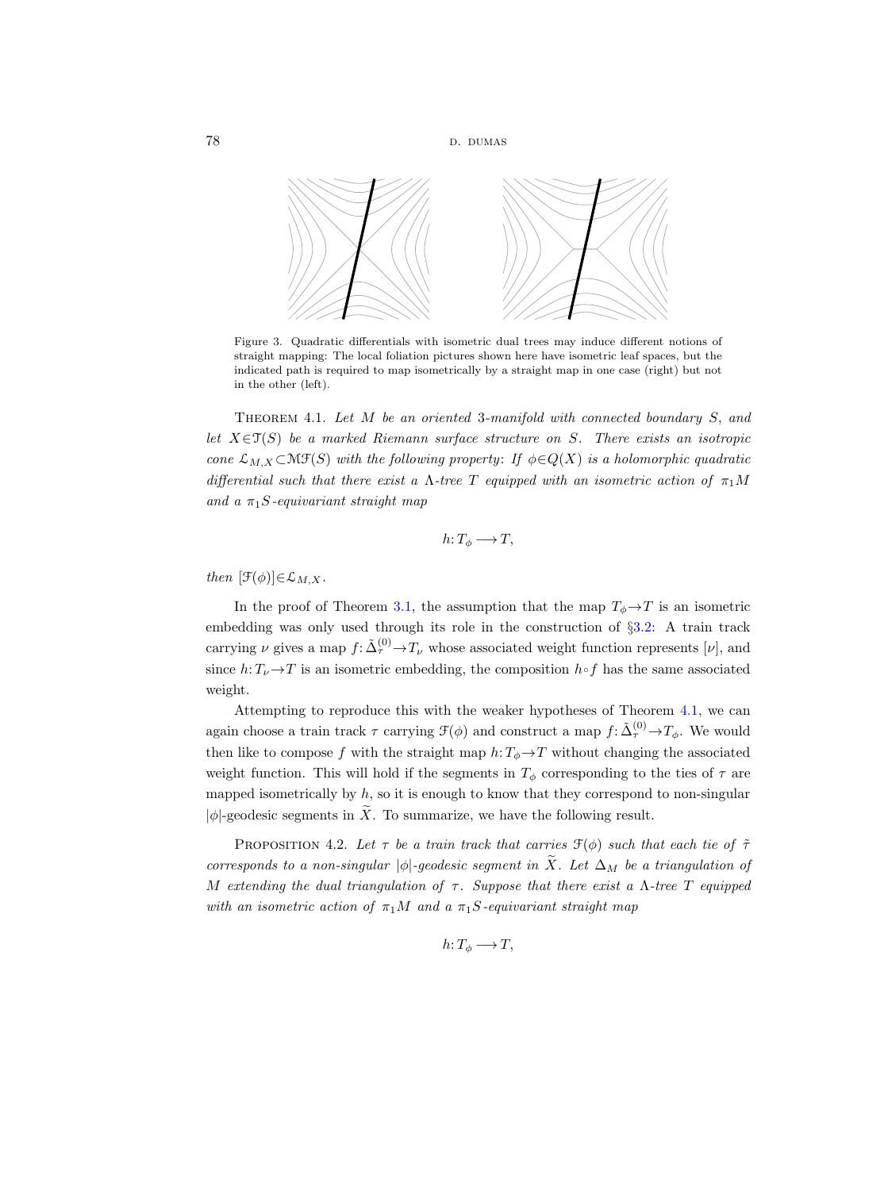Figure 3. Quadratic differentials with isometric dual trees may induce different notions of straight mapping: The local foliation pictures shown here have isometric leaf spaces, but the indicated path is required to map isometrically by a straight map in one case (right) but not in the other (left).

THEOREM 4.1. *Let $M$ be an oriented 3-manifold with connected boundary $S$, and let $X \in \mathcal{T}(S)$ be a marked Riemann surface structure on $S$. There exists an isotropic cone $\mathcal{L}_{M,X} \subset \mathcal{MF}(S)$ with the following property: If $\phi \in Q(X)$ is a holomorphic quadratic differential such that there exist a $\Lambda$-tree $T$ equipped with an isometric action of $\pi_1 M$ and a $\pi_1 S$-equivariant straight map*

$$h: T_\phi \longrightarrow T,$$

*then $[\mathcal{F}(\phi)] \in \mathcal{L}_{M,X}$.*

In the proof of Theorem 3.1, the assumption that the map $T_\phi \to T$ is an isometric embedding was only used through its role in the construction of §3.2: A train track carrying $\nu$ gives a map $f: \tilde{\Delta}_\tau^{(0)} \to T_\nu$ whose associated weight function represents $[\nu]$, and since $h: T_\nu \to T$ is an isometric embedding, the composition $h \circ f$ has the same associated weight.

Attempting to reproduce this with the weaker hypotheses of Theorem 4.1, we can again choose a train track $\tau$ carrying $\mathcal{F}(\phi)$ and construct a map $f: \tilde{\Delta}_\tau^{(0)} \to T_\phi$. We would then like to compose $f$ with the straight map $h: T_\phi \to T$ without changing the associated weight function. This will hold if the segments in $T_\phi$ corresponding to the ties of $\tau$ are mapped isometrically by $h$, so it is enough to know that they correspond to non-singular $|\phi|$-geodesic segments in $\widetilde{X}$. To summarize, we have the following result.

PROPOSITION 4.2. *Let $\tau$ be a train track that carries $\mathcal{F}(\phi)$ such that each tie of $\tilde{\tau}$ corresponds to a non-singular $|\phi|$-geodesic segment in $\widetilde{X}$. Let $\Delta_M$ be a triangulation of $M$ extending the dual triangulation of $\tau$. Suppose that there exist a $\Lambda$-tree $T$ equipped with an isometric action of $\pi_1 M$ and a $\pi_1 S$-equivariant straight map*

$$h: T_\phi \longrightarrow T,$$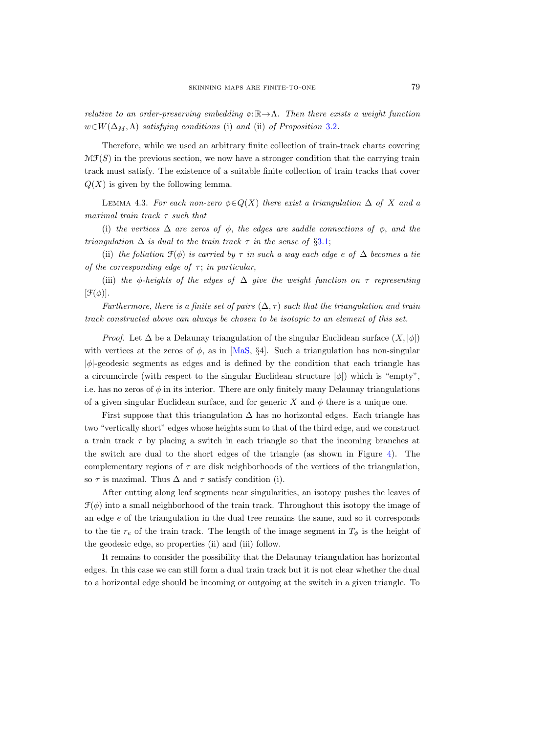*relative to an order-preserving embedding* $\mathfrak{o}\colon\mathbb{R}\to\Lambda$. *Then there exists a weight function* $w\in W(\Delta_M,\Lambda)$ *satisfying conditions* (i) *and* (ii) *of Proposition* 3.2.

Therefore, while we used an arbitrary finite collection of train-track charts covering $\mathcal{MF}(S)$ in the previous section, we now have a stronger condition that the carrying train track must satisfy. The existence of a suitable finite collection of train tracks that cover $Q(X)$ is given by the following lemma.

Lemma 4.3. *For each non-zero* $\phi\in Q(X)$ *there exist a triangulation* $\Delta$ *of* $X$ *and a maximal train track* $\tau$ *such that*

(i) *the vertices* $\Delta$ *are zeros of* $\phi$, *the edges are saddle connections of* $\phi$, *and the triangulation* $\Delta$ *is dual to the train track* $\tau$ *in the sense of* §3.1;

(ii) *the foliation* $\mathcal{F}(\phi)$ *is carried by* $\tau$ *in such a way each edge* $e$ *of* $\Delta$ *becomes a tie of the corresponding edge of* $\tau$; *in particular*,

(iii) *the* $\phi$*-heights of the edges of* $\Delta$ *give the weight function on* $\tau$ *representing* $[\mathcal{F}(\phi)]$.

*Furthermore, there is a finite set of pairs* $(\Delta,\tau)$ *such that the triangulation and train track constructed above can always be chosen to be isotopic to an element of this set.*

*Proof.* Let $\Delta$ be a Delaunay triangulation of the singular Euclidean surface $(X,|\phi|)$ with vertices at the zeros of $\phi$, as in [MaS, §4]. Such a triangulation has non-singular $|\phi|$-geodesic segments as edges and is defined by the condition that each triangle has a circumcircle (with respect to the singular Euclidean structure $|\phi|$) which is "empty", i.e. has no zeros of $\phi$ in its interior. There are only finitely many Delaunay triangulations of a given singular Euclidean surface, and for generic $X$ and $\phi$ there is a unique one.

First suppose that this triangulation $\Delta$ has no horizontal edges. Each triangle has two "vertically short" edges whose heights sum to that of the third edge, and we construct a train track $\tau$ by placing a switch in each triangle so that the incoming branches at the switch are dual to the short edges of the triangle (as shown in Figure 4). The complementary regions of $\tau$ are disk neighborhoods of the vertices of the triangulation, so $\tau$ is maximal. Thus $\Delta$ and $\tau$ satisfy condition (i).

After cutting along leaf segments near singularities, an isotopy pushes the leaves of $\mathcal{F}(\phi)$ into a small neighborhood of the train track. Throughout this isotopy the image of an edge $e$ of the triangulation in the dual tree remains the same, and so it corresponds to the tie $r_e$ of the train track. The length of the image segment in $T_\phi$ is the height of the geodesic edge, so properties (ii) and (iii) follow.

It remains to consider the possibility that the Delaunay triangulation has horizontal edges. In this case we can still form a dual train track but it is not clear whether the dual to a horizontal edge should be incoming or outgoing at the switch in a given triangle. To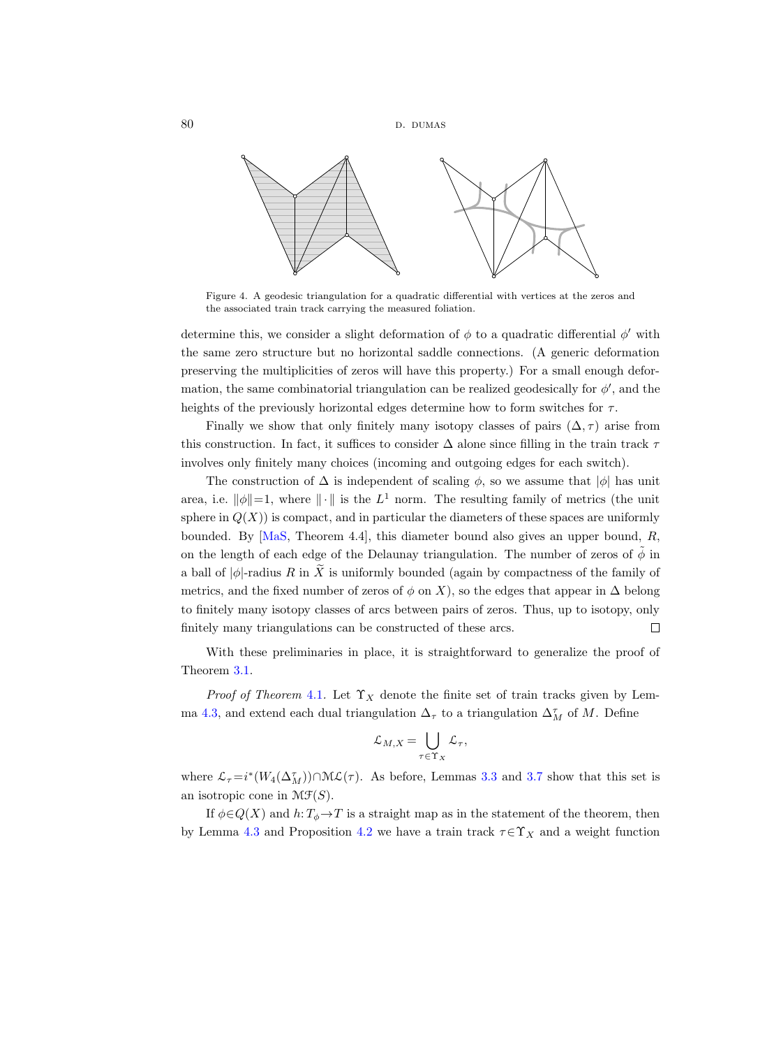Figure 4. A geodesic triangulation for a quadratic differential with vertices at the zeros and the associated train track carrying the measured foliation.

determine this, we consider a slight deformation of $\phi$ to a quadratic differential $\phi'$ with the same zero structure but no horizontal saddle connections. (A generic deformation preserving the multiplicities of zeros will have this property.) For a small enough deformation, the same combinatorial triangulation can be realized geodesically for $\phi'$, and the heights of the previously horizontal edges determine how to form switches for $\tau$.

Finally we show that only finitely many isotopy classes of pairs $(\Delta, \tau)$ arise from this construction. In fact, it suffices to consider $\Delta$ alone since filling in the train track $\tau$ involves only finitely many choices (incoming and outgoing edges for each switch).

The construction of $\Delta$ is independent of scaling $\phi$, so we assume that $|\phi|$ has unit area, i.e. $\|\phi\|=1$, where $\|\cdot\|$ is the $L^1$ norm. The resulting family of metrics (the unit sphere in $Q(X)$) is compact, and in particular the diameters of these spaces are uniformly bounded. By [MaS, Theorem 4.4], this diameter bound also gives an upper bound, $R$, on the length of each edge of the Delaunay triangulation. The number of zeros of $\tilde{\phi}$ in a ball of $|\phi|$-radius $R$ in $\widetilde{X}$ is uniformly bounded (again by compactness of the family of metrics, and the fixed number of zeros of $\phi$ on $X$), so the edges that appear in $\Delta$ belong to finitely many isotopy classes of arcs between pairs of zeros. Thus, up to isotopy, only finitely many triangulations can be constructed of these arcs. $\square$

With these preliminaries in place, it is straightforward to generalize the proof of Theorem 3.1.

*Proof of Theorem* 4.1. Let $\Upsilon_X$ denote the finite set of train tracks given by Lemma 4.3, and extend each dual triangulation $\Delta_\tau$ to a triangulation $\Delta_M^\tau$ of $M$. Define

$$\mathcal{L}_{M,X} = \bigcup_{\tau \in \Upsilon_X} \mathcal{L}_\tau,$$

where $\mathcal{L}_\tau = i^*(W_4(\Delta_M^\tau)) \cap \mathcal{ML}(\tau)$. As before, Lemmas 3.3 and 3.7 show that this set is an isotropic cone in $\mathcal{MF}(S)$.

If $\phi \in Q(X)$ and $h\colon T_\phi \to T$ is a straight map as in the statement of the theorem, then by Lemma 4.3 and Proposition 4.2 we have a train track $\tau \in \Upsilon_X$ and a weight function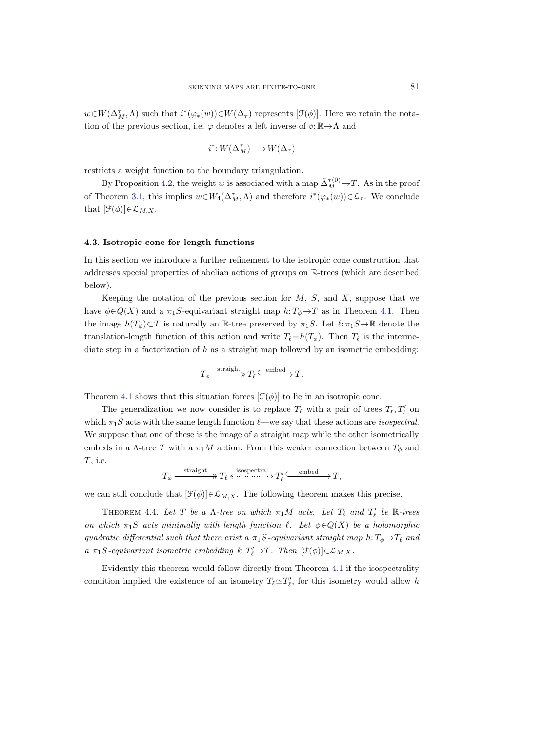$w \in W(\Delta_M^\tau, \Lambda)$ such that $i^*(\varphi_*(w)) \in W(\Delta_\tau)$ represents $[\mathcal{F}(\phi)]$. Here we retain the notation of the previous section, i.e. $\varphi$ denotes a left inverse of $\mathfrak{o}: \mathbb{R} \to \Lambda$ and

$$i^*: W(\Delta_M^\tau) \longrightarrow W(\Delta_\tau)$$

restricts a weight function to the boundary triangulation.

By Proposition 4.2, the weight $w$ is associated with a map $\tilde{\Delta}_M^{\tau(0)} \to T$. As in the proof of Theorem 3.1, this implies $w \in W_4(\Delta_M^\tau, \Lambda)$ and therefore $i^*(\varphi_*(w)) \in \mathcal{L}_\tau$. We conclude that $[\mathcal{F}(\phi)] \in \mathcal{L}_{M,X}$. □

### 4.3. Isotropic cone for length functions

In this section we introduce a further refinement to the isotropic cone construction that addresses special properties of abelian actions of groups on $\mathbb{R}$-trees (which are described below).

Keeping the notation of the previous section for $M$, $S$, and $X$, suppose that we have $\phi \in Q(X)$ and a $\pi_1 S$-equivariant straight map $h: T_\phi \to T$ as in Theorem 4.1. Then the image $h(T_\phi) \subset T$ is naturally an $\mathbb{R}$-tree preserved by $\pi_1 S$. Let $\ell: \pi_1 S \to \mathbb{R}$ denote the translation-length function of this action and write $T_\ell = h(T_\phi)$. Then $T_\ell$ is the intermediate step in a factorization of $h$ as a straight map followed by an isometric embedding:

$$T_\phi \xrightarrow{\text{straight}} T_\ell \xrightarrow{\text{embed}} T.$$

Theorem 4.1 shows that this situation forces $[\mathcal{F}(\phi)]$ to lie in an isotropic cone.

The generalization we now consider is to replace $T_\ell$ with a pair of trees $T_\ell, T'_\ell$ on which $\pi_1 S$ acts with the same length function $\ell$—we say that these actions are *isospectral*. We suppose that one of these is the image of a straight map while the other isometrically embeds in a $\Lambda$-tree $T$ with a $\pi_1 M$ action. From this weaker connection between $T_\phi$ and $T$, i.e.

$$T_\phi \xrightarrow{\text{straight}} T_\ell \overset{\text{isospectral}}{\longleftrightarrow} T'_\ell \xrightarrow{\text{embed}} T,$$

we can still conclude that $[\mathcal{F}(\phi)] \in \mathcal{L}_{M,X}$. The following theorem makes this precise.

Theorem 4.4. *Let $T$ be a $\Lambda$-tree on which $\pi_1 M$ acts. Let $T_\ell$ and $T'_\ell$ be $\mathbb{R}$-trees on which $\pi_1 S$ acts minimally with length function $\ell$. Let $\phi \in Q(X)$ be a holomorphic quadratic differential such that there exist a $\pi_1 S$-equivariant straight map $h: T_\phi \to T_\ell$ and a $\pi_1 S$-equivariant isometric embedding $k: T'_\ell \to T$. Then $[\mathcal{F}(\phi)] \in \mathcal{L}_{M,X}$.*

Evidently this theorem would follow directly from Theorem 4.1 if the isospectrality condition implied the existence of an isometry $T_\ell \simeq T'_\ell$, for this isometry would allow $h$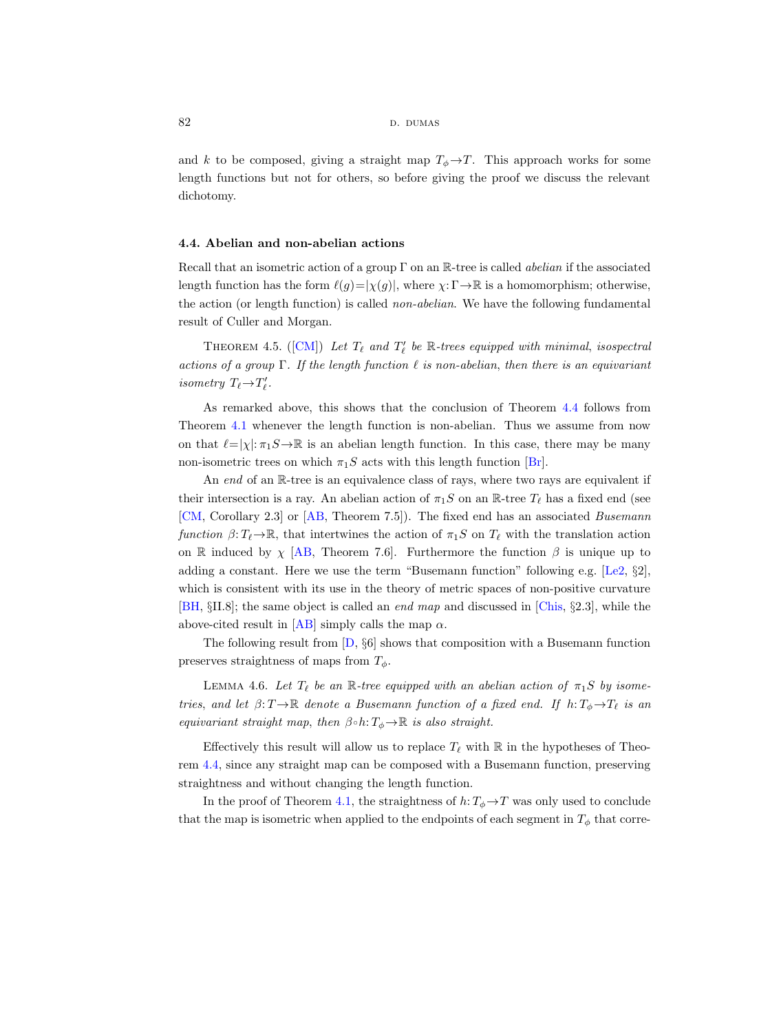and $k$ to be composed, giving a straight map $T_\phi \to T$. This approach works for some length functions but not for others, so before giving the proof we discuss the relevant dichotomy.

### 4.4. Abelian and non-abelian actions

Recall that an isometric action of a group $\Gamma$ on an $\mathbb{R}$-tree is called *abelian* if the associated length function has the form $\ell(g) = |\chi(g)|$, where $\chi: \Gamma \to \mathbb{R}$ is a homomorphism; otherwise, the action (or length function) is called *non-abelian*. We have the following fundamental result of Culler and Morgan.

Theorem 4.5. ([CM]) *Let $T_\ell$ and $T'_\ell$ be $\mathbb{R}$-trees equipped with minimal, isospectral actions of a group $\Gamma$. If the length function $\ell$ is non-abelian, then there is an equivariant isometry $T_\ell \to T'_\ell$.*

As remarked above, this shows that the conclusion of Theorem 4.4 follows from Theorem 4.1 whenever the length function is non-abelian. Thus we assume from now on that $\ell = |\chi|: \pi_1 S \to \mathbb{R}$ is an abelian length function. In this case, there may be many non-isometric trees on which $\pi_1 S$ acts with this length function [Br].

An *end* of an $\mathbb{R}$-tree is an equivalence class of rays, where two rays are equivalent if their intersection is a ray. An abelian action of $\pi_1 S$ on an $\mathbb{R}$-tree $T_\ell$ has a fixed end (see [CM, Corollary 2.3] or [AB, Theorem 7.5]). The fixed end has an associated *Busemann function* $\beta: T_\ell \to \mathbb{R}$, that intertwines the action of $\pi_1 S$ on $T_\ell$ with the translation action on $\mathbb{R}$ induced by $\chi$ [AB, Theorem 7.6]. Furthermore the function $\beta$ is unique up to adding a constant. Here we use the term "Busemann function" following e.g. [Le2, §2], which is consistent with its use in the theory of metric spaces of non-positive curvature [BH, §II.8]; the same object is called an *end map* and discussed in [Chis, §2.3], while the above-cited result in [AB] simply calls the map $\alpha$.

The following result from [D, §6] shows that composition with a Busemann function preserves straightness of maps from $T_\phi$.

Lemma 4.6. *Let $T_\ell$ be an $\mathbb{R}$-tree equipped with an abelian action of $\pi_1 S$ by isometries, and let $\beta: T \to \mathbb{R}$ denote a Busemann function of a fixed end. If $h: T_\phi \to T_\ell$ is an equivariant straight map, then $\beta \circ h: T_\phi \to \mathbb{R}$ is also straight.*

Effectively this result will allow us to replace $T_\ell$ with $\mathbb{R}$ in the hypotheses of Theorem 4.4, since any straight map can be composed with a Busemann function, preserving straightness and without changing the length function.

In the proof of Theorem 4.1, the straightness of $h: T_\phi \to T$ was only used to conclude that the map is isometric when applied to the endpoints of each segment in $T_\phi$ that corre-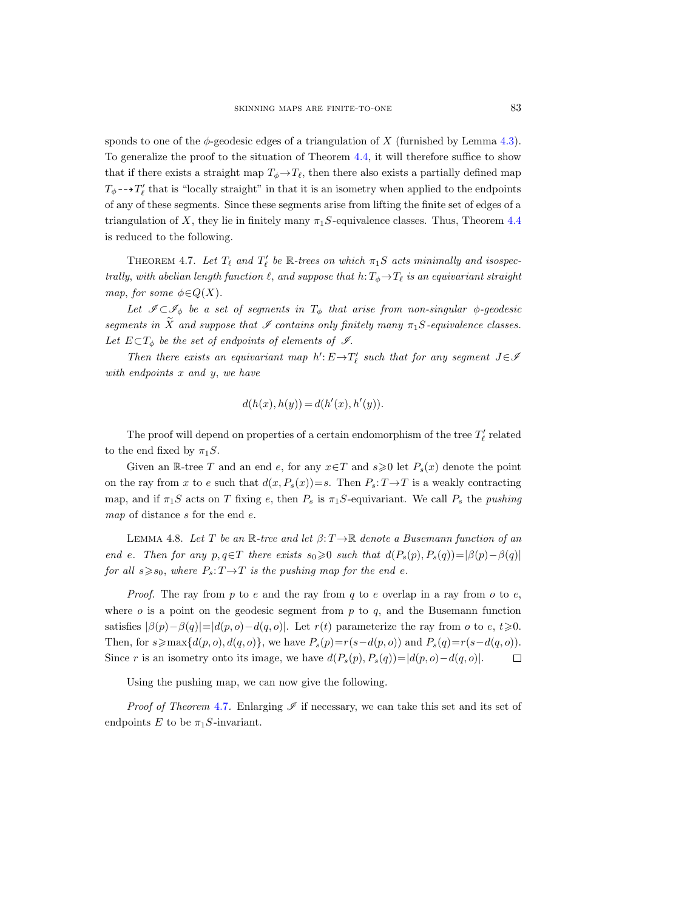sponds to one of the $\phi$-geodesic edges of a triangulation of $X$ (furnished by Lemma 4.3). To generalize the proof to the situation of Theorem 4.4, it will therefore suffice to show that if there exists a straight map $T_\phi \to T_\ell$, then there also exists a partially defined map $T_\phi \dashrightarrow T'_\ell$ that is "locally straight" in that it is an isometry when applied to the endpoints of any of these segments. Since these segments arise from lifting the finite set of edges of a triangulation of $X$, they lie in finitely many $\pi_1 S$-equivalence classes. Thus, Theorem 4.4 is reduced to the following.

THEOREM 4.7. *Let $T_\ell$ and $T'_\ell$ be $\mathbb{R}$-trees on which $\pi_1 S$ acts minimally and isospectrally, with abelian length function $\ell$, and suppose that $h: T_\phi \to T_\ell$ is an equivariant straight map, for some $\phi \in Q(X)$.*

*Let $\mathscr{I} \subset \mathscr{I}_\phi$ be a set of segments in $T_\phi$ that arise from non-singular $\phi$-geodesic segments in $\widetilde{X}$ and suppose that $\mathscr{I}$ contains only finitely many $\pi_1 S$-equivalence classes. Let $E \subset T_\phi$ be the set of endpoints of elements of $\mathscr{I}$.*

*Then there exists an equivariant map $h': E \to T'_\ell$ such that for any segment $J \in \mathscr{I}$ with endpoints $x$ and $y$, we have*

$$d(h(x), h(y)) = d(h'(x), h'(y)).$$

The proof will depend on properties of a certain endomorphism of the tree $T'_\ell$ related to the end fixed by $\pi_1 S$.

Given an $\mathbb{R}$-tree $T$ and an end $e$, for any $x \in T$ and $s \geqslant 0$ let $P_s(x)$ denote the point on the ray from $x$ to $e$ such that $d(x, P_s(x)) = s$. Then $P_s: T \to T$ is a weakly contracting map, and if $\pi_1 S$ acts on $T$ fixing $e$, then $P_s$ is $\pi_1 S$-equivariant. We call $P_s$ the *pushing map* of distance $s$ for the end $e$.

LEMMA 4.8. *Let $T$ be an $\mathbb{R}$-tree and let $\beta: T \to \mathbb{R}$ denote a Busemann function of an end $e$. Then for any $p, q \in T$ there exists $s_0 \geqslant 0$ such that $d(P_s(p), P_s(q)) = |\beta(p) - \beta(q)|$ for all $s \geqslant s_0$, where $P_s: T \to T$ is the pushing map for the end $e$.*

*Proof.* The ray from $p$ to $e$ and the ray from $q$ to $e$ overlap in a ray from $o$ to $e$, where $o$ is a point on the geodesic segment from $p$ to $q$, and the Busemann function satisfies $|\beta(p) - \beta(q)| = |d(p, o) - d(q, o)|$. Let $r(t)$ parameterize the ray from $o$ to $e$, $t \geqslant 0$. Then, for $s \geqslant \max\{d(p, o), d(q, o)\}$, we have $P_s(p) = r(s - d(p, o))$ and $P_s(q) = r(s - d(q, o))$. Since $r$ is an isometry onto its image, we have $d(P_s(p), P_s(q)) = |d(p, o) - d(q, o)|$. $\square$

Using the pushing map, we can now give the following.

*Proof of Theorem 4.7.* Enlarging $\mathscr{I}$ if necessary, we can take this set and its set of endpoints $E$ to be $\pi_1 S$-invariant.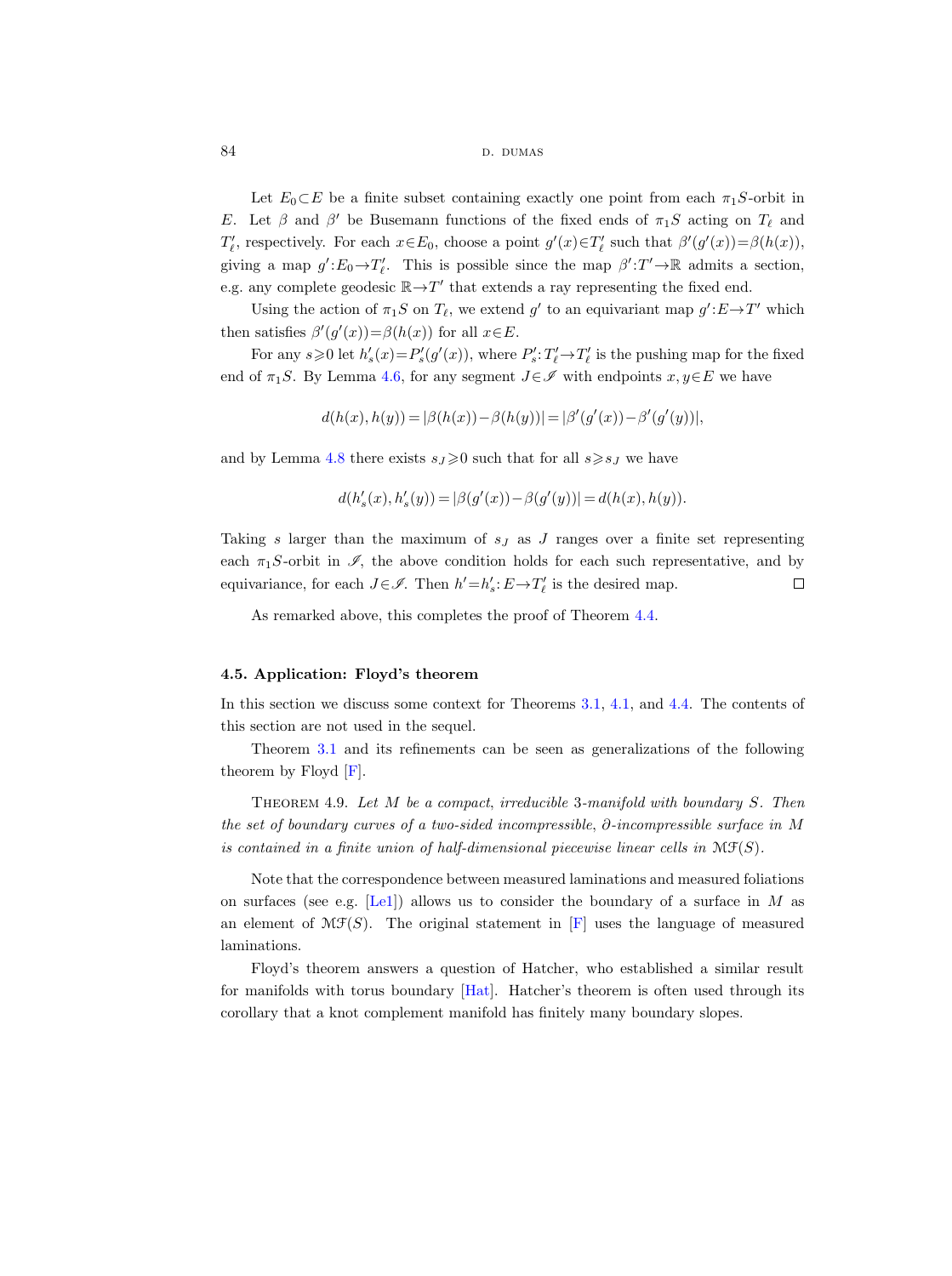Let $E_0 \subset E$ be a finite subset containing exactly one point from each $\pi_1 S$-orbit in $E$. Let $\beta$ and $\beta'$ be Busemann functions of the fixed ends of $\pi_1 S$ acting on $T_\ell$ and $T'_\ell$, respectively. For each $x \in E_0$, choose a point $g'(x) \in T'_\ell$ such that $\beta'(g'(x)) = \beta(h(x))$, giving a map $g' : E_0 \to T'_\ell$. This is possible since the map $\beta' : T' \to \mathbb{R}$ admits a section, e.g. any complete geodesic $\mathbb{R} \to T'$ that extends a ray representing the fixed end.

Using the action of $\pi_1 S$ on $T_\ell$, we extend $g'$ to an equivariant map $g' : E \to T'$ which then satisfies $\beta'(g'(x)) = \beta(h(x))$ for all $x \in E$.

For any $s \geqslant 0$ let $h'_s(x) = P'_s(g'(x))$, where $P'_s : T'_\ell \to T'_\ell$ is the pushing map for the fixed end of $\pi_1 S$. By Lemma 4.6, for any segment $J \in \mathscr{I}$ with endpoints $x, y \in E$ we have

$$d(h(x), h(y)) = |\beta(h(x)) - \beta(h(y))| = |\beta'(g'(x)) - \beta'(g'(y))|,$$

and by Lemma 4.8 there exists $s_J \geqslant 0$ such that for all $s \geqslant s_J$ we have

$$d(h'_s(x), h'_s(y)) = |\beta(g'(x)) - \beta(g'(y))| = d(h(x), h(y)).$$

Taking $s$ larger than the maximum of $s_J$ as $J$ ranges over a finite set representing each $\pi_1 S$-orbit in $\mathscr{I}$, the above condition holds for each such representative, and by equivariance, for each $J \in \mathscr{I}$. Then $h' = h'_s : E \to T'_\ell$ is the desired map. $\square$

As remarked above, this completes the proof of Theorem 4.4.

### 4.5. Application: Floyd's theorem

In this section we discuss some context for Theorems 3.1, 4.1, and 4.4. The contents of this section are not used in the sequel.

Theorem 3.1 and its refinements can be seen as generalizations of the following theorem by Floyd [F].

Theorem 4.9. *Let $M$ be a compact, irreducible 3-manifold with boundary $S$. Then the set of boundary curves of a two-sided incompressible, $\partial$-incompressible surface in $M$ is contained in a finite union of half-dimensional piecewise linear cells in $\mathcal{MF}(S)$.*

Note that the correspondence between measured laminations and measured foliations on surfaces (see e.g. [Le1]) allows us to consider the boundary of a surface in $M$ as an element of $\mathcal{MF}(S)$. The original statement in [F] uses the language of measured laminations.

Floyd's theorem answers a question of Hatcher, who established a similar result for manifolds with torus boundary [Hat]. Hatcher's theorem is often used through its corollary that a knot complement manifold has finitely many boundary slopes.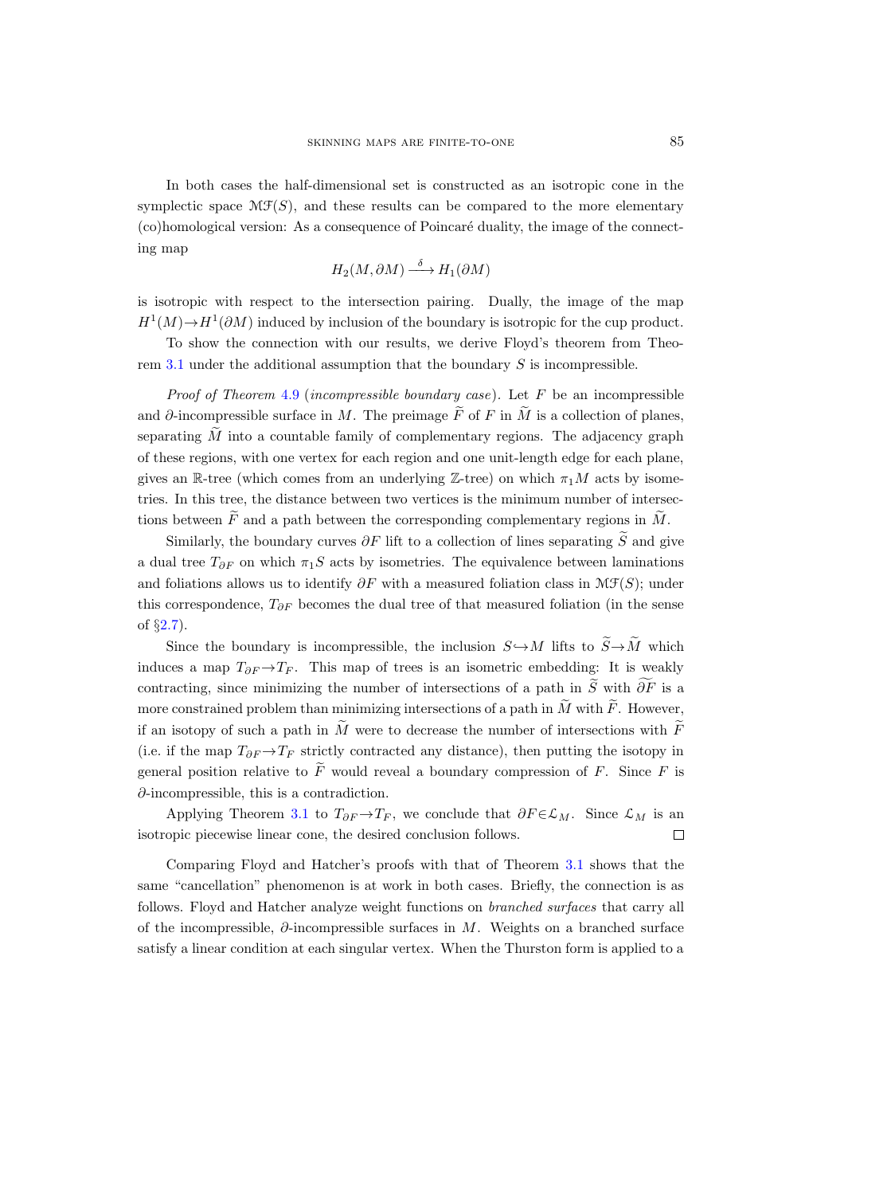In both cases the half-dimensional set is constructed as an isotropic cone in the symplectic space $\mathcal{MF}(S)$, and these results can be compared to the more elementary (co)homological version: As a consequence of Poincaré duality, the image of the connecting map

$$H_2(M, \partial M) \xrightarrow{\delta} H_1(\partial M)$$

is isotropic with respect to the intersection pairing. Dually, the image of the map $H^1(M) \to H^1(\partial M)$ induced by inclusion of the boundary is isotropic for the cup product.

To show the connection with our results, we derive Floyd's theorem from Theorem 3.1 under the additional assumption that the boundary $S$ is incompressible.

*Proof of Theorem 4.9* (*incompressible boundary case*). Let $F$ be an incompressible and $\partial$-incompressible surface in $M$. The preimage $\widetilde{F}$ of $F$ in $\widetilde{M}$ is a collection of planes, separating $\widetilde{M}$ into a countable family of complementary regions. The adjacency graph of these regions, with one vertex for each region and one unit-length edge for each plane, gives an $\mathbb{R}$-tree (which comes from an underlying $\mathbb{Z}$-tree) on which $\pi_1 M$ acts by isometries. In this tree, the distance between two vertices is the minimum number of intersections between $\widetilde{F}$ and a path between the corresponding complementary regions in $\widetilde{M}$.

Similarly, the boundary curves $\partial F$ lift to a collection of lines separating $\widetilde{S}$ and give a dual tree $T_{\partial F}$ on which $\pi_1 S$ acts by isometries. The equivalence between laminations and foliations allows us to identify $\partial F$ with a measured foliation class in $\mathcal{MF}(S)$; under this correspondence, $T_{\partial F}$ becomes the dual tree of that measured foliation (in the sense of §2.7).

Since the boundary is incompressible, the inclusion $S \hookrightarrow M$ lifts to $\widetilde{S} \to \widetilde{M}$ which induces a map $T_{\partial F} \to T_F$. This map of trees is an isometric embedding: It is weakly contracting, since minimizing the number of intersections of a path in $\widetilde{S}$ with $\widetilde{\partial F}$ is a more constrained problem than minimizing intersections of a path in $\widetilde{M}$ with $\widetilde{F}$. However, if an isotopy of such a path in $\widetilde{M}$ were to decrease the number of intersections with $\widetilde{F}$ (i.e. if the map $T_{\partial F} \to T_F$ strictly contracted any distance), then putting the isotopy in general position relative to $\widetilde{F}$ would reveal a boundary compression of $F$. Since $F$ is $\partial$-incompressible, this is a contradiction.

Applying Theorem 3.1 to $T_{\partial F} \to T_F$, we conclude that $\partial F \in \mathcal{L}_M$. Since $\mathcal{L}_M$ is an isotropic piecewise linear cone, the desired conclusion follows. ∎

Comparing Floyd and Hatcher's proofs with that of Theorem 3.1 shows that the same "cancellation" phenomenon is at work in both cases. Briefly, the connection is as follows. Floyd and Hatcher analyze weight functions on *branched surfaces* that carry all of the incompressible, $\partial$-incompressible surfaces in $M$. Weights on a branched surface satisfy a linear condition at each singular vertex. When the Thurston form is applied to a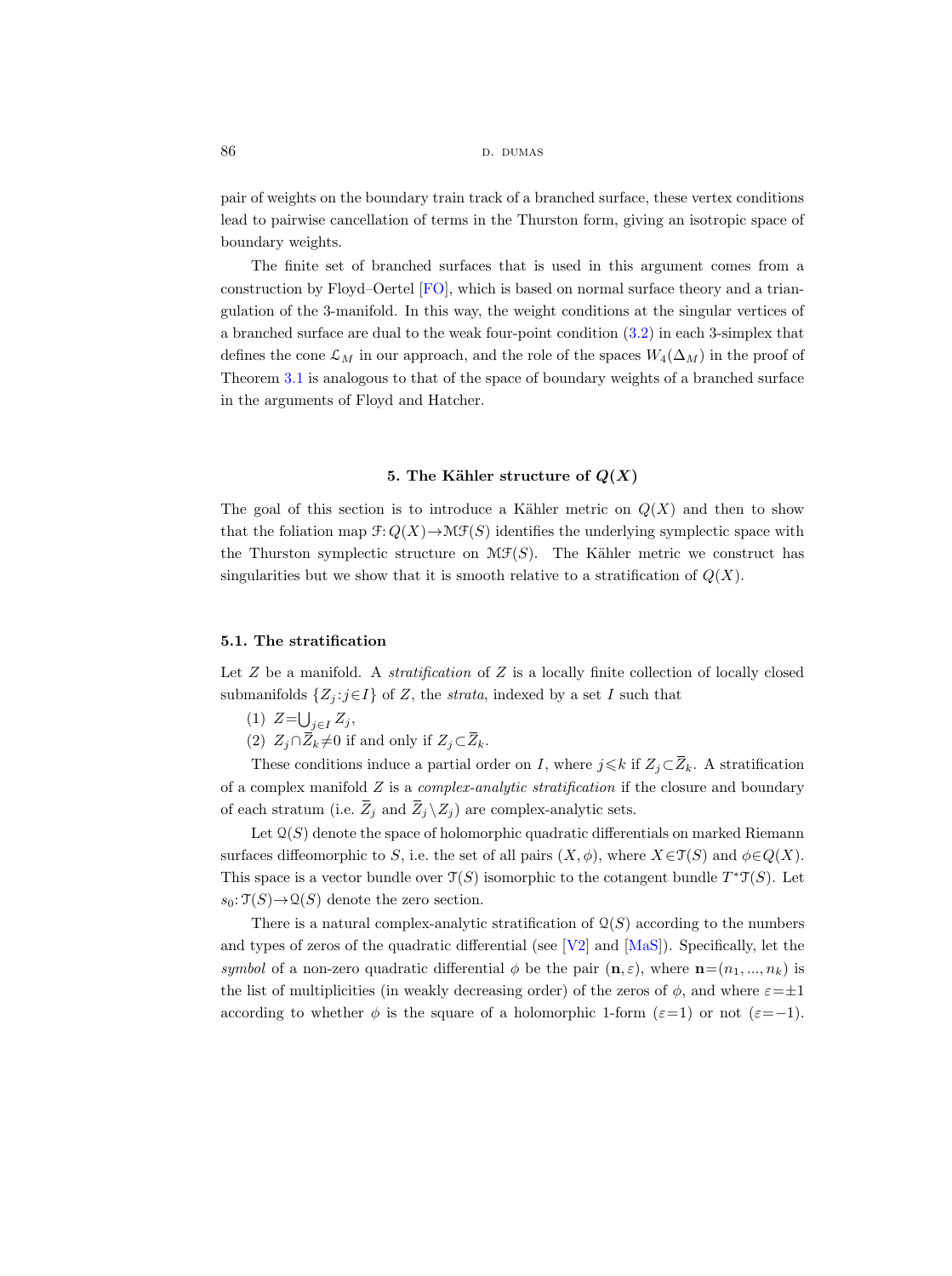pair of weights on the boundary train track of a branched surface, these vertex conditions lead to pairwise cancellation of terms in the Thurston form, giving an isotropic space of boundary weights.

The finite set of branched surfaces that is used in this argument comes from a construction by Floyd–Oertel [FO], which is based on normal surface theory and a triangulation of the 3-manifold. In this way, the weight conditions at the singular vertices of a branched surface are dual to the weak four-point condition (3.2) in each 3-simplex that defines the cone $\mathcal{L}_M$ in our approach, and the role of the spaces $W_4(\Delta_M)$ in the proof of Theorem 3.1 is analogous to that of the space of boundary weights of a branched surface in the arguments of Floyd and Hatcher.

## 5. The Kähler structure of $Q(X)$

The goal of this section is to introduce a Kähler metric on $Q(X)$ and then to show that the foliation map $\mathcal{F}: Q(X) \to \mathcal{MF}(S)$ identifies the underlying symplectic space with the Thurston symplectic structure on $\mathcal{MF}(S)$. The Kähler metric we construct has singularities but we show that it is smooth relative to a stratification of $Q(X)$.

### 5.1. The stratification

Let $Z$ be a manifold. A *stratification* of $Z$ is a locally finite collection of locally closed submanifolds $\{Z_j : j \in I\}$ of $Z$, the *strata*, indexed by a set $I$ such that

(1) $Z = \bigcup_{j \in I} Z_j$,

(2) $Z_j \cap \overline{Z}_k \neq 0$ if and only if $Z_j \subset \overline{Z}_k$.

These conditions induce a partial order on $I$, where $j \leqslant k$ if $Z_j \subset \overline{Z}_k$. A stratification of a complex manifold $Z$ is a *complex-analytic stratification* if the closure and boundary of each stratum (i.e. $\overline{Z}_j$ and $\overline{Z}_j \setminus Z_j$) are complex-analytic sets.

Let $\mathcal{Q}(S)$ denote the space of holomorphic quadratic differentials on marked Riemann surfaces diffeomorphic to $S$, i.e. the set of all pairs $(X, \phi)$, where $X \in \mathcal{T}(S)$ and $\phi \in Q(X)$. This space is a vector bundle over $\mathcal{T}(S)$ isomorphic to the cotangent bundle $T^*\mathcal{T}(S)$. Let $s_0: \mathcal{T}(S) \to \mathcal{Q}(S)$ denote the zero section.

There is a natural complex-analytic stratification of $\mathcal{Q}(S)$ according to the numbers and types of zeros of the quadratic differential (see [V2] and [MaS]). Specifically, let the *symbol* of a non-zero quadratic differential $\phi$ be the pair $(\mathbf{n}, \varepsilon)$, where $\mathbf{n} = (n_1, ..., n_k)$ is the list of multiplicities (in weakly decreasing order) of the zeros of $\phi$, and where $\varepsilon = \pm 1$ according to whether $\phi$ is the square of a holomorphic 1-form ($\varepsilon = 1$) or not ($\varepsilon = -1$).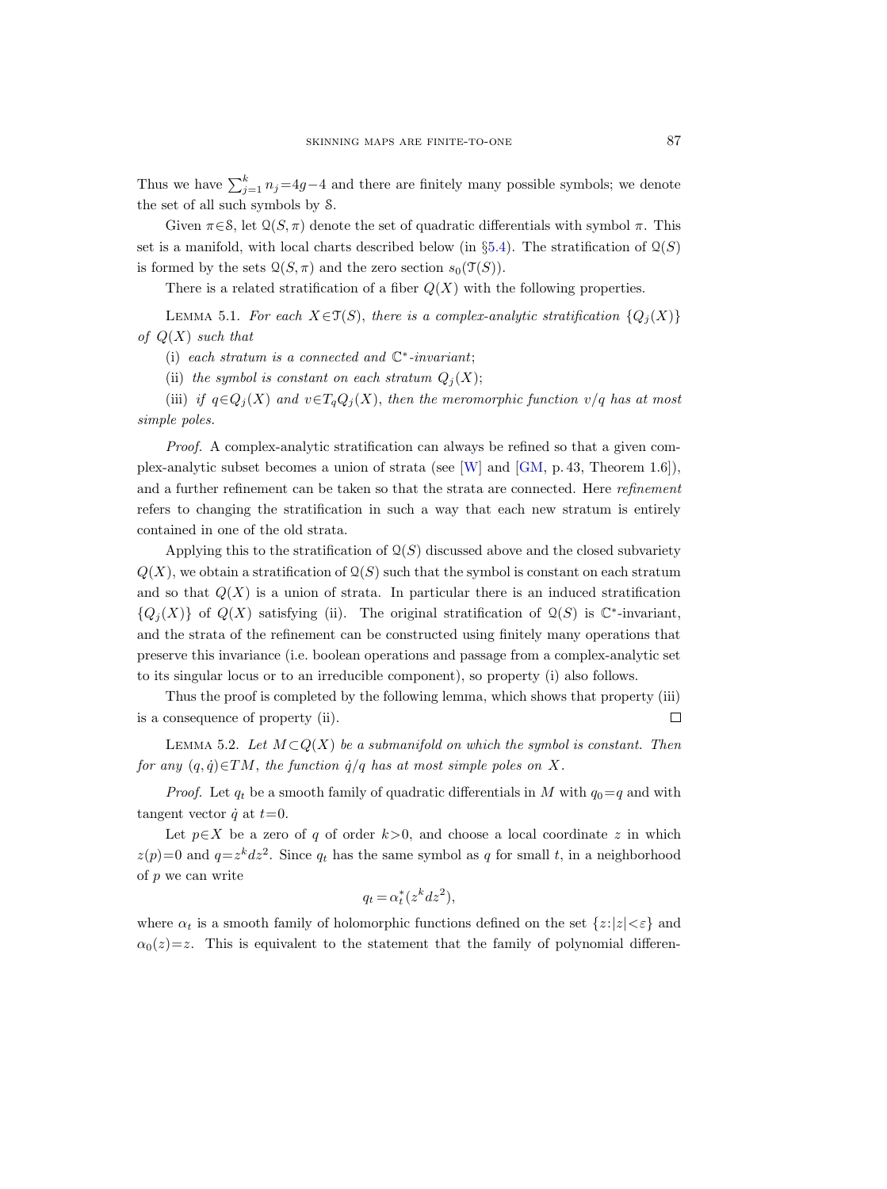Thus we have $\sum_{j=1}^{k} n_j = 4g-4$ and there are finitely many possible symbols; we denote the set of all such symbols by $\mathcal{S}$.

Given $\pi \in \mathcal{S}$, let $\mathcal{Q}(S,\pi)$ denote the set of quadratic differentials with symbol $\pi$. This set is a manifold, with local charts described below (in §5.4). The stratification of $\mathcal{Q}(S)$ is formed by the sets $\mathcal{Q}(S,\pi)$ and the zero section $s_0(\mathcal{T}(S))$.

There is a related stratification of a fiber $Q(X)$ with the following properties.

Lemma 5.1. *For each $X \in \mathcal{T}(S)$, there is a complex-analytic stratification $\{Q_j(X)\}$ of $Q(X)$ such that*

(i) *each stratum is a connected and $\mathbb{C}^*$-invariant;*

(ii) *the symbol is constant on each stratum $Q_j(X)$;*

(iii) *if $q \in Q_j(X)$ and $v \in T_q Q_j(X)$, then the meromorphic function $v/q$ has at most simple poles.*

*Proof.* A complex-analytic stratification can always be refined so that a given complex-analytic subset becomes a union of strata (see [W] and [GM, p. 43, Theorem 1.6]), and a further refinement can be taken so that the strata are connected. Here *refinement* refers to changing the stratification in such a way that each new stratum is entirely contained in one of the old strata.

Applying this to the stratification of $\mathcal{Q}(S)$ discussed above and the closed subvariety $Q(X)$, we obtain a stratification of $\mathcal{Q}(S)$ such that the symbol is constant on each stratum and so that $Q(X)$ is a union of strata. In particular there is an induced stratification $\{Q_j(X)\}$ of $Q(X)$ satisfying (ii). The original stratification of $\mathcal{Q}(S)$ is $\mathbb{C}^*$-invariant, and the strata of the refinement can be constructed using finitely many operations that preserve this invariance (i.e. boolean operations and passage from a complex-analytic set to its singular locus or to an irreducible component), so property (i) also follows.

Thus the proof is completed by the following lemma, which shows that property (iii) is a consequence of property (ii). $\square$

Lemma 5.2. *Let $M \subset Q(X)$ be a submanifold on which the symbol is constant. Then for any $(q, \dot{q}) \in TM$, the function $\dot{q}/q$ has at most simple poles on $X$.*

*Proof.* Let $q_t$ be a smooth family of quadratic differentials in $M$ with $q_0 = q$ and with tangent vector $\dot{q}$ at $t=0$.

Let $p \in X$ be a zero of $q$ of order $k>0$, and choose a local coordinate $z$ in which $z(p)=0$ and $q = z^k dz^2$. Since $q_t$ has the same symbol as $q$ for small $t$, in a neighborhood of $p$ we can write

$$q_t = \alpha_t^*(z^k dz^2),$$

where $\alpha_t$ is a smooth family of holomorphic functions defined on the set $\{z : |z| < \varepsilon\}$ and $\alpha_0(z) = z$. This is equivalent to the statement that the family of polynomial differen-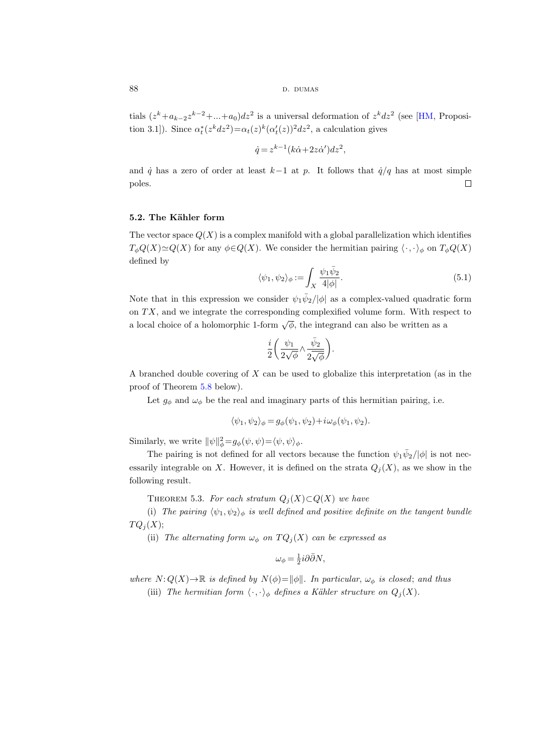tials $(z^k+a_{k-2}z^{k-2}+...+a_0)dz^2$ is a universal deformation of $z^k dz^2$ (see [HM, Proposition 3.1]). Since $\alpha_t^*(z^k dz^2)=\alpha_t(z)^k(\alpha_t'(z))^2 dz^2$, a calculation gives

$$\dot{q}=z^{k-1}(k\dot{\alpha}+2z\dot{\alpha}')dz^2,$$

and $\dot{q}$ has a zero of order at least $k-1$ at $p$. It follows that $\dot{q}/q$ has at most simple poles. □

### 5.2. The Kähler form

The vector space $Q(X)$ is a complex manifold with a global parallelization which identifies $T_\phi Q(X)\simeq Q(X)$ for any $\phi\in Q(X)$. We consider the hermitian pairing $\langle\cdot,\cdot\rangle_\phi$ on $T_\phi Q(X)$ defined by

$$\langle\psi_1,\psi_2\rangle_\phi := \int_X \frac{\psi_1\bar{\psi}_2}{4|\phi|}. \tag{5.1}$$

Note that in this expression we consider $\psi_1\bar{\psi}_2/|\phi|$ as a complex-valued quadratic form on $TX$, and we integrate the corresponding complexified volume form. With respect to a local choice of a holomorphic 1-form $\sqrt{\phi}$, the integrand can also be written as a

$$\frac{i}{2}\left(\frac{\psi_1}{2\sqrt{\phi}}\wedge\frac{\bar{\psi}_2}{2\overline{\sqrt{\phi}}}\right).$$

A branched double covering of $X$ can be used to globalize this interpretation (as in the proof of Theorem 5.8 below).

Let $g_\phi$ and $\omega_\phi$ be the real and imaginary parts of this hermitian pairing, i.e.

$$\langle\psi_1,\psi_2\rangle_\phi = g_\phi(\psi_1,\psi_2)+i\omega_\phi(\psi_1,\psi_2).$$

Similarly, we write $\|\psi\|_\phi^2=g_\phi(\psi,\psi)=\langle\psi,\psi\rangle_\phi$.

The pairing is not defined for all vectors because the function $\psi_1\bar{\psi}_2/|\phi|$ is not necessarily integrable on $X$. However, it is defined on the strata $Q_j(X)$, as we show in the following result.

THEOREM 5.3. *For each stratum $Q_j(X)\subset Q(X)$ we have*

(i) *The pairing $\langle\psi_1,\psi_2\rangle_\phi$ is well defined and positive definite on the tangent bundle $TQ_j(X)$;*

(ii) *The alternating form $\omega_\phi$ on $TQ_j(X)$ can be expressed as*

$$\omega_\phi=\tfrac{1}{2}i\partial\bar{\partial}N,$$

*where $N: Q(X)\to\mathbb{R}$ is defined by $N(\phi)=\|\phi\|$. In particular, $\omega_\phi$ is closed; and thus*

(iii) *The hermitian form $\langle\cdot,\cdot\rangle_\phi$ defines a Kähler structure on $Q_j(X)$.*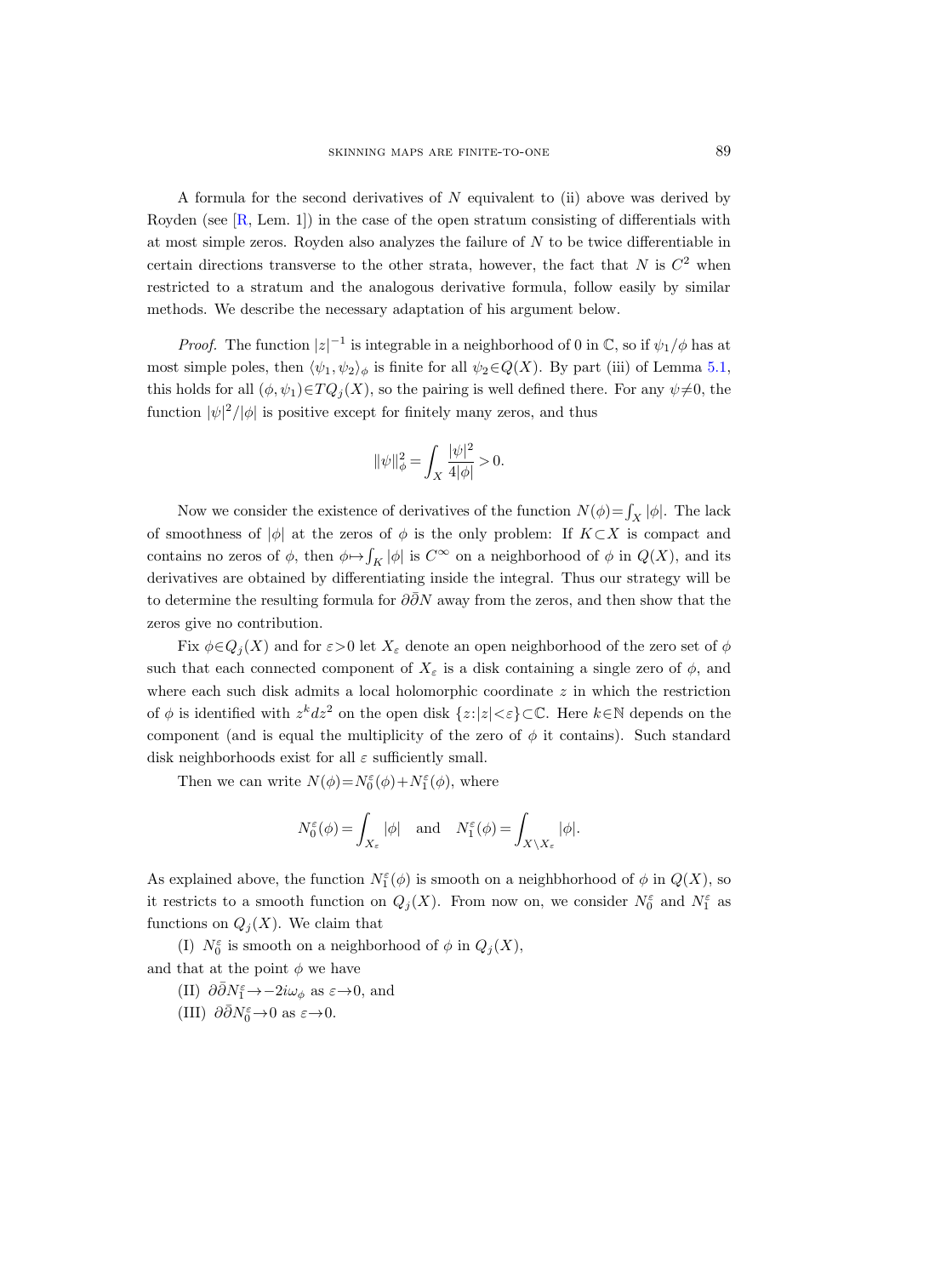A formula for the second derivatives of $N$ equivalent to (ii) above was derived by Royden (see [R, Lem. 1]) in the case of the open stratum consisting of differentials with at most simple zeros. Royden also analyzes the failure of $N$ to be twice differentiable in certain directions transverse to the other strata, however, the fact that $N$ is $C^2$ when restricted to a stratum and the analogous derivative formula, follow easily by similar methods. We describe the necessary adaptation of his argument below.

*Proof.* The function $|z|^{-1}$ is integrable in a neighborhood of 0 in $\mathbb{C}$, so if $\psi_1/\phi$ has at most simple poles, then $\langle\psi_1,\psi_2\rangle_\phi$ is finite for all $\psi_2\in Q(X)$. By part (iii) of Lemma 5.1, this holds for all $(\phi,\psi_1)\in TQ_j(X)$, so the pairing is well defined there. For any $\psi\neq 0$, the function $|\psi|^2/|\phi|$ is positive except for finitely many zeros, and thus

$$\|\psi\|_\phi^2=\int_X\frac{|\psi|^2}{4|\phi|}>0.$$

Now we consider the existence of derivatives of the function $N(\phi)=\int_X|\phi|$. The lack of smoothness of $|\phi|$ at the zeros of $\phi$ is the only problem: If $K\subset X$ is compact and contains no zeros of $\phi$, then $\phi\mapsto\int_K|\phi|$ is $C^\infty$ on a neighborhood of $\phi$ in $Q(X)$, and its derivatives are obtained by differentiating inside the integral. Thus our strategy will be to determine the resulting formula for $\partial\bar\partial N$ away from the zeros, and then show that the zeros give no contribution.

Fix $\phi\in Q_j(X)$ and for $\varepsilon>0$ let $X_\varepsilon$ denote an open neighborhood of the zero set of $\phi$ such that each connected component of $X_\varepsilon$ is a disk containing a single zero of $\phi$, and where each such disk admits a local holomorphic coordinate $z$ in which the restriction of $\phi$ is identified with $z^k dz^2$ on the open disk $\{z:|z|<\varepsilon\}\subset\mathbb{C}$. Here $k\in\mathbb{N}$ depends on the component (and is equal the multiplicity of the zero of $\phi$ it contains). Such standard disk neighborhoods exist for all $\varepsilon$ sufficiently small.

Then we can write $N(\phi)=N_0^\varepsilon(\phi)+N_1^\varepsilon(\phi)$, where

$$N_0^\varepsilon(\phi)=\int_{X_\varepsilon}|\phi|\quad\text{and}\quad N_1^\varepsilon(\phi)=\int_{X\setminus X_\varepsilon}|\phi|.$$

As explained above, the function $N_1^\varepsilon(\phi)$ is smooth on a neighbhorhood of $\phi$ in $Q(X)$, so it restricts to a smooth function on $Q_j(X)$. From now on, we consider $N_0^\varepsilon$ and $N_1^\varepsilon$ as functions on $Q_j(X)$. We claim that

(I) $N_0^\varepsilon$ is smooth on a neighborhood of $\phi$ in $Q_j(X)$,

and that at the point $\phi$ we have

(II) $\partial\bar\partial N_1^\varepsilon\to -2i\omega_\phi$ as $\varepsilon\to 0$, and

(III) $\partial\bar\partial N_0^\varepsilon\to 0$ as $\varepsilon\to 0$.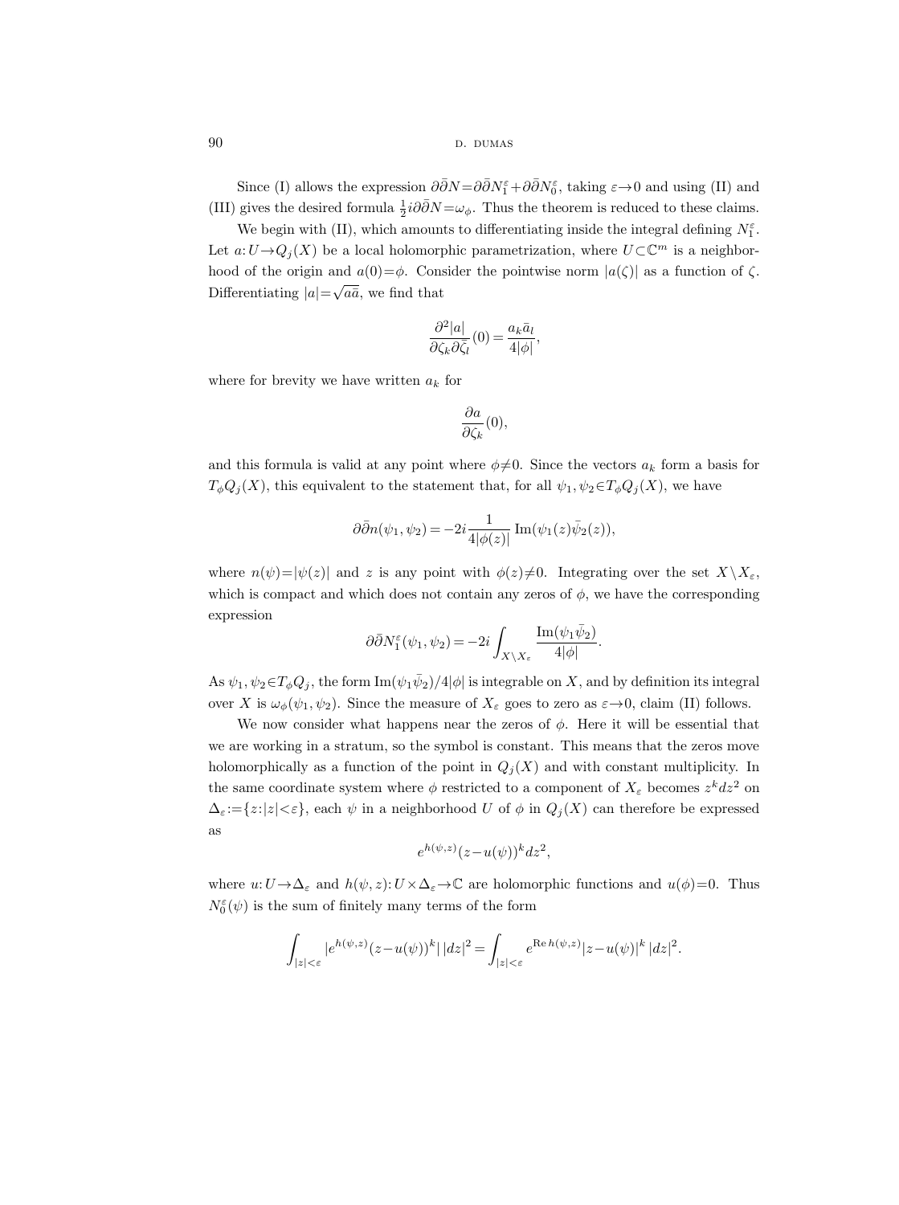Since (I) allows the expression $\partial\bar{\partial}N = \partial\bar{\partial}N_1^\varepsilon + \partial\bar{\partial}N_0^\varepsilon$, taking $\varepsilon \to 0$ and using (II) and (III) gives the desired formula $\frac{1}{2}i\partial\bar{\partial}N = \omega_\phi$. Thus the theorem is reduced to these claims.

We begin with (II), which amounts to differentiating inside the integral defining $N_1^\varepsilon$. Let $a: U \to Q_j(X)$ be a local holomorphic parametrization, where $U \subset \mathbb{C}^m$ is a neighborhood of the origin and $a(0) = \phi$. Consider the pointwise norm $|a(\zeta)|$ as a function of $\zeta$. Differentiating $|a| = \sqrt{a\bar{a}}$, we find that

$$\frac{\partial^2 |a|}{\partial \zeta_k \partial \bar{\zeta}_l}(0) = \frac{a_k \bar{a}_l}{4|\phi|},$$

where for brevity we have written $a_k$ for

$$\frac{\partial a}{\partial \zeta_k}(0),$$

and this formula is valid at any point where $\phi \neq 0$. Since the vectors $a_k$ form a basis for $T_\phi Q_j(X)$, this equivalent to the statement that, for all $\psi_1, \psi_2 \in T_\phi Q_j(X)$, we have

$$\partial\bar{\partial}n(\psi_1, \psi_2) = -2i \frac{1}{4|\phi(z)|} \operatorname{Im}(\psi_1(z)\bar{\psi}_2(z)),$$

where $n(\psi) = |\psi(z)|$ and $z$ is any point with $\phi(z) \neq 0$. Integrating over the set $X \setminus X_\varepsilon$, which is compact and which does not contain any zeros of $\phi$, we have the corresponding expression

$$\partial\bar{\partial}N_1^\varepsilon(\psi_1, \psi_2) = -2i \int_{X \setminus X_\varepsilon} \frac{\operatorname{Im}(\psi_1 \bar{\psi}_2)}{4|\phi|}.$$

As $\psi_1, \psi_2 \in T_\phi Q_j$, the form $\operatorname{Im}(\psi_1\bar{\psi}_2)/4|\phi|$ is integrable on $X$, and by definition its integral over $X$ is $\omega_\phi(\psi_1, \psi_2)$. Since the measure of $X_\varepsilon$ goes to zero as $\varepsilon \to 0$, claim (II) follows.

We now consider what happens near the zeros of $\phi$. Here it will be essential that we are working in a stratum, so the symbol is constant. This means that the zeros move holomorphically as a function of the point in $Q_j(X)$ and with constant multiplicity. In the same coordinate system where $\phi$ restricted to a component of $X_\varepsilon$ becomes $z^k dz^2$ on $\Delta_\varepsilon := \{z : |z| < \varepsilon\}$, each $\psi$ in a neighborhood $U$ of $\phi$ in $Q_j(X)$ can therefore be expressed as

$$e^{h(\psi,z)}(z - u(\psi))^k dz^2,$$

where $u: U \to \Delta_\varepsilon$ and $h(\psi, z): U \times \Delta_\varepsilon \to \mathbb{C}$ are holomorphic functions and $u(\phi) = 0$. Thus $N_0^\varepsilon(\psi)$ is the sum of finitely many terms of the form

$$\int_{|z|<\varepsilon} |e^{h(\psi,z)}(z - u(\psi))^k|\, |dz|^2 = \int_{|z|<\varepsilon} e^{\operatorname{Re} h(\psi,z)} |z - u(\psi)|^k\, |dz|^2.$$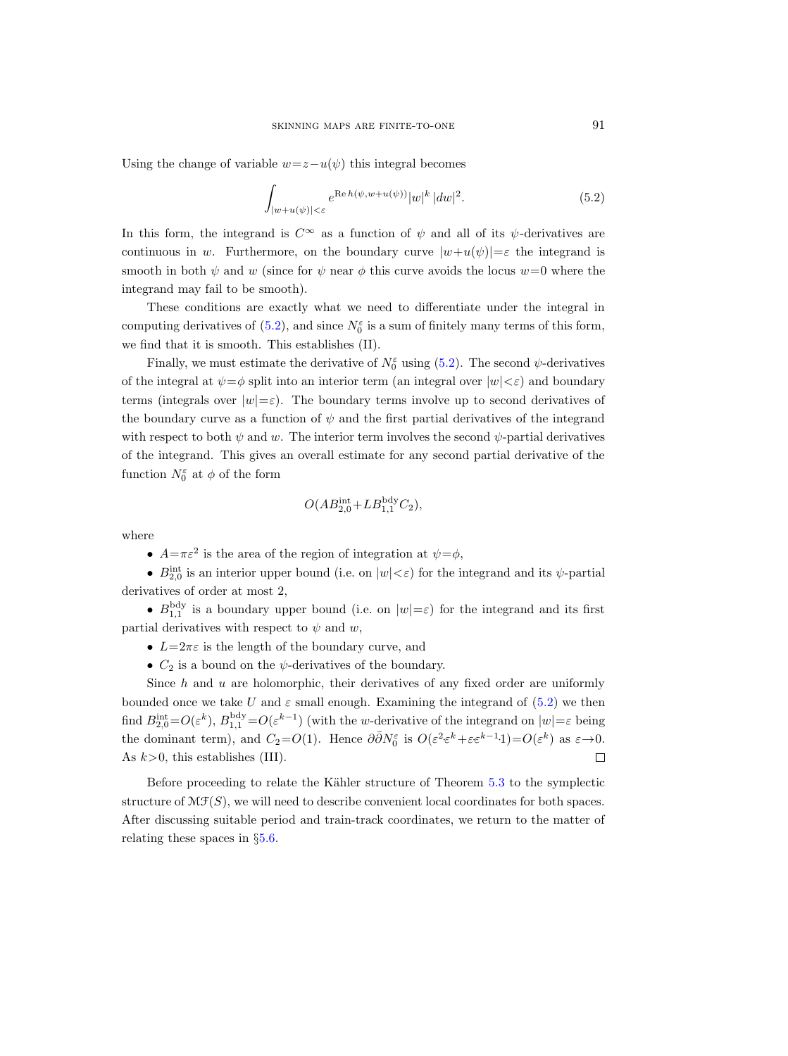Using the change of variable $w = z - u(\psi)$ this integral becomes

$$\int_{|w+u(\psi)|<\varepsilon} e^{\operatorname{Re} h(\psi, w+u(\psi))} |w|^k \, |dw|^2. \tag{5.2}$$

In this form, the integrand is $C^\infty$ as a function of $\psi$ and all of its $\psi$-derivatives are continuous in $w$. Furthermore, on the boundary curve $|w+u(\psi)|=\varepsilon$ the integrand is smooth in both $\psi$ and $w$ (since for $\psi$ near $\phi$ this curve avoids the locus $w=0$ where the integrand may fail to be smooth).

These conditions are exactly what we need to differentiate under the integral in computing derivatives of (5.2), and since $N_0^\varepsilon$ is a sum of finitely many terms of this form, we find that it is smooth. This establishes (II).

Finally, we must estimate the derivative of $N_0^\varepsilon$ using (5.2). The second $\psi$-derivatives of the integral at $\psi=\phi$ split into an interior term (an integral over $|w|<\varepsilon$) and boundary terms (integrals over $|w|=\varepsilon$). The boundary terms involve up to second derivatives of the boundary curve as a function of $\psi$ and the first partial derivatives of the integrand with respect to both $\psi$ and $w$. The interior term involves the second $\psi$-partial derivatives of the integrand. This gives an overall estimate for any second partial derivative of the function $N_0^\varepsilon$ at $\phi$ of the form

$$O(AB_{2,0}^{\mathrm{int}} + LB_{1,1}^{\mathrm{bdy}} C_2),$$

where

- $A = \pi\varepsilon^2$ is the area of the region of integration at $\psi=\phi$,
- $B_{2,0}^{\mathrm{int}}$ is an interior upper bound (i.e. on $|w|<\varepsilon$) for the integrand and its $\psi$-partial derivatives of order at most 2,
- $B_{1,1}^{\mathrm{bdy}}$ is a boundary upper bound (i.e. on $|w|=\varepsilon$) for the integrand and its first partial derivatives with respect to $\psi$ and $w$,
- $L = 2\pi\varepsilon$ is the length of the boundary curve, and
- $C_2$ is a bound on the $\psi$-derivatives of the boundary.

Since $h$ and $u$ are holomorphic, their derivatives of any fixed order are uniformly bounded once we take $U$ and $\varepsilon$ small enough. Examining the integrand of (5.2) we then find $B_{2,0}^{\mathrm{int}} = O(\varepsilon^k)$, $B_{1,1}^{\mathrm{bdy}} = O(\varepsilon^{k-1})$ (with the $w$-derivative of the integrand on $|w|=\varepsilon$ being the dominant term), and $C_2 = O(1)$. Hence $\partial\bar\partial N_0^\varepsilon$ is $O(\varepsilon^2\varepsilon^k + \varepsilon\varepsilon^{k-1} 1) = O(\varepsilon^k)$ as $\varepsilon \to 0$. As $k>0$, this establishes (III). $\square$

Before proceeding to relate the Kähler structure of Theorem 5.3 to the symplectic structure of $\mathcal{MF}(S)$, we will need to describe convenient local coordinates for both spaces. After discussing suitable period and train-track coordinates, we return to the matter of relating these spaces in §5.6.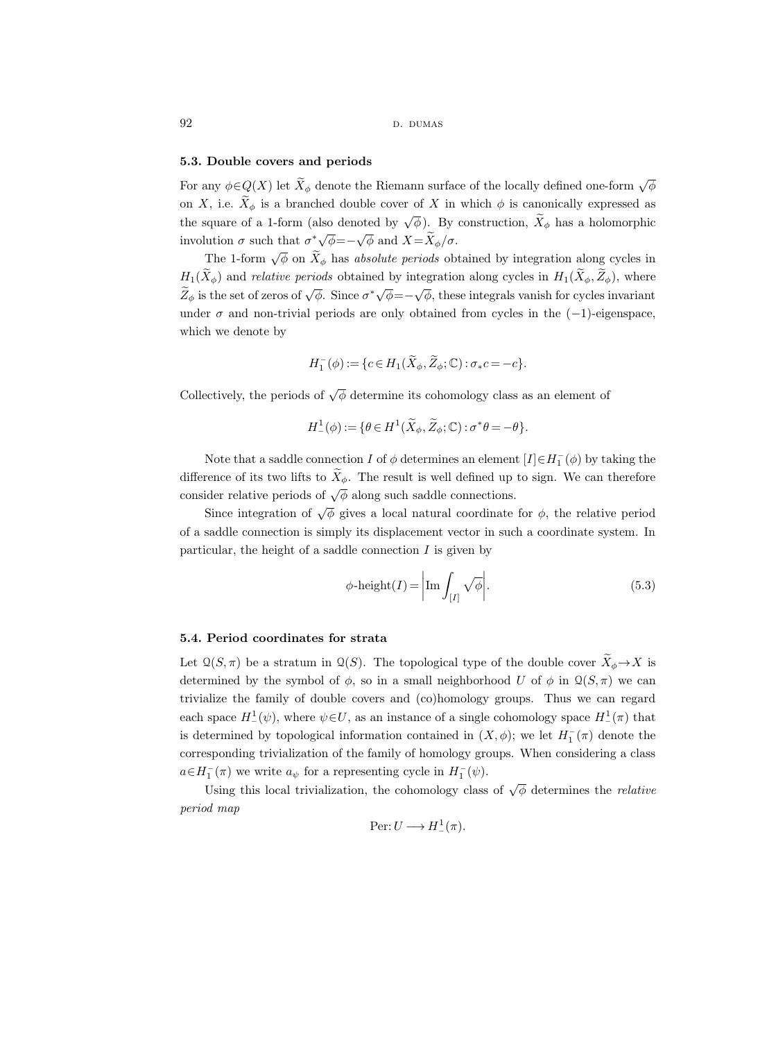### 5.3. Double covers and periods

For any $\phi \in Q(X)$ let $\widetilde{X}_\phi$ denote the Riemann surface of the locally defined one-form $\sqrt{\phi}$ on $X$, i.e. $\widetilde{X}_\phi$ is a branched double cover of $X$ in which $\phi$ is canonically expressed as the square of a 1-form (also denoted by $\sqrt{\phi}$). By construction, $\widetilde{X}_\phi$ has a holomorphic involution $\sigma$ such that $\sigma^* \sqrt{\phi} = -\sqrt{\phi}$ and $X = \widetilde{X}_\phi / \sigma$.

The 1-form $\sqrt{\phi}$ on $\widetilde{X}_\phi$ has *absolute periods* obtained by integration along cycles in $H_1(\widetilde{X}_\phi)$ and *relative periods* obtained by integration along cycles in $H_1(\widetilde{X}_\phi, \widetilde{Z}_\phi)$, where $\widetilde{Z}_\phi$ is the set of zeros of $\sqrt{\phi}$. Since $\sigma^* \sqrt{\phi} = -\sqrt{\phi}$, these integrals vanish for cycles invariant under $\sigma$ and non-trivial periods are only obtained from cycles in the $(-1)$-eigenspace, which we denote by

$$H_1^-(\phi) := \{c \in H_1(\widetilde{X}_\phi, \widetilde{Z}_\phi; \mathbb{C}) : \sigma_* c = -c\}.$$

Collectively, the periods of $\sqrt{\phi}$ determine its cohomology class as an element of

$$H_-^1(\phi) := \{\theta \in H^1(\widetilde{X}_\phi, \widetilde{Z}_\phi; \mathbb{C}) : \sigma^* \theta = -\theta\}.$$

Note that a saddle connection $I$ of $\phi$ determines an element $[I] \in H_1^-(\phi)$ by taking the difference of its two lifts to $\widetilde{X}_\phi$. The result is well defined up to sign. We can therefore consider relative periods of $\sqrt{\phi}$ along such saddle connections.

Since integration of $\sqrt{\phi}$ gives a local natural coordinate for $\phi$, the relative period of a saddle connection is simply its displacement vector in such a coordinate system. In particular, the height of a saddle connection $I$ is given by

$$\phi\text{-height}(I) = \left| \operatorname{Im} \int_{[I]} \sqrt{\phi} \right|. \tag{5.3}$$

### 5.4. Period coordinates for strata

Let $\mathcal{Q}(S, \pi)$ be a stratum in $\mathcal{Q}(S)$. The topological type of the double cover $\widetilde{X}_\phi \to X$ is determined by the symbol of $\phi$, so in a small neighborhood $U$ of $\phi$ in $\mathcal{Q}(S, \pi)$ we can trivialize the family of double covers and (co)homology groups. Thus we can regard each space $H_-^1(\psi)$, where $\psi \in U$, as an instance of a single cohomology space $H_-^1(\pi)$ that is determined by topological information contained in $(X, \phi)$; we let $H_1^-(\pi)$ denote the corresponding trivialization of the family of homology groups. When considering a class $a \in H_1^-(\pi)$ we write $a_\psi$ for a representing cycle in $H_1^-(\psi)$.

Using this local trivialization, the cohomology class of $\sqrt{\phi}$ determines the *relative period map*

$$\operatorname{Per}: U \longrightarrow H_-^1(\pi).$$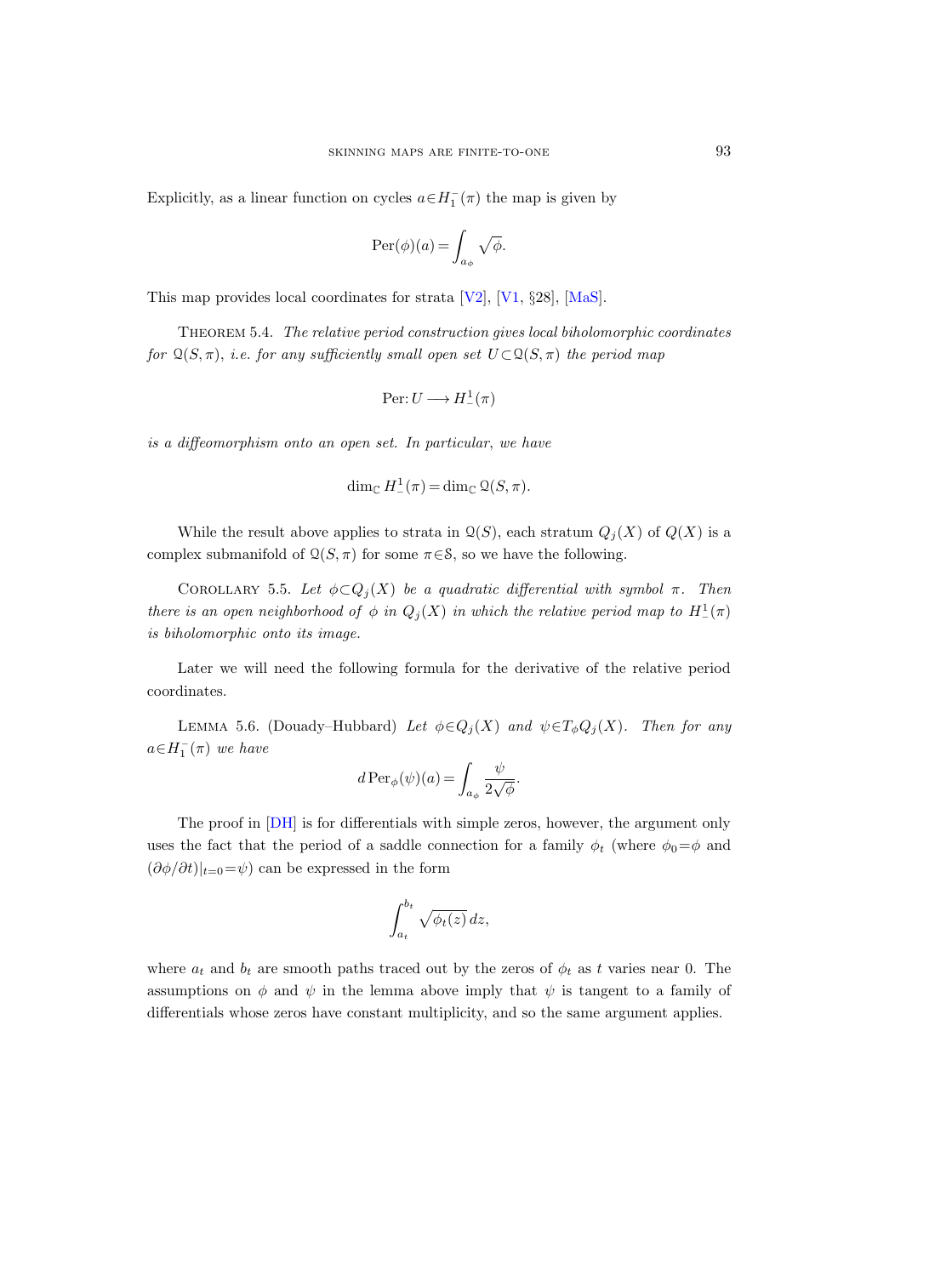Explicitly, as a linear function on cycles $a\in H_1^-(\pi)$ the map is given by

$$\operatorname{Per}(\phi)(a) = \int_{a_\phi} \sqrt{\phi}.$$

This map provides local coordinates for strata [V2], [V1, §28], [MaS].

THEOREM 5.4. *The relative period construction gives local biholomorphic coordinates for $\mathcal{Q}(S,\pi)$, i.e. for any sufficiently small open set $U\subset\mathcal{Q}(S,\pi)$ the period map*

$$\operatorname{Per}\colon U \longrightarrow H^1_-(\pi)$$

*is a diffeomorphism onto an open set. In particular, we have*

$$\dim_{\mathbf{C}} H^1_-(\pi) = \dim_{\mathbf{C}} \mathcal{Q}(S,\pi).$$

While the result above applies to strata in $\mathcal{Q}(S)$, each stratum $Q_j(X)$ of $Q(X)$ is a complex submanifold of $\mathcal{Q}(S,\pi)$ for some $\pi\in\mathcal{S}$, so we have the following.

COROLLARY 5.5. *Let $\phi\subset Q_j(X)$ be a quadratic differential with symbol $\pi$. Then there is an open neighborhood of $\phi$ in $Q_j(X)$ in which the relative period map to $H^1_-(\pi)$ is biholomorphic onto its image.*

Later we will need the following formula for the derivative of the relative period coordinates.

LEMMA 5.6. (Douady–Hubbard) *Let $\phi\in Q_j(X)$ and $\psi\in T_\phi Q_j(X)$. Then for any $a\in H_1^-(\pi)$ we have*

$$d\operatorname{Per}_\phi(\psi)(a) = \int_{a_\phi} \frac{\psi}{2\sqrt{\phi}}.$$

The proof in [DH] is for differentials with simple zeros, however, the argument only uses the fact that the period of a saddle connection for a family $\phi_t$ (where $\phi_0=\phi$ and $(\partial\phi/\partial t)|_{t=0}=\psi$) can be expressed in the form

$$\int_{a_t}^{b_t} \sqrt{\phi_t(z)}\,dz,$$

where $a_t$ and $b_t$ are smooth paths traced out by the zeros of $\phi_t$ as $t$ varies near 0. The assumptions on $\phi$ and $\psi$ in the lemma above imply that $\psi$ is tangent to a family of differentials whose zeros have constant multiplicity, and so the same argument applies.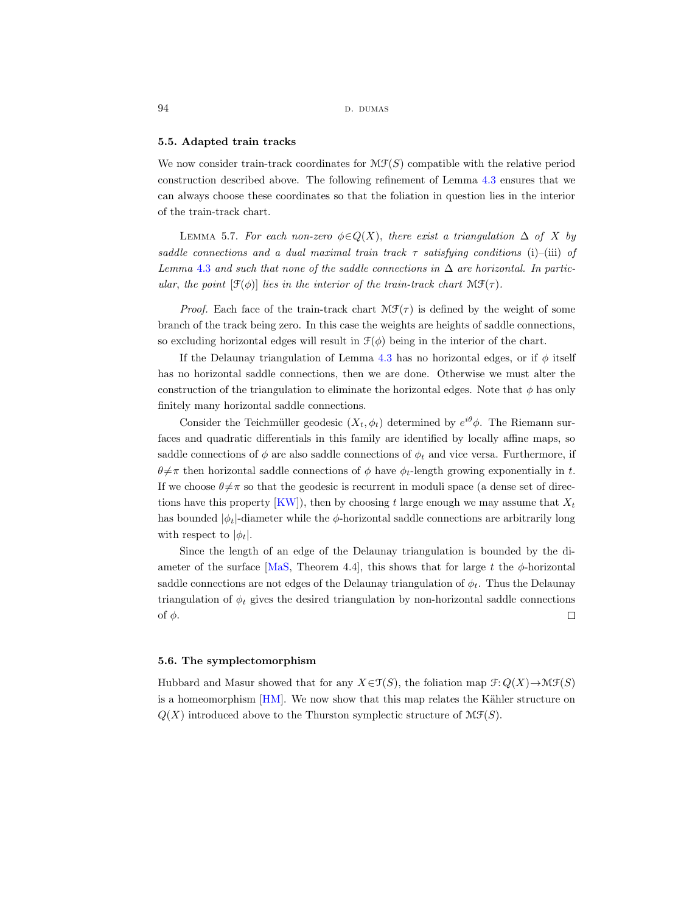### 5.5. Adapted train tracks

We now consider train-track coordinates for $\mathcal{MF}(S)$ compatible with the relative period construction described above. The following refinement of Lemma 4.3 ensures that we can always choose these coordinates so that the foliation in question lies in the interior of the train-track chart.

Lemma 5.7. *For each non-zero $\phi \in Q(X)$, there exist a triangulation $\Delta$ of $X$ by saddle connections and a dual maximal train track $\tau$ satisfying conditions* (i)–(iii) *of Lemma 4.3 and such that none of the saddle connections in $\Delta$ are horizontal. In particular, the point $[\mathcal{F}(\phi)]$ lies in the interior of the train-track chart $\mathcal{MF}(\tau)$.*

*Proof.* Each face of the train-track chart $\mathcal{MF}(\tau)$ is defined by the weight of some branch of the track being zero. In this case the weights are heights of saddle connections, so excluding horizontal edges will result in $\mathcal{F}(\phi)$ being in the interior of the chart.

If the Delaunay triangulation of Lemma 4.3 has no horizontal edges, or if $\phi$ itself has no horizontal saddle connections, then we are done. Otherwise we must alter the construction of the triangulation to eliminate the horizontal edges. Note that $\phi$ has only finitely many horizontal saddle connections.

Consider the Teichmüller geodesic $(X_t, \phi_t)$ determined by $e^{i\theta}\phi$. The Riemann surfaces and quadratic differentials in this family are identified by locally affine maps, so saddle connections of $\phi$ are also saddle connections of $\phi_t$ and vice versa. Furthermore, if $\theta \neq \pi$ then horizontal saddle connections of $\phi$ have $\phi_t$-length growing exponentially in $t$. If we choose $\theta \neq \pi$ so that the geodesic is recurrent in moduli space (a dense set of directions have this property [KW]), then by choosing $t$ large enough we may assume that $X_t$ has bounded $|\phi_t|$-diameter while the $\phi$-horizontal saddle connections are arbitrarily long with respect to $|\phi_t|$.

Since the length of an edge of the Delaunay triangulation is bounded by the diameter of the surface [MaS, Theorem 4.4], this shows that for large $t$ the $\phi$-horizontal saddle connections are not edges of the Delaunay triangulation of $\phi_t$. Thus the Delaunay triangulation of $\phi_t$ gives the desired triangulation by non-horizontal saddle connections of $\phi$. $\square$

### 5.6. The symplectomorphism

Hubbard and Masur showed that for any $X \in \mathcal{T}(S)$, the foliation map $\mathcal{F}: Q(X) \to \mathcal{MF}(S)$ is a homeomorphism [HM]. We now show that this map relates the Kähler structure on $Q(X)$ introduced above to the Thurston symplectic structure of $\mathcal{MF}(S)$.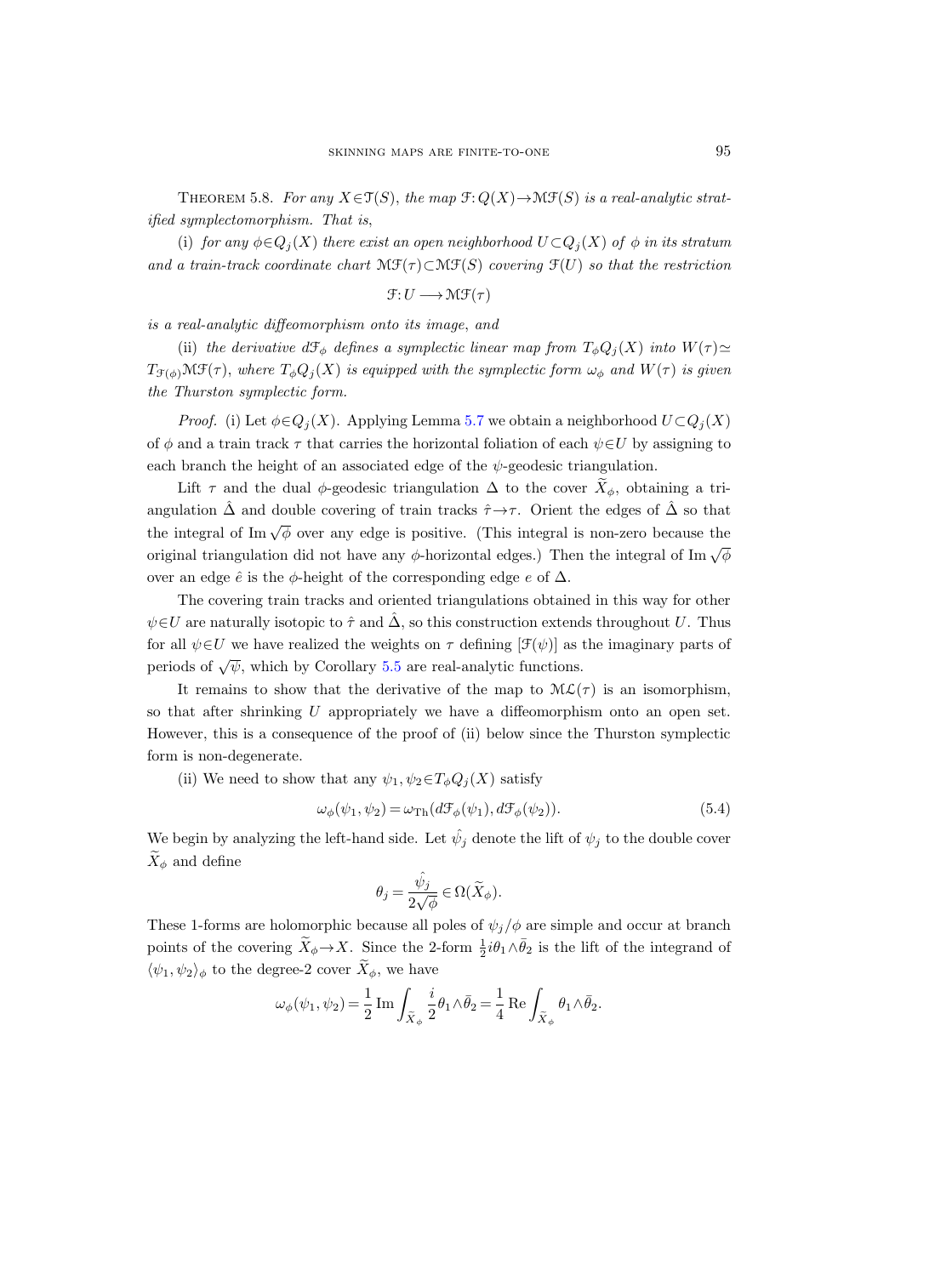Theorem 5.8. *For any $X\in\mathcal{T}(S)$, the map $\mathcal{F}\colon Q(X)\to\mathcal{MF}(S)$ is a real-analytic stratified symplectomorphism. That is,*

(i) *for any $\phi\in Q_j(X)$ there exist an open neighborhood $U\subset Q_j(X)$ of $\phi$ in its stratum and a train-track coordinate chart $\mathcal{MF}(\tau)\subset\mathcal{MF}(S)$ covering $\mathcal{F}(U)$ so that the restriction*

$$\mathcal{F}\colon U\longrightarrow\mathcal{MF}(\tau)$$

*is a real-analytic diffeomorphism onto its image, and*

(ii) *the derivative $d\mathcal{F}_\phi$ defines a symplectic linear map from $T_\phi Q_j(X)$ into $W(\tau)\simeq T_{\mathcal{F}(\phi)}\mathcal{MF}(\tau)$, where $T_\phi Q_j(X)$ is equipped with the symplectic form $\omega_\phi$ and $W(\tau)$ is given the Thurston symplectic form.*

*Proof.* (i) Let $\phi\in Q_j(X)$. Applying Lemma 5.7 we obtain a neighborhood $U\subset Q_j(X)$ of $\phi$ and a train track $\tau$ that carries the horizontal foliation of each $\psi\in U$ by assigning to each branch the height of an associated edge of the $\psi$-geodesic triangulation.

Lift $\tau$ and the dual $\phi$-geodesic triangulation $\Delta$ to the cover $\widetilde{X}_\phi$, obtaining a triangulation $\hat{\Delta}$ and double covering of train tracks $\hat{\tau}\to\tau$. Orient the edges of $\hat{\Delta}$ so that the integral of $\operatorname{Im}\sqrt{\phi}$ over any edge is positive. (This integral is non-zero because the original triangulation did not have any $\phi$-horizontal edges.) Then the integral of $\operatorname{Im}\sqrt{\phi}$ over an edge $\hat{e}$ is the $\phi$-height of the corresponding edge $e$ of $\Delta$.

The covering train tracks and oriented triangulations obtained in this way for other $\psi\in U$ are naturally isotopic to $\hat{\tau}$ and $\hat{\Delta}$, so this construction extends throughout $U$. Thus for all $\psi\in U$ we have realized the weights on $\tau$ defining $[\mathcal{F}(\psi)]$ as the imaginary parts of periods of $\sqrt{\psi}$, which by Corollary 5.5 are real-analytic functions.

It remains to show that the derivative of the map to $\mathcal{ML}(\tau)$ is an isomorphism, so that after shrinking $U$ appropriately we have a diffeomorphism onto an open set. However, this is a consequence of the proof of (ii) below since the Thurston symplectic form is non-degenerate.

(ii) We need to show that any $\psi_1,\psi_2\in T_\phi Q_j(X)$ satisfy

$$\omega_\phi(\psi_1,\psi_2)=\omega_{\mathrm{Th}}(d\mathcal{F}_\phi(\psi_1),d\mathcal{F}_\phi(\psi_2)). \tag{5.4}$$

We begin by analyzing the left-hand side. Let $\hat{\psi}_j$ denote the lift of $\psi_j$ to the double cover $\widetilde{X}_\phi$ and define

$$\theta_j=\frac{\hat{\psi}_j}{2\sqrt{\phi}}\in\Omega(\widetilde{X}_\phi).$$

These 1-forms are holomorphic because all poles of $\psi_j/\phi$ are simple and occur at branch points of the covering $\widetilde{X}_\phi\to X$. Since the 2-form $\frac{1}{2}i\theta_1\wedge\bar{\theta}_2$ is the lift of the integrand of $\langle\psi_1,\psi_2\rangle_\phi$ to the degree-2 cover $\widetilde{X}_\phi$, we have

$$\omega_\phi(\psi_1,\psi_2)=\frac{1}{2}\operatorname{Im}\int_{\widetilde{X}_\phi}\frac{i}{2}\theta_1\wedge\bar{\theta}_2=\frac{1}{4}\operatorname{Re}\int_{\widetilde{X}_\phi}\theta_1\wedge\bar{\theta}_2.$$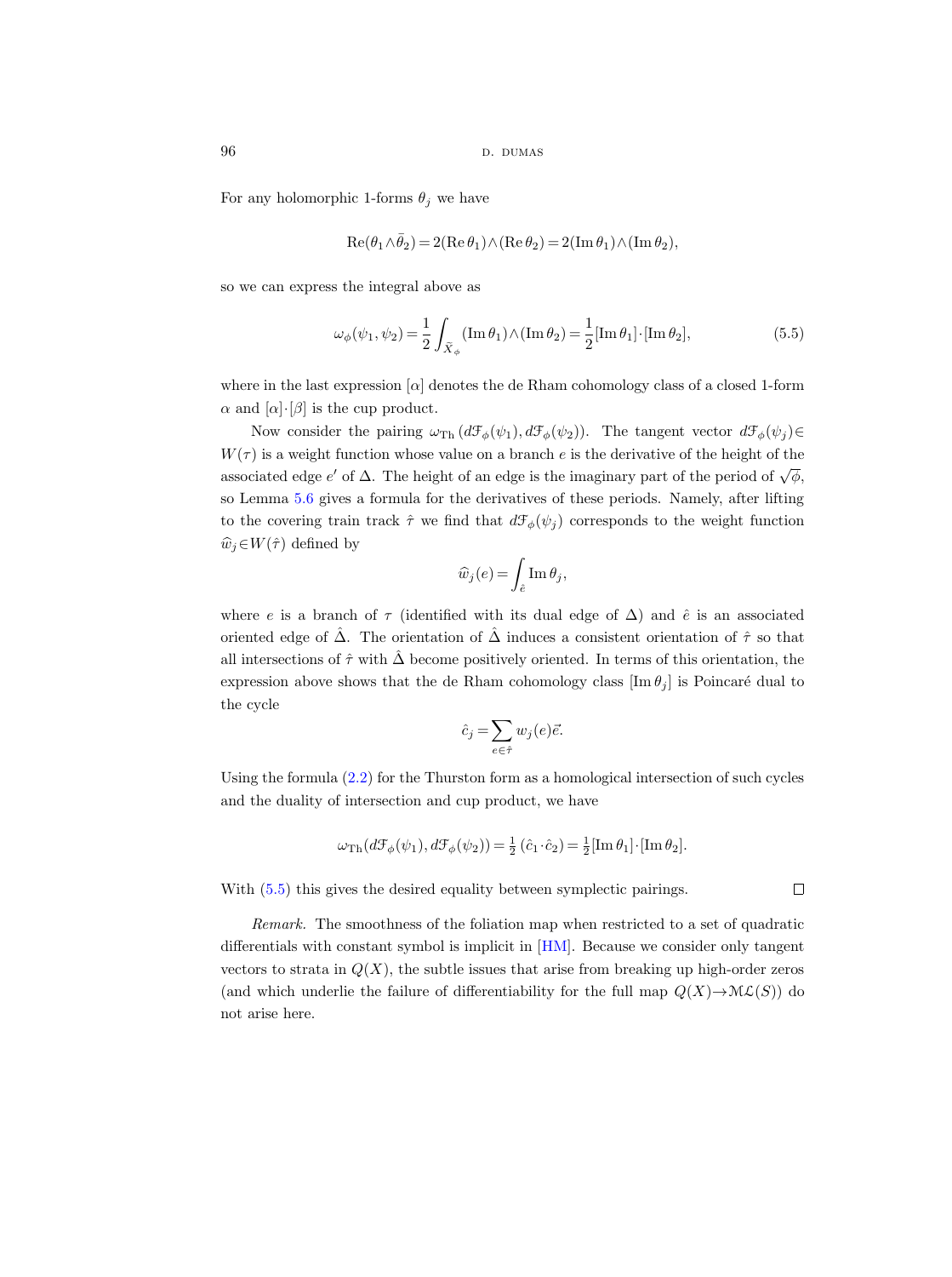For any holomorphic 1-forms $\theta_j$ we have

$$\operatorname{Re}(\theta_1\wedge\bar{\theta}_2)=2(\operatorname{Re}\theta_1)\wedge(\operatorname{Re}\theta_2)=2(\operatorname{Im}\theta_1)\wedge(\operatorname{Im}\theta_2),$$

so we can express the integral above as

$$\omega_\phi(\psi_1,\psi_2)=\frac{1}{2}\int_{\tilde{X}_\phi}(\operatorname{Im}\theta_1)\wedge(\operatorname{Im}\theta_2)=\frac{1}{2}[\operatorname{Im}\theta_1]\cdot[\operatorname{Im}\theta_2], \tag{5.5}$$

where in the last expression $[\alpha]$ denotes the de Rham cohomology class of a closed 1-form $\alpha$ and $[\alpha]\cdot[\beta]$ is the cup product.

Now consider the pairing $\omega_{\mathrm{Th}}(d\mathcal{F}_\phi(\psi_1),d\mathcal{F}_\phi(\psi_2))$. The tangent vector $d\mathcal{F}_\phi(\psi_j)\in W(\tau)$ is a weight function whose value on a branch $e$ is the derivative of the height of the associated edge $e'$ of $\Delta$. The height of an edge is the imaginary part of the period of $\sqrt{\phi}$, so Lemma 5.6 gives a formula for the derivatives of these periods. Namely, after lifting to the covering train track $\hat{\tau}$ we find that $d\mathcal{F}_\phi(\psi_j)$ corresponds to the weight function $\widehat{w}_j\in W(\hat{\tau})$ defined by

$$\widehat{w}_j(e)=\int_{\hat{e}}\operatorname{Im}\theta_j,$$

where $e$ is a branch of $\tau$ (identified with its dual edge of $\Delta$) and $\hat{e}$ is an associated oriented edge of $\hat{\Delta}$. The orientation of $\hat{\Delta}$ induces a consistent orientation of $\hat{\tau}$ so that all intersections of $\hat{\tau}$ with $\hat{\Delta}$ become positively oriented. In terms of this orientation, the expression above shows that the de Rham cohomology class $[\operatorname{Im}\theta_j]$ is Poincaré dual to the cycle

$$\hat{c}_j=\sum_{e\in\hat{\tau}}w_j(e)\vec{e}.$$

Using the formula (2.2) for the Thurston form as a homological intersection of such cycles and the duality of intersection and cup product, we have

$$\omega_{\mathrm{Th}}(d\mathcal{F}_\phi(\psi_1),d\mathcal{F}_\phi(\psi_2))=\tfrac{1}{2}\,(\hat{c}_1\cdot\hat{c}_2)=\tfrac{1}{2}[\operatorname{Im}\theta_1]\cdot[\operatorname{Im}\theta_2].$$

With (5.5) this gives the desired equality between symplectic pairings. $\square$

*Remark.* The smoothness of the foliation map when restricted to a set of quadratic differentials with constant symbol is implicit in [HM]. Because we consider only tangent vectors to strata in $Q(X)$, the subtle issues that arise from breaking up high-order zeros (and which underlie the failure of differentiability for the full map $Q(X)\to\mathcal{ML}(S)$) do not arise here.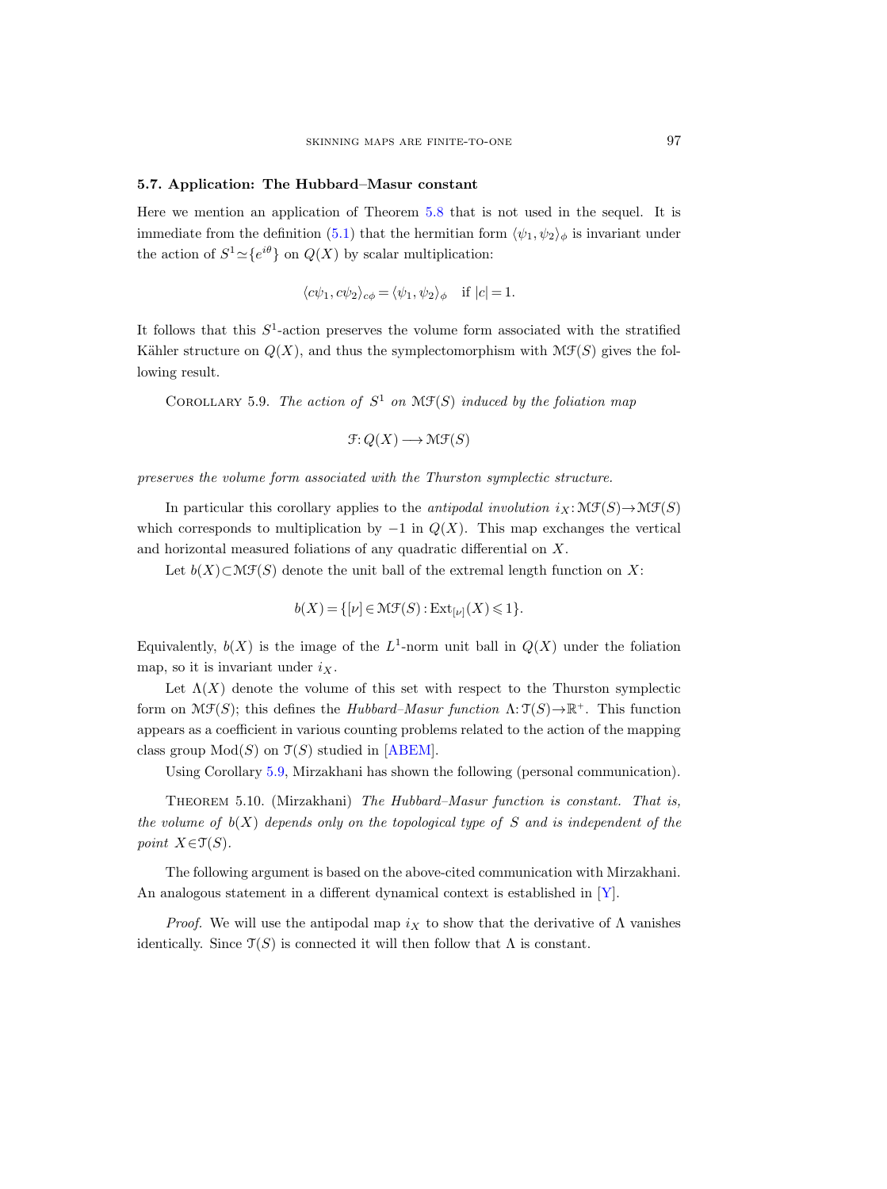### 5.7. Application: The Hubbard–Masur constant

Here we mention an application of Theorem 5.8 that is not used in the sequel. It is immediate from the definition (5.1) that the hermitian form $\langle \psi_1, \psi_2 \rangle_\phi$ is invariant under the action of $S^1 \simeq \{e^{i\theta}\}$ on $Q(X)$ by scalar multiplication:

$$\langle c\psi_1, c\psi_2 \rangle_{c\phi} = \langle \psi_1, \psi_2 \rangle_\phi \quad \text{if } |c| = 1.$$

It follows that this $S^1$-action preserves the volume form associated with the stratified Kähler structure on $Q(X)$, and thus the symplectomorphism with $\mathcal{MF}(S)$ gives the following result.

Corollary 5.9. *The action of $S^1$ on $\mathcal{MF}(S)$ induced by the foliation map*

$$\mathcal{F}: Q(X) \longrightarrow \mathcal{MF}(S)$$

*preserves the volume form associated with the Thurston symplectic structure.*

In particular this corollary applies to the *antipodal involution* $i_X: \mathcal{MF}(S) \to \mathcal{MF}(S)$ which corresponds to multiplication by $-1$ in $Q(X)$. This map exchanges the vertical and horizontal measured foliations of any quadratic differential on $X$.

Let $b(X) \subset \mathcal{MF}(S)$ denote the unit ball of the extremal length function on $X$:

$$b(X) = \{[\nu] \in \mathcal{MF}(S) : \mathrm{Ext}_{[\nu]}(X) \leqslant 1\}.$$

Equivalently, $b(X)$ is the image of the $L^1$-norm unit ball in $Q(X)$ under the foliation map, so it is invariant under $i_X$.

Let $\Lambda(X)$ denote the volume of this set with respect to the Thurston symplectic form on $\mathcal{MF}(S)$; this defines the *Hubbard–Masur function* $\Lambda: \mathcal{T}(S) \to \mathbb{R}^+$. This function appears as a coefficient in various counting problems related to the action of the mapping class group $\mathrm{Mod}(S)$ on $\mathcal{T}(S)$ studied in [ABEM].

Using Corollary 5.9, Mirzakhani has shown the following (personal communication).

Theorem 5.10. (Mirzakhani) *The Hubbard–Masur function is constant. That is, the volume of $b(X)$ depends only on the topological type of $S$ and is independent of the point $X \in \mathcal{T}(S)$.*

The following argument is based on the above-cited communication with Mirzakhani. An analogous statement in a different dynamical context is established in [Y].

*Proof.* We will use the antipodal map $i_X$ to show that the derivative of $\Lambda$ vanishes identically. Since $\mathcal{T}(S)$ is connected it will then follow that $\Lambda$ is constant.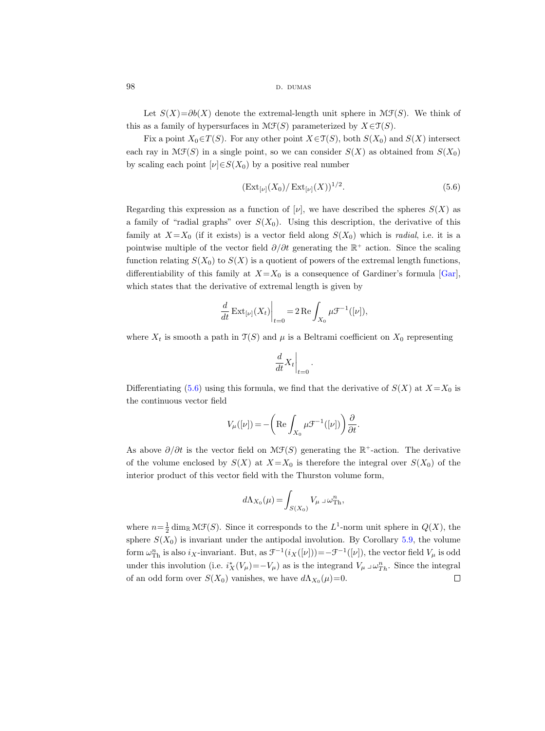Let $S(X)=\partial b(X)$ denote the extremal-length unit sphere in $\mathcal{MF}(S)$. We think of this as a family of hypersurfaces in $\mathcal{MF}(S)$ parameterized by $X\in\mathcal{T}(S)$.

Fix a point $X_0\in T(S)$. For any other point $X\in\mathcal{T}(S)$, both $S(X_0)$ and $S(X)$ intersect each ray in $\mathcal{MF}(S)$ in a single point, so we can consider $S(X)$ as obtained from $S(X_0)$ by scaling each point $[\nu]\in S(X_0)$ by a positive real number

$$(\operatorname{Ext}_{[\nu]}(X_0)/\operatorname{Ext}_{[\nu]}(X))^{1/2}. \tag{5.6}$$

Regarding this expression as a function of $[\nu]$, we have described the spheres $S(X)$ as a family of "radial graphs" over $S(X_0)$. Using this description, the derivative of this family at $X=X_0$ (if it exists) is a vector field along $S(X_0)$ which is *radial*, i.e. it is a pointwise multiple of the vector field $\partial/\partial t$ generating the $\mathbb{R}^+$ action. Since the scaling function relating $S(X_0)$ to $S(X)$ is a quotient of powers of the extremal length functions, differentiability of this family at $X=X_0$ is a consequence of Gardiner's formula [Gar], which states that the derivative of extremal length is given by

$$\frac{d}{dt}\operatorname{Ext}_{[\nu]}(X_t)\bigg|_{t=0}=2\operatorname{Re}\int_{X_0}\mu\mathcal{F}^{-1}([\nu]),$$

where $X_t$ is smooth a path in $\mathcal{T}(S)$ and $\mu$ is a Beltrami coefficient on $X_0$ representing

$$\frac{d}{dt}X_t\bigg|_{t=0}.$$

Differentiating (5.6) using this formula, we find that the derivative of $S(X)$ at $X=X_0$ is the continuous vector field

$$V_\mu([\nu])=-\left(\operatorname{Re}\int_{X_0}\mu\mathcal{F}^{-1}([\nu])\right)\frac{\partial}{\partial t}.$$

As above $\partial/\partial t$ is the vector field on $\mathcal{MF}(S)$ generating the $\mathbb{R}^+$-action. The derivative of the volume enclosed by $S(X)$ at $X=X_0$ is therefore the integral over $S(X_0)$ of the interior product of this vector field with the Thurston volume form,

$$d\Lambda_{X_0}(\mu)=\int_{S(X_0)}V_\mu\lrcorner\,\omega^n_{\mathrm{Th}},$$

where $n=\frac{1}{2}\dim_{\mathbb{R}}\mathcal{MF}(S)$. Since it corresponds to the $L^1$-norm unit sphere in $Q(X)$, the sphere $S(X_0)$ is invariant under the antipodal involution. By Corollary 5.9, the volume form $\omega^n_{\mathrm{Th}}$ is also $i_X$-invariant. But, as $\mathcal{F}^{-1}(i_X([\nu]))=-\mathcal{F}^{-1}([\nu])$, the vector field $V_\mu$ is odd under this involution (i.e. $i_X^*(V_\mu)=-V_\mu$) as is the integrand $V_\mu\lrcorner\,\omega^n_{Th}$. Since the integral of an odd form over $S(X_0)$ vanishes, we have $d\Lambda_{X_0}(\mu)=0$. $\square$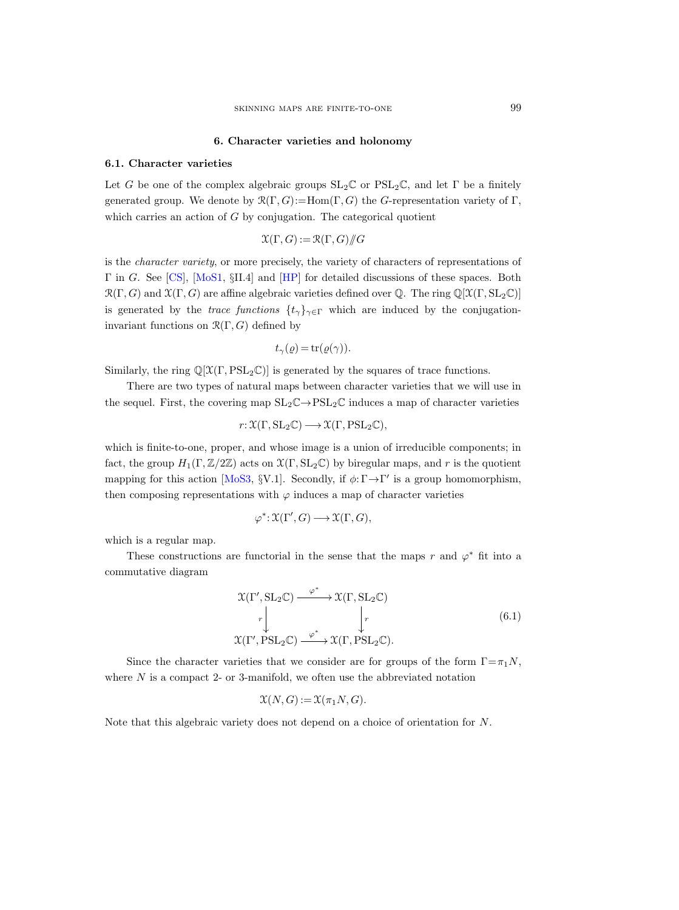## 6. Character varieties and holonomy

### 6.1. Character varieties

Let $G$ be one of the complex algebraic groups $\mathrm{SL}_2\mathbb{C}$ or $\mathrm{PSL}_2\mathbb{C}$, and let $\Gamma$ be a finitely generated group. We denote by $\mathcal{R}(\Gamma, G) := \mathrm{Hom}(\Gamma, G)$ the $G$-representation variety of $\Gamma$, which carries an action of $G$ by conjugation. The categorical quotient

$$\mathcal{X}(\Gamma, G) := \mathcal{R}(\Gamma, G) /\!\!/ G$$

is the *character variety*, or more precisely, the variety of characters of representations of $\Gamma$ in $G$. See [CS], [MoS1, §II.4] and [HP] for detailed discussions of these spaces. Both $\mathcal{R}(\Gamma, G)$ and $\mathcal{X}(\Gamma, G)$ are affine algebraic varieties defined over $\mathbb{Q}$. The ring $\mathbb{Q}[\mathcal{X}(\Gamma, \mathrm{SL}_2\mathbb{C})]$ is generated by the *trace functions* $\{t_\gamma\}_{\gamma\in\Gamma}$ which are induced by the conjugation-invariant functions on $\mathcal{R}(\Gamma, G)$ defined by

$$t_\gamma(\varrho) = \mathrm{tr}(\varrho(\gamma)).$$

Similarly, the ring $\mathbb{Q}[\mathcal{X}(\Gamma, \mathrm{PSL}_2\mathbb{C})]$ is generated by the squares of trace functions.

There are two types of natural maps between character varieties that we will use in the sequel. First, the covering map $\mathrm{SL}_2\mathbb{C} \to \mathrm{PSL}_2\mathbb{C}$ induces a map of character varieties

$$r: \mathcal{X}(\Gamma, \mathrm{SL}_2\mathbb{C}) \longrightarrow \mathcal{X}(\Gamma, \mathrm{PSL}_2\mathbb{C}),$$

which is finite-to-one, proper, and whose image is a union of irreducible components; in fact, the group $H_1(\Gamma, \mathbb{Z}/2\mathbb{Z})$ acts on $\mathcal{X}(\Gamma, \mathrm{SL}_2\mathbb{C})$ by biregular maps, and $r$ is the quotient mapping for this action [MoS3, §V.1]. Secondly, if $\phi: \Gamma \to \Gamma'$ is a group homomorphism, then composing representations with $\varphi$ induces a map of character varieties

$$\varphi^*: \mathcal{X}(\Gamma', G) \longrightarrow \mathcal{X}(\Gamma, G),$$

which is a regular map.

These constructions are functorial in the sense that the maps $r$ and $\varphi^*$ fit into a commutative diagram

$$\begin{array}{ccc}
\mathcal{X}(\Gamma', \mathrm{SL}_2\mathbb{C}) & \xrightarrow{\varphi^*} & \mathcal{X}(\Gamma, \mathrm{SL}_2\mathbb{C}) \\
\downarrow r & & \downarrow r \\
\mathcal{X}(\Gamma', \mathrm{PSL}_2\mathbb{C}) & \xrightarrow{\varphi^*} & \mathcal{X}(\Gamma, \mathrm{PSL}_2\mathbb{C}).
\end{array} \tag{6.1}$$

Since the character varieties that we consider are for groups of the form $\Gamma = \pi_1 N$, where $N$ is a compact 2- or 3-manifold, we often use the abbreviated notation

$$\mathcal{X}(N, G) := \mathcal{X}(\pi_1 N, G).$$

Note that this algebraic variety does not depend on a choice of orientation for $N$.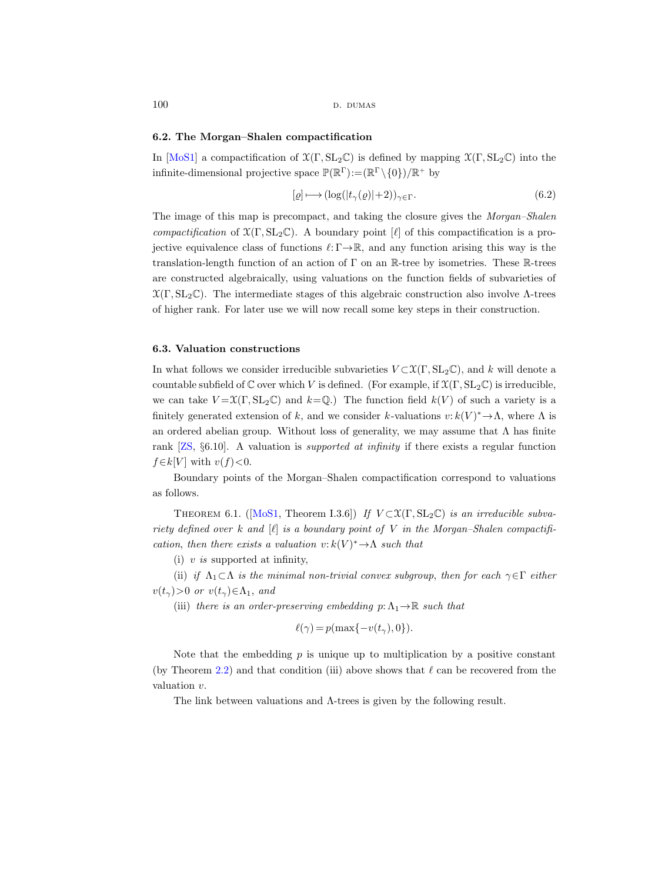### 6.2. The Morgan–Shalen compactification

In [MoS1] a compactification of $\mathfrak{X}(\Gamma, \mathrm{SL}_2\mathbb{C})$ is defined by mapping $\mathfrak{X}(\Gamma, \mathrm{SL}_2\mathbb{C})$ into the infinite-dimensional projective space $\mathbb{P}(\mathbb{R}^\Gamma) := (\mathbb{R}^\Gamma \setminus \{0\})/\mathbb{R}^+$ by

$$[\varrho] \longmapsto (\log(|t_\gamma(\varrho)|+2))_{\gamma \in \Gamma}. \tag{6.2}$$

The image of this map is precompact, and taking the closure gives the *Morgan–Shalen compactification* of $\mathfrak{X}(\Gamma, \mathrm{SL}_2\mathbb{C})$. A boundary point $[\ell]$ of this compactification is a projective equivalence class of functions $\ell: \Gamma \to \mathbb{R}$, and any function arising this way is the translation-length function of an action of $\Gamma$ on an $\mathbb{R}$-tree by isometries. These $\mathbb{R}$-trees are constructed algebraically, using valuations on the function fields of subvarieties of $\mathfrak{X}(\Gamma, \mathrm{SL}_2\mathbb{C})$. The intermediate stages of this algebraic construction also involve $\Lambda$-trees of higher rank. For later use we will now recall some key steps in their construction.

### 6.3. Valuation constructions

In what follows we consider irreducible subvarieties $V \subset \mathfrak{X}(\Gamma, \mathrm{SL}_2\mathbb{C})$, and $k$ will denote a countable subfield of $\mathbb{C}$ over which $V$ is defined. (For example, if $\mathfrak{X}(\Gamma, \mathrm{SL}_2\mathbb{C})$ is irreducible, we can take $V = \mathfrak{X}(\Gamma, \mathrm{SL}_2\mathbb{C})$ and $k = \mathbb{Q}$.) The function field $k(V)$ of such a variety is a finitely generated extension of $k$, and we consider $k$-valuations $v: k(V)^* \to \Lambda$, where $\Lambda$ is an ordered abelian group. Without loss of generality, we may assume that $\Lambda$ has finite rank [ZS, §6.10]. A valuation is *supported at infinity* if there exists a regular function $f \in k[V]$ with $v(f) < 0$.

Boundary points of the Morgan–Shalen compactification correspond to valuations as follows.

Theorem 6.1. ([MoS1, Theorem I.3.6]) *If $V \subset \mathfrak{X}(\Gamma, \mathrm{SL}_2\mathbb{C})$ is an irreducible subvariety defined over $k$ and $[\ell]$ is a boundary point of $V$ in the Morgan–Shalen compactification, then there exists a valuation $v: k(V)^* \to \Lambda$ such that*

(i) *$v$ is* supported at infinity,

(ii) *if $\Lambda_1 \subset \Lambda$ is the minimal non-trivial convex subgroup, then for each $\gamma \in \Gamma$ either $v(t_\gamma) > 0$ or $v(t_\gamma) \in \Lambda_1$, and*

(iii) *there is an order-preserving embedding $p: \Lambda_1 \to \mathbb{R}$ such that*

$$\ell(\gamma) = p(\max\{-v(t_\gamma), 0\}).$$

Note that the embedding $p$ is unique up to multiplication by a positive constant (by Theorem 2.2) and that condition (iii) above shows that $\ell$ can be recovered from the valuation $v$.

The link between valuations and $\Lambda$-trees is given by the following result.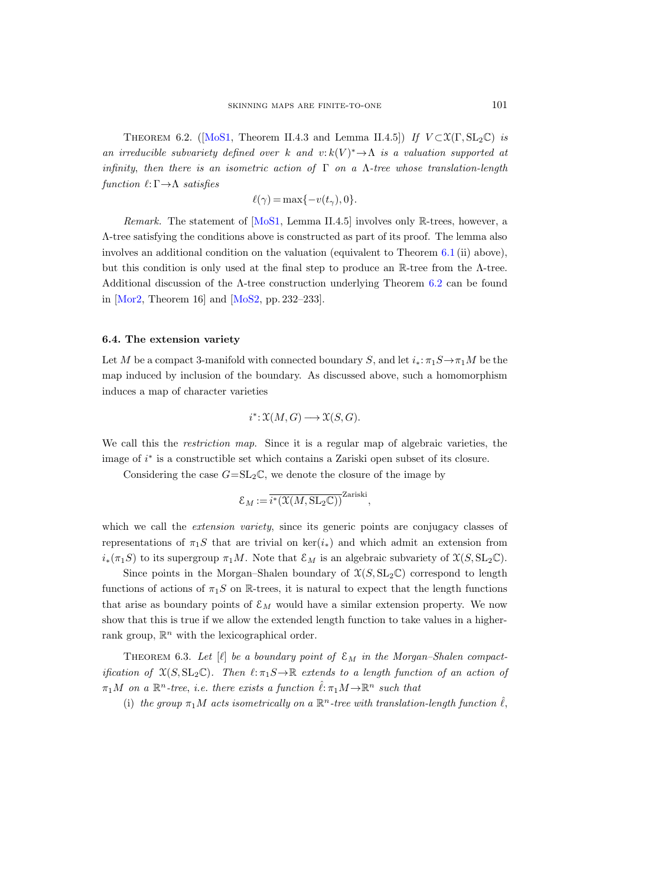Theorem 6.2. ([MoS1, Theorem II.4.3 and Lemma II.4.5]) *If $V \subset \mathfrak{X}(\Gamma, \mathrm{SL}_2\mathbb{C})$ is an irreducible subvariety defined over $k$ and $v: k(V)^* \to \Lambda$ is a valuation supported at infinity, then there is an isometric action of $\Gamma$ on a $\Lambda$-tree whose translation-length function $\ell: \Gamma \to \Lambda$ satisfies*

$$\ell(\gamma) = \max\{-v(t_\gamma), 0\}.$$

*Remark.* The statement of [MoS1, Lemma II.4.5] involves only $\mathbb{R}$-trees, however, a $\Lambda$-tree satisfying the conditions above is constructed as part of its proof. The lemma also involves an additional condition on the valuation (equivalent to Theorem 6.1 (ii) above), but this condition is only used at the final step to produce an $\mathbb{R}$-tree from the $\Lambda$-tree. Additional discussion of the $\Lambda$-tree construction underlying Theorem 6.2 can be found in [Mor2, Theorem 16] and [MoS2, pp. 232–233].

### 6.4. The extension variety

Let $M$ be a compact 3-manifold with connected boundary $S$, and let $i_*: \pi_1 S \to \pi_1 M$ be the map induced by inclusion of the boundary. As discussed above, such a homomorphism induces a map of character varieties

$$i^*: \mathfrak{X}(M, G) \longrightarrow \mathfrak{X}(S, G).$$

We call this the *restriction map*. Since it is a regular map of algebraic varieties, the image of $i^*$ is a constructible set which contains a Zariski open subset of its closure.

Considering the case $G = \mathrm{SL}_2\mathbb{C}$, we denote the closure of the image by

$$\mathcal{E}_M := \overline{i^*(\mathfrak{X}(M, \mathrm{SL}_2\mathbb{C}))}^{\text{Zariski}},$$

which we call the *extension variety*, since its generic points are conjugacy classes of representations of $\pi_1 S$ that are trivial on $\ker(i_*)$ and which admit an extension from $i_*(\pi_1 S)$ to its supergroup $\pi_1 M$. Note that $\mathcal{E}_M$ is an algebraic subvariety of $\mathfrak{X}(S, \mathrm{SL}_2\mathbb{C})$.

Since points in the Morgan–Shalen boundary of $\mathfrak{X}(S, \mathrm{SL}_2\mathbb{C})$ correspond to length functions of actions of $\pi_1 S$ on $\mathbb{R}$-trees, it is natural to expect that the length functions that arise as boundary points of $\mathcal{E}_M$ would have a similar extension property. We now show that this is true if we allow the extended length function to take values in a higher-rank group, $\mathbb{R}^n$ with the lexicographical order.

Theorem 6.3. *Let $[\ell]$ be a boundary point of $\mathcal{E}_M$ in the Morgan–Shalen compactification of $\mathfrak{X}(S, \mathrm{SL}_2\mathbb{C})$. Then $\ell: \pi_1 S \to \mathbb{R}$ extends to a length function of an action of $\pi_1 M$ on a $\mathbb{R}^n$-tree, i.e. there exists a function $\hat{\ell}: \pi_1 M \to \mathbb{R}^n$ such that*

(i) *the group $\pi_1 M$ acts isometrically on a $\mathbb{R}^n$-tree with translation-length function $\hat{\ell}$,*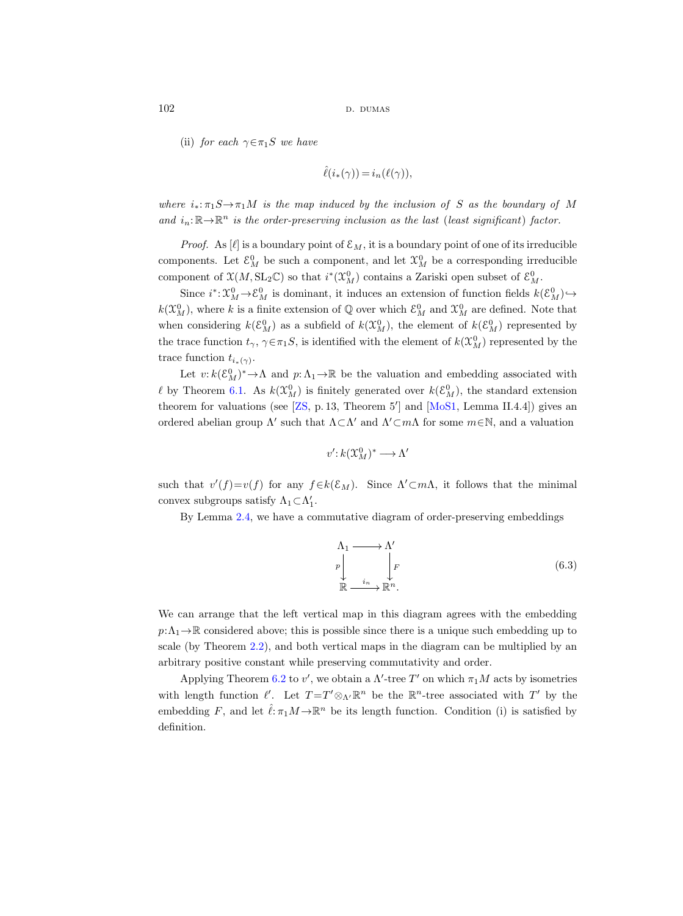(ii) *for each* $\gamma\in\pi_1 S$ *we have*

$$\hat{\ell}(i_*(\gamma)) = i_n(\ell(\gamma)),$$

*where* $i_*:\pi_1 S\to\pi_1 M$ *is the map induced by the inclusion of* $S$ *as the boundary of* $M$ *and* $i_n:\mathbb{R}\to\mathbb{R}^n$ *is the order-preserving inclusion as the last (least significant) factor.*

*Proof.* As $[\ell]$ is a boundary point of $\mathcal{E}_M$, it is a boundary point of one of its irreducible components. Let $\mathcal{E}_M^0$ be such a component, and let $\mathfrak{X}_M^0$ be a corresponding irreducible component of $\mathfrak{X}(M,\mathrm{SL}_2\mathbb{C})$ so that $i^*(\mathfrak{X}_M^0)$ contains a Zariski open subset of $\mathcal{E}_M^0$.

Since $i^*:\mathfrak{X}_M^0\to\mathcal{E}_M^0$ is dominant, it induces an extension of function fields $k(\mathcal{E}_M^0)\hookrightarrow k(\mathfrak{X}_M^0)$, where $k$ is a finite extension of $\mathbb{Q}$ over which $\mathcal{E}_M^0$ and $\mathfrak{X}_M^0$ are defined. Note that when considering $k(\mathcal{E}_M^0)$ as a subfield of $k(\mathfrak{X}_M^0)$, the element of $k(\mathcal{E}_M^0)$ represented by the trace function $t_\gamma$, $\gamma\in\pi_1 S$, is identified with the element of $k(\mathfrak{X}_M^0)$ represented by the trace function $t_{i_*(\gamma)}$.

Let $v: k(\mathcal{E}_M^0)^*\to\Lambda$ and $p:\Lambda_1\to\mathbb{R}$ be the valuation and embedding associated with $\ell$ by Theorem 6.1. As $k(\mathfrak{X}_M^0)$ is finitely generated over $k(\mathcal{E}_M^0)$, the standard extension theorem for valuations (see [ZS, p. 13, Theorem 5′] and [MoS1, Lemma II.4.4]) gives an ordered abelian group $\Lambda'$ such that $\Lambda\subset\Lambda'$ and $\Lambda'\subset m\Lambda$ for some $m\in\mathbb{N}$, and a valuation

$$v': k(\mathfrak{X}_M^0)^* \longrightarrow \Lambda'$$

such that $v'(f)=v(f)$ for any $f\in k(\mathcal{E}_M)$. Since $\Lambda'\subset m\Lambda$, it follows that the minimal convex subgroups satisfy $\Lambda_1\subset\Lambda_1'$.

By Lemma 2.4, we have a commutative diagram of order-preserving embeddings

$$\begin{array}{ccc} \Lambda_1 & \longrightarrow & \Lambda' \\ {\scriptstyle p}\downarrow & & \downarrow{\scriptstyle F} \\ \mathbb{R} & \xrightarrow{\ i_n\ } & \mathbb{R}^n. \end{array} \tag{6.3}$$

We can arrange that the left vertical map in this diagram agrees with the embedding $p:\Lambda_1\to\mathbb{R}$ considered above; this is possible since there is a unique such embedding up to scale (by Theorem 2.2), and both vertical maps in the diagram can be multiplied by an arbitrary positive constant while preserving commutativity and order.

Applying Theorem 6.2 to $v'$, we obtain a $\Lambda'$-tree $T'$ on which $\pi_1 M$ acts by isometries with length function $\ell'$. Let $T=T'\otimes_{\Lambda'}\mathbb{R}^n$ be the $\mathbb{R}^n$-tree associated with $T'$ by the embedding $F$, and let $\hat{\ell}:\pi_1 M\to\mathbb{R}^n$ be its length function. Condition (i) is satisfied by definition.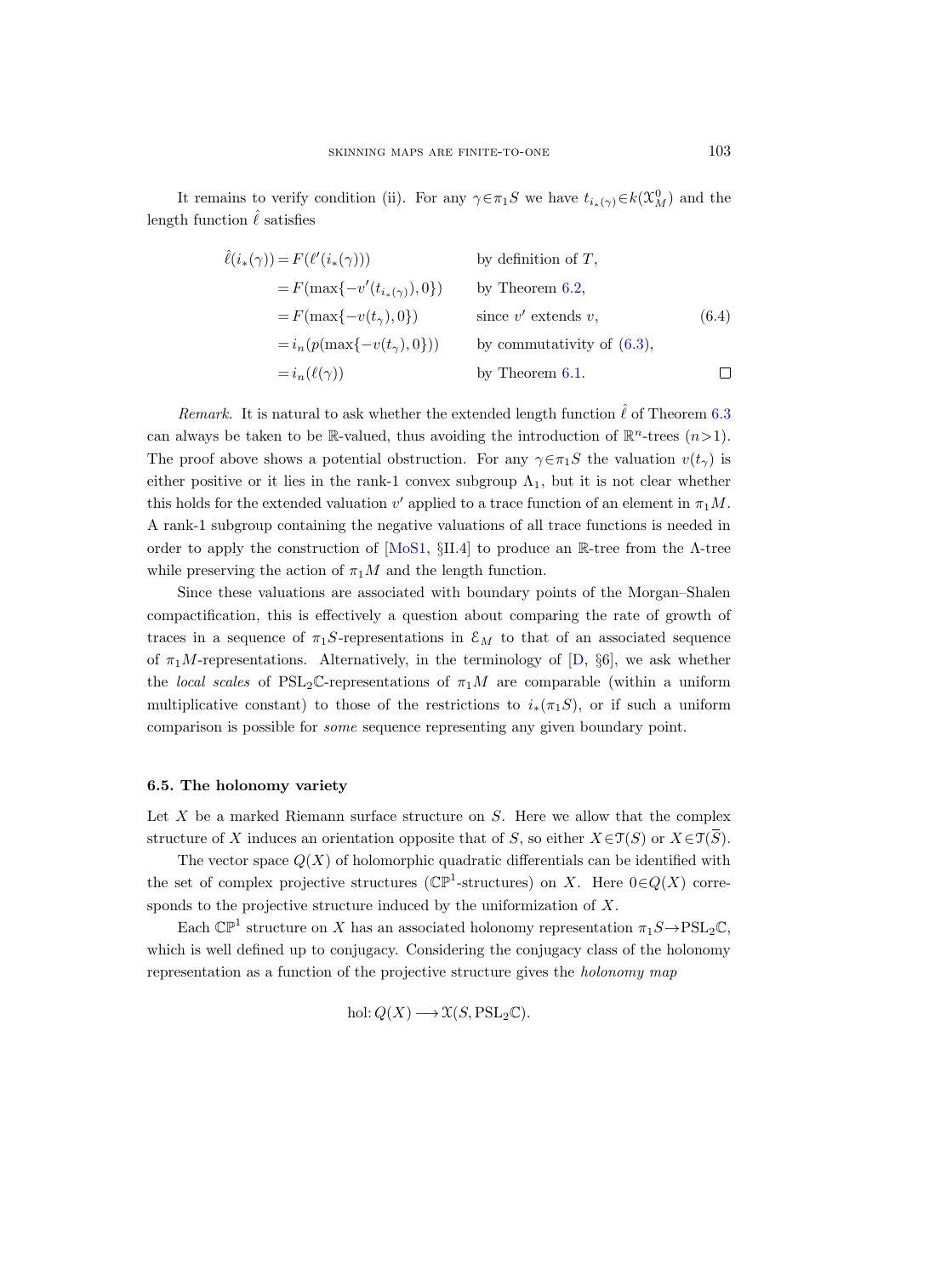It remains to verify condition (ii). For any $\gamma \in \pi_1 S$ we have $t_{i_*(\gamma)} \in k(\mathfrak{X}^0_M)$ and the length function $\hat{\ell}$ satisfies

$$
\begin{aligned}
\hat{\ell}(i_*(\gamma)) &= F(\ell'(i_*(\gamma))) && \text{by definition of } T, \\
&= F(\max\{-v'(t_{i_*(\gamma)}), 0\}) && \text{by Theorem 6.2}, \\
&= F(\max\{-v(t_\gamma), 0\}) && \text{since } v' \text{ extends } v, \\
&= i_n(p(\max\{-v(t_\gamma), 0\})) && \text{by commutativity of (6.3)}, \\
&= i_n(\ell(\gamma)) && \text{by Theorem 6.1.}
\end{aligned}
\tag{6.4}
$$

□

*Remark.* It is natural to ask whether the extended length function $\hat{\ell}$ of Theorem 6.3 can always be taken to be $\mathbb{R}$-valued, thus avoiding the introduction of $\mathbb{R}^n$-trees ($n>1$). The proof above shows a potential obstruction. For any $\gamma \in \pi_1 S$ the valuation $v(t_\gamma)$ is either positive or it lies in the rank-1 convex subgroup $\Lambda_1$, but it is not clear whether this holds for the extended valuation $v'$ applied to a trace function of an element in $\pi_1 M$. A rank-1 subgroup containing the negative valuations of all trace functions is needed in order to apply the construction of [MoS1, §II.4] to produce an $\mathbb{R}$-tree from the $\Lambda$-tree while preserving the action of $\pi_1 M$ and the length function.

Since these valuations are associated with boundary points of the Morgan–Shalen compactification, this is effectively a question about comparing the rate of growth of traces in a sequence of $\pi_1 S$-representations in $\mathcal{E}_M$ to that of an associated sequence of $\pi_1 M$-representations. Alternatively, in the terminology of [D, §6], we ask whether the *local scales* of $\mathrm{PSL}_2\mathbb{C}$-representations of $\pi_1 M$ are comparable (within a uniform multiplicative constant) to those of the restrictions to $i_*(\pi_1 S)$, or if such a uniform comparison is possible for *some* sequence representing any given boundary point.

### 6.5. The holonomy variety

Let $X$ be a marked Riemann surface structure on $S$. Here we allow that the complex structure of $X$ induces an orientation opposite that of $S$, so either $X \in \mathcal{T}(S)$ or $X \in \mathcal{T}(\overline{S})$.

The vector space $Q(X)$ of holomorphic quadratic differentials can be identified with the set of complex projective structures ($\mathbb{CP}^1$-structures) on $X$. Here $0 \in Q(X)$ corresponds to the projective structure induced by the uniformization of $X$.

Each $\mathbb{CP}^1$ structure on $X$ has an associated holonomy representation $\pi_1 S \to \mathrm{PSL}_2\mathbb{C}$, which is well defined up to conjugacy. Considering the conjugacy class of the holonomy representation as a function of the projective structure gives the *holonomy map*

$$\mathrm{hol}\colon Q(X) \longrightarrow \mathfrak{X}(S, \mathrm{PSL}_2\mathbb{C}).$$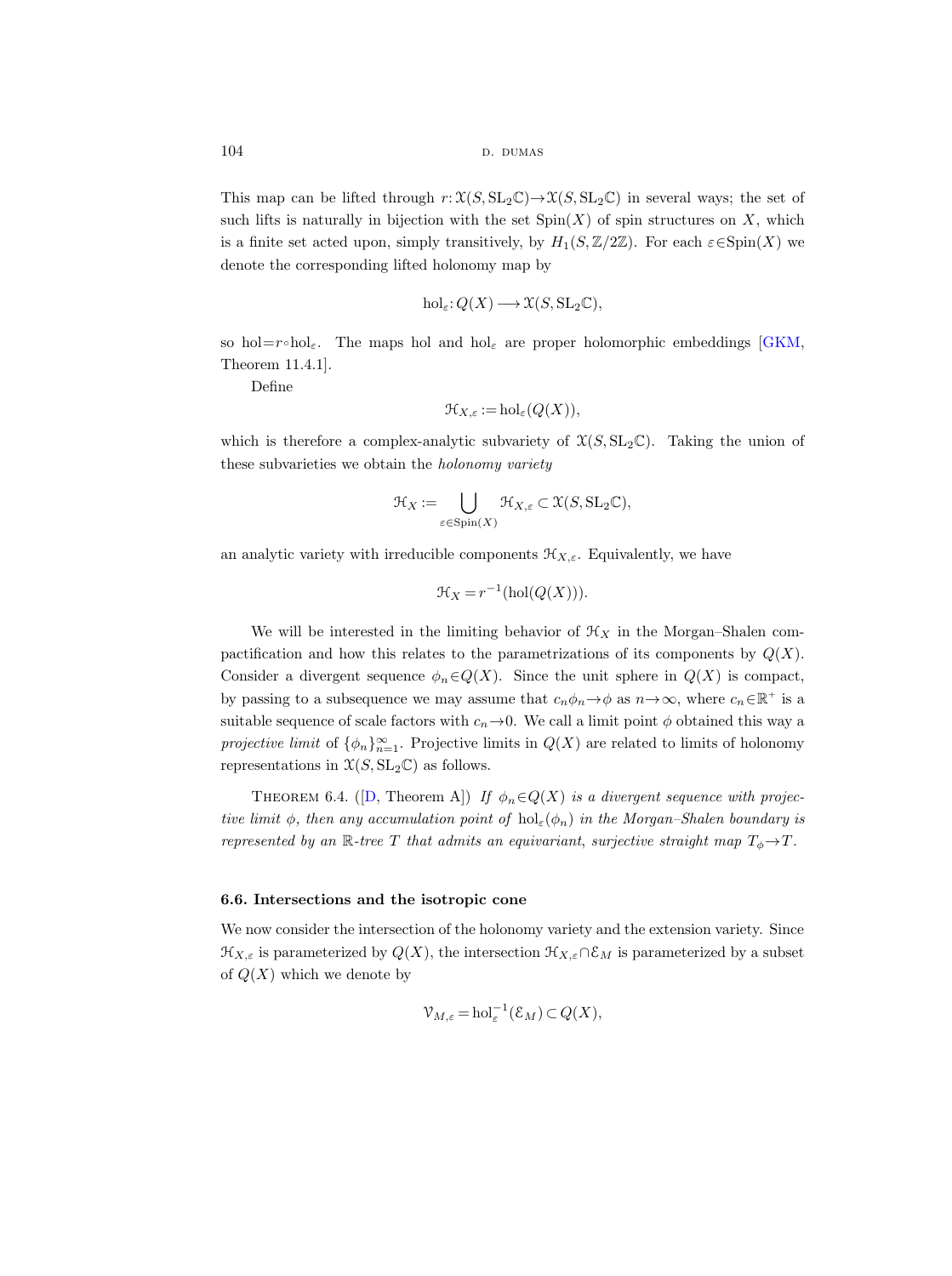This map can be lifted through $r: \mathfrak{X}(S, \mathrm{SL}_2\mathbb{C}) \to \mathfrak{X}(S, \mathrm{SL}_2\mathbb{C})$ in several ways; the set of such lifts is naturally in bijection with the set $\mathrm{Spin}(X)$ of spin structures on $X$, which is a finite set acted upon, simply transitively, by $H_1(S, \mathbb{Z}/2\mathbb{Z})$. For each $\varepsilon \in \mathrm{Spin}(X)$ we denote the corresponding lifted holonomy map by

$$\mathrm{hol}_\varepsilon : Q(X) \longrightarrow \mathfrak{X}(S, \mathrm{SL}_2\mathbb{C}),$$

so $\mathrm{hol} = r \circ \mathrm{hol}_\varepsilon$. The maps hol and $\mathrm{hol}_\varepsilon$ are proper holomorphic embeddings [GKM, Theorem 11.4.1].

Define

$$\mathcal{H}_{X,\varepsilon} := \mathrm{hol}_\varepsilon(Q(X)),$$

which is therefore a complex-analytic subvariety of $\mathfrak{X}(S, \mathrm{SL}_2\mathbb{C})$. Taking the union of these subvarieties we obtain the *holonomy variety*

$$\mathcal{H}_X := \bigcup_{\varepsilon \in \mathrm{Spin}(X)} \mathcal{H}_{X,\varepsilon} \subset \mathfrak{X}(S, \mathrm{SL}_2\mathbb{C}),$$

an analytic variety with irreducible components $\mathcal{H}_{X,\varepsilon}$. Equivalently, we have

$$\mathcal{H}_X = r^{-1}(\mathrm{hol}(Q(X))).$$

We will be interested in the limiting behavior of $\mathcal{H}_X$ in the Morgan–Shalen compactification and how this relates to the parametrizations of its components by $Q(X)$. Consider a divergent sequence $\phi_n \in Q(X)$. Since the unit sphere in $Q(X)$ is compact, by passing to a subsequence we may assume that $c_n \phi_n \to \phi$ as $n \to \infty$, where $c_n \in \mathbb{R}^+$ is a suitable sequence of scale factors with $c_n \to 0$. We call a limit point $\phi$ obtained this way a *projective limit* of $\{\phi_n\}_{n=1}^\infty$. Projective limits in $Q(X)$ are related to limits of holonomy representations in $\mathfrak{X}(S, \mathrm{SL}_2\mathbb{C})$ as follows.

THEOREM 6.4. ([D, Theorem A]) *If $\phi_n \in Q(X)$ is a divergent sequence with projective limit $\phi$, then any accumulation point of $\mathrm{hol}_\varepsilon(\phi_n)$ in the Morgan–Shalen boundary is represented by an $\mathbb{R}$-tree $T$ that admits an equivariant, surjective straight map $T_\phi \to T$.*

### 6.6. Intersections and the isotropic cone

We now consider the intersection of the holonomy variety and the extension variety. Since $\mathcal{H}_{X,\varepsilon}$ is parameterized by $Q(X)$, the intersection $\mathcal{H}_{X,\varepsilon} \cap \mathcal{E}_M$ is parameterized by a subset of $Q(X)$ which we denote by

$$\mathcal{V}_{M,\varepsilon} = \mathrm{hol}_\varepsilon^{-1}(\mathcal{E}_M) \subset Q(X),$$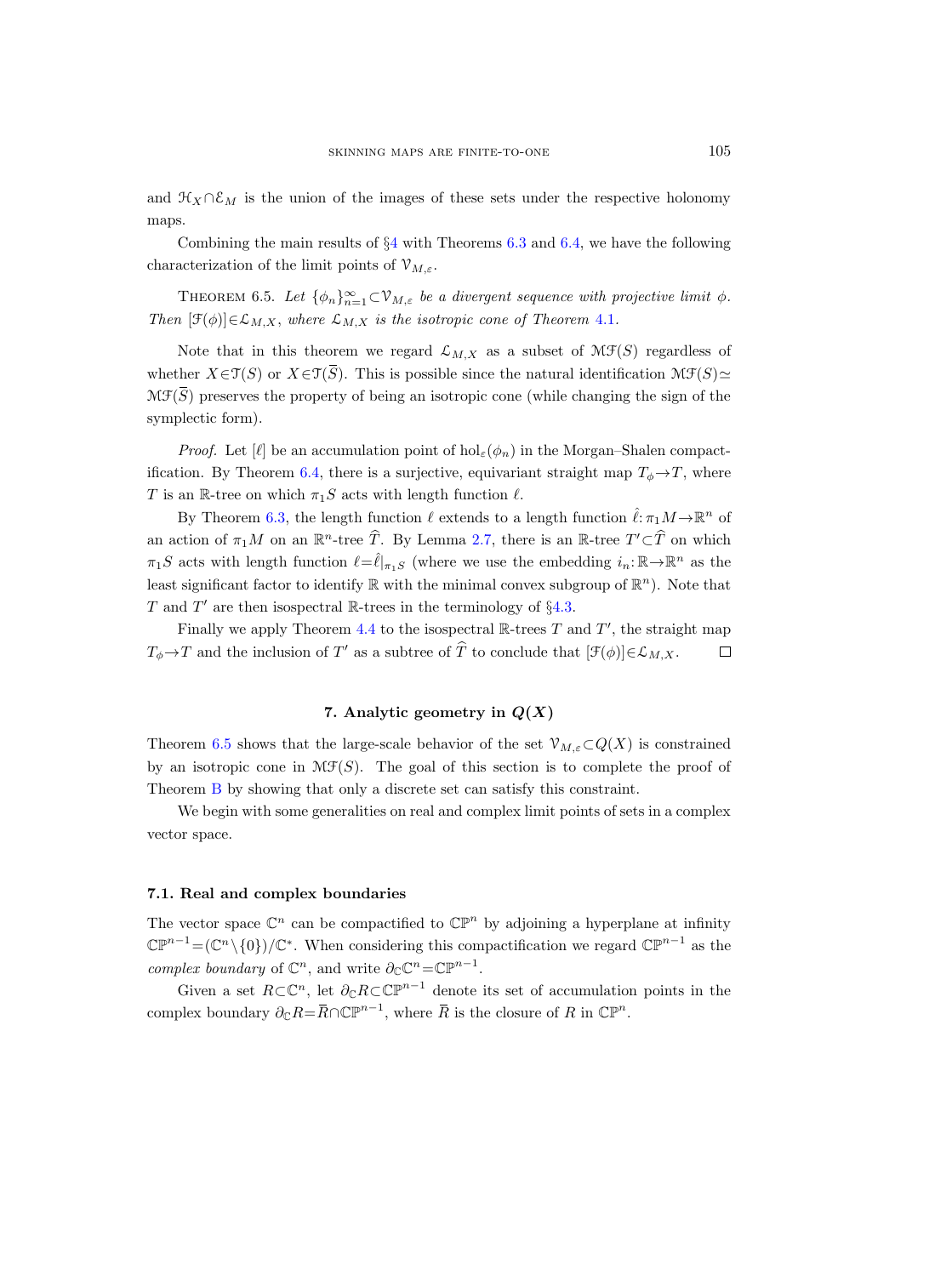and $\mathcal{H}_X \cap \mathcal{E}_M$ is the union of the images of these sets under the respective holonomy maps.

Combining the main results of §4 with Theorems 6.3 and 6.4, we have the following characterization of the limit points of $\mathcal{V}_{M,\varepsilon}$.

THEOREM 6.5. *Let $\{\phi_n\}_{n=1}^{\infty} \subset \mathcal{V}_{M,\varepsilon}$ be a divergent sequence with projective limit $\phi$. Then $[\mathcal{F}(\phi)] \in \mathcal{L}_{M,X}$, where $\mathcal{L}_{M,X}$ is the isotropic cone of Theorem 4.1.*

Note that in this theorem we regard $\mathcal{L}_{M,X}$ as a subset of $\mathcal{MF}(S)$ regardless of whether $X \in \mathcal{T}(S)$ or $X \in \mathcal{T}(\overline{S})$. This is possible since the natural identification $\mathcal{MF}(S) \simeq \mathcal{MF}(\overline{S})$ preserves the property of being an isotropic cone (while changing the sign of the symplectic form).

*Proof.* Let $[\ell]$ be an accumulation point of $\mathrm{hol}_\varepsilon(\phi_n)$ in the Morgan–Shalen compactification. By Theorem 6.4, there is a surjective, equivariant straight map $T_\phi \to T$, where $T$ is an $\mathbb{R}$-tree on which $\pi_1 S$ acts with length function $\ell$.

By Theorem 6.3, the length function $\ell$ extends to a length function $\hat{\ell}: \pi_1 M \to \mathbb{R}^n$ of an action of $\pi_1 M$ on an $\mathbb{R}^n$-tree $\widehat{T}$. By Lemma 2.7, there is an $\mathbb{R}$-tree $T' \subset \widehat{T}$ on which $\pi_1 S$ acts with length function $\ell = \hat{\ell}|_{\pi_1 S}$ (where we use the embedding $i_n: \mathbb{R} \to \mathbb{R}^n$ as the least significant factor to identify $\mathbb{R}$ with the minimal convex subgroup of $\mathbb{R}^n$). Note that $T$ and $T'$ are then isospectral $\mathbb{R}$-trees in the terminology of §4.3.

Finally we apply Theorem 4.4 to the isospectral $\mathbb{R}$-trees $T$ and $T'$, the straight map $T_\phi \to T$ and the inclusion of $T'$ as a subtree of $\widehat{T}$ to conclude that $[\mathcal{F}(\phi)] \in \mathcal{L}_{M,X}$. $\square$

## 7. Analytic geometry in $Q(X)$

Theorem 6.5 shows that the large-scale behavior of the set $\mathcal{V}_{M,\varepsilon} \subset Q(X)$ is constrained by an isotropic cone in $\mathcal{MF}(S)$. The goal of this section is to complete the proof of Theorem B by showing that only a discrete set can satisfy this constraint.

We begin with some generalities on real and complex limit points of sets in a complex vector space.

### 7.1. Real and complex boundaries

The vector space $\mathbb{C}^n$ can be compactified to $\mathbb{CP}^n$ by adjoining a hyperplane at infinity $\mathbb{CP}^{n-1} = (\mathbb{C}^n \setminus \{0\})/\mathbb{C}^*$. When considering this compactification we regard $\mathbb{CP}^{n-1}$ as the *complex boundary* of $\mathbb{C}^n$, and write $\partial_\mathbb{C} \mathbb{C}^n = \mathbb{CP}^{n-1}$.

Given a set $R \subset \mathbb{C}^n$, let $\partial_\mathbb{C} R \subset \mathbb{CP}^{n-1}$ denote its set of accumulation points in the complex boundary $\partial_\mathbb{C} R = \overline{R} \cap \mathbb{CP}^{n-1}$, where $\overline{R}$ is the closure of $R$ in $\mathbb{CP}^n$.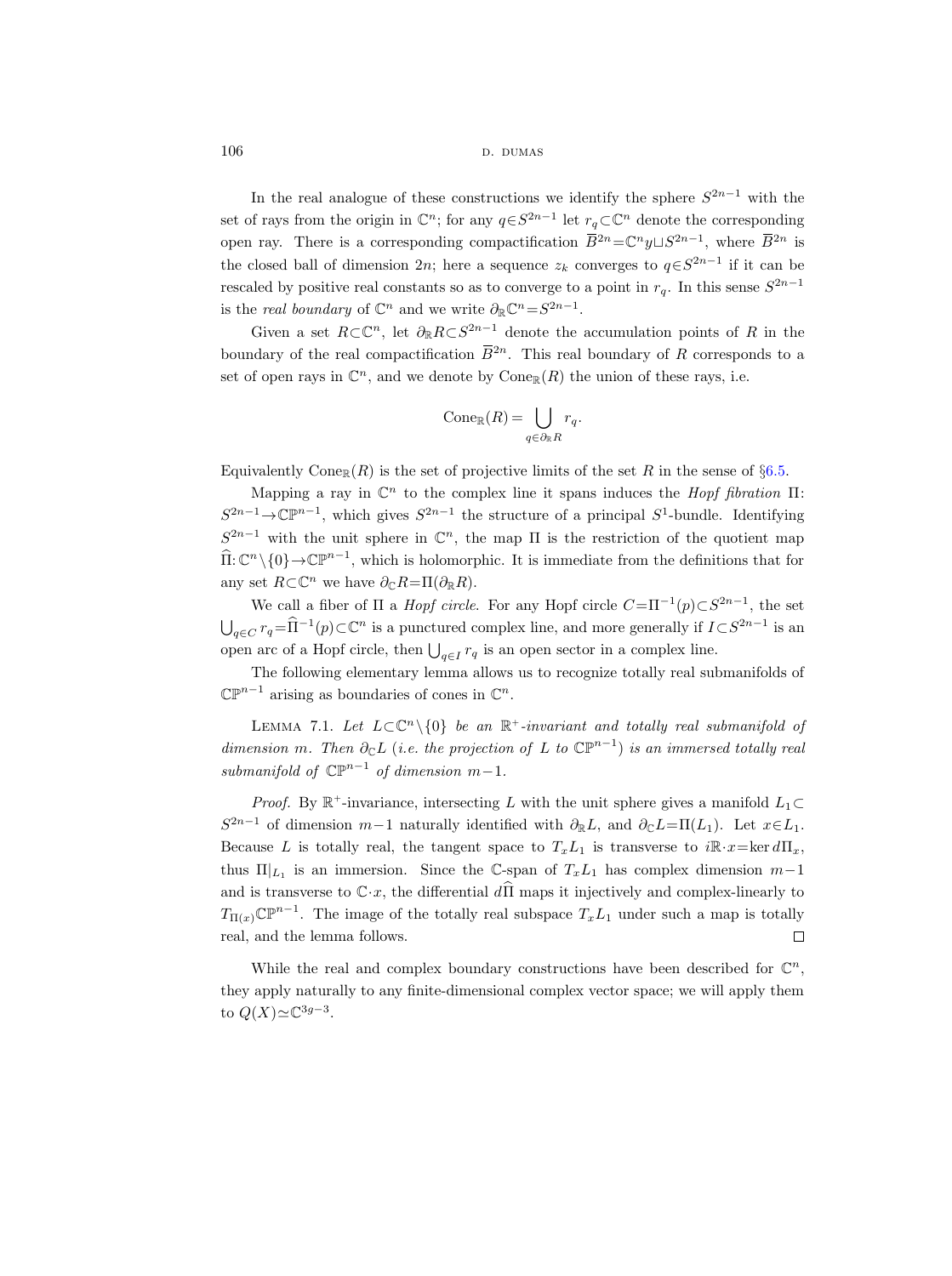In the real analogue of these constructions we identify the sphere $S^{2n-1}$ with the set of rays from the origin in $\mathbb{C}^n$; for any $q\in S^{2n-1}$ let $r_q\subset\mathbb{C}^n$ denote the corresponding open ray. There is a corresponding compactification $\overline{B}^{2n}=\mathbb{C}^n y\sqcup S^{2n-1}$, where $\overline{B}^{2n}$ is the closed ball of dimension $2n$; here a sequence $z_k$ converges to $q\in S^{2n-1}$ if it can be rescaled by positive real constants so as to converge to a point in $r_q$. In this sense $S^{2n-1}$ is the *real boundary* of $\mathbb{C}^n$ and we write $\partial_{\mathbb{R}}\mathbb{C}^n=S^{2n-1}$.

Given a set $R\subset\mathbb{C}^n$, let $\partial_{\mathbb{R}}R\subset S^{2n-1}$ denote the accumulation points of $R$ in the boundary of the real compactification $\overline{B}^{2n}$. This real boundary of $R$ corresponds to a set of open rays in $\mathbb{C}^n$, and we denote by $\operatorname{Cone}_{\mathbb{R}}(R)$ the union of these rays, i.e.

$$\operatorname{Cone}_{\mathbb{R}}(R)=\bigcup_{q\in\partial_{\mathbb{R}}R} r_q.$$

Equivalently $\operatorname{Cone}_{\mathbb{R}}(R)$ is the set of projective limits of the set $R$ in the sense of §6.5.

Mapping a ray in $\mathbb{C}^n$ to the complex line it spans induces the *Hopf fibration* $\Pi$: $S^{2n-1}\to\mathbb{CP}^{n-1}$, which gives $S^{2n-1}$ the structure of a principal $S^1$-bundle. Identifying $S^{2n-1}$ with the unit sphere in $\mathbb{C}^n$, the map $\Pi$ is the restriction of the quotient map $\widehat{\Pi}\colon\mathbb{C}^n\setminus\{0\}\to\mathbb{CP}^{n-1}$, which is holomorphic. It is immediate from the definitions that for any set $R\subset\mathbb{C}^n$ we have $\partial_{\mathbb{C}}R=\Pi(\partial_{\mathbb{R}}R)$.

We call a fiber of $\Pi$ a *Hopf circle*. For any Hopf circle $C=\Pi^{-1}(p)\subset S^{2n-1}$, the set $\bigcup_{q\in C} r_q=\widehat{\Pi}^{-1}(p)\subset\mathbb{C}^n$ is a punctured complex line, and more generally if $I\subset S^{2n-1}$ is an open arc of a Hopf circle, then $\bigcup_{q\in I} r_q$ is an open sector in a complex line.

The following elementary lemma allows us to recognize totally real submanifolds of $\mathbb{CP}^{n-1}$ arising as boundaries of cones in $\mathbb{C}^n$.

Lemma 7.1. *Let $L\subset\mathbb{C}^n\setminus\{0\}$ be an $\mathbb{R}^+$-invariant and totally real submanifold of dimension $m$. Then $\partial_{\mathbb{C}}L$ (i.e. the projection of $L$ to $\mathbb{CP}^{n-1}$) is an immersed totally real submanifold of $\mathbb{CP}^{n-1}$ of dimension $m-1$.*

*Proof.* By $\mathbb{R}^+$-invariance, intersecting $L$ with the unit sphere gives a manifold $L_1\subset S^{2n-1}$ of dimension $m-1$ naturally identified with $\partial_{\mathbb{R}}L$, and $\partial_{\mathbb{C}}L=\Pi(L_1)$. Let $x\in L_1$. Because $L$ is totally real, the tangent space to $T_xL_1$ is transverse to $i\mathbb{R}\cdot x=\ker d\Pi_x$, thus $\Pi|_{L_1}$ is an immersion. Since the $\mathbb{C}$-span of $T_xL_1$ has complex dimension $m-1$ and is transverse to $\mathbb{C}\cdot x$, the differential $d\widehat{\Pi}$ maps it injectively and complex-linearly to $T_{\Pi(x)}\mathbb{CP}^{n-1}$. The image of the totally real subspace $T_xL_1$ under such a map is totally real, and the lemma follows. ∎

While the real and complex boundary constructions have been described for $\mathbb{C}^n$, they apply naturally to any finite-dimensional complex vector space; we will apply them to $Q(X)\simeq\mathbb{C}^{3g-3}$.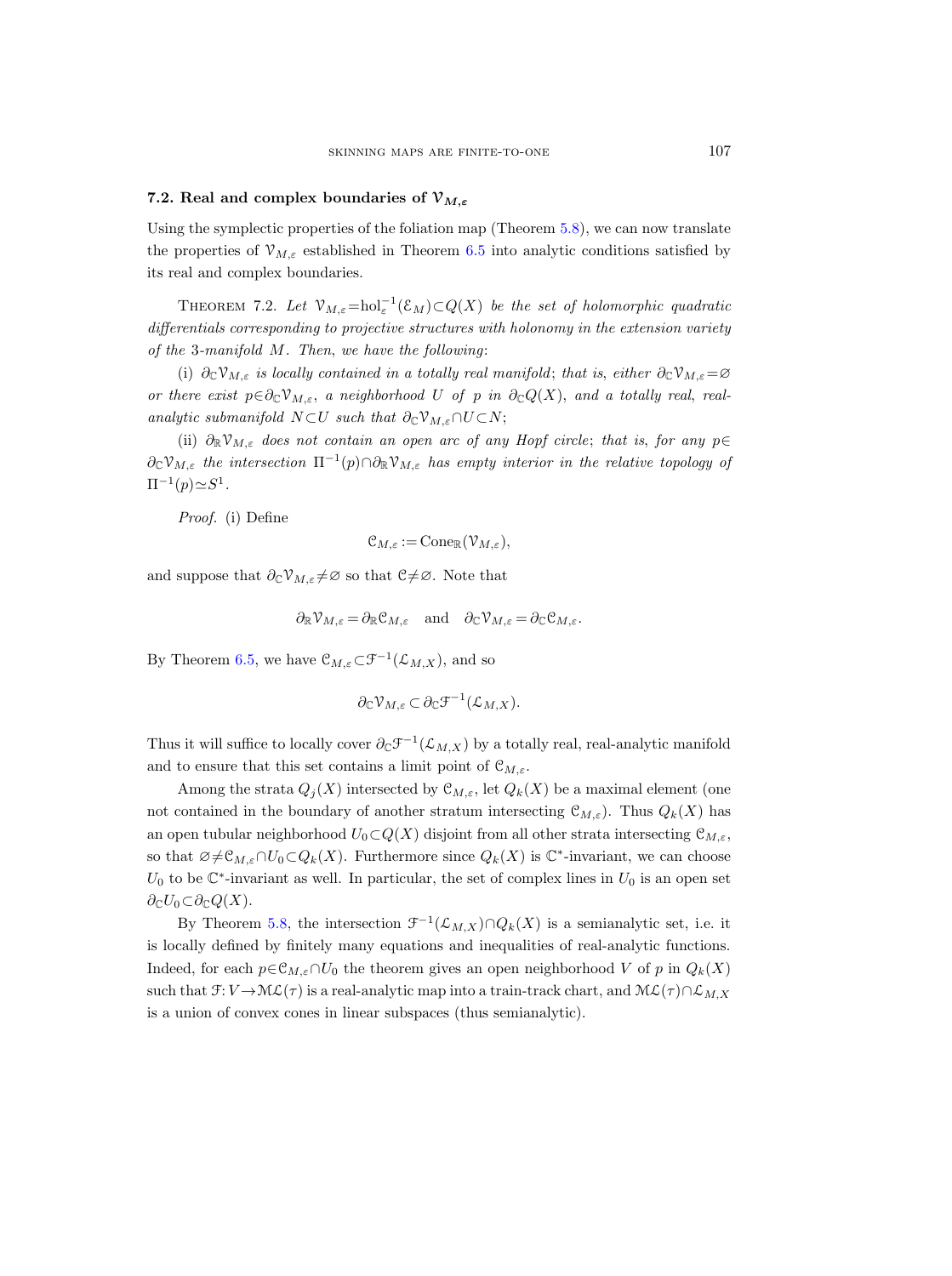### 7.2. Real and complex boundaries of $\mathcal{V}_{M,\varepsilon}$

Using the symplectic properties of the foliation map (Theorem 5.8), we can now translate the properties of $\mathcal{V}_{M,\varepsilon}$ established in Theorem 6.5 into analytic conditions satisfied by its real and complex boundaries.

THEOREM 7.2. *Let $\mathcal{V}_{M,\varepsilon}=\mathrm{hol}_{\varepsilon}^{-1}(\mathcal{E}_M)\subset Q(X)$ be the set of holomorphic quadratic differentials corresponding to projective structures with holonomy in the extension variety of the 3-manifold $M$. Then, we have the following*:

(i) *$\partial_{\mathbb{C}}\mathcal{V}_{M,\varepsilon}$ is locally contained in a totally real manifold*; *that is, either $\partial_{\mathbb{C}}\mathcal{V}_{M,\varepsilon}=\varnothing$ or there exist $p\in\partial_{\mathbb{C}}\mathcal{V}_{M,\varepsilon}$, a neighborhood $U$ of $p$ in $\partial_{\mathbb{C}}Q(X)$, and a totally real, real-analytic submanifold $N\subset U$ such that $\partial_{\mathbb{C}}\mathcal{V}_{M,\varepsilon}\cap U\subset N$*;

(ii) *$\partial_{\mathbb{R}}\mathcal{V}_{M,\varepsilon}$ does not contain an open arc of any Hopf circle*; *that is, for any $p\in\partial_{\mathbb{C}}\mathcal{V}_{M,\varepsilon}$ the intersection $\Pi^{-1}(p)\cap\partial_{\mathbb{R}}\mathcal{V}_{M,\varepsilon}$ has empty interior in the relative topology of $\Pi^{-1}(p)\simeq S^1$.*

*Proof.* (i) Define

$$\mathcal{C}_{M,\varepsilon}:=\mathrm{Cone}_{\mathbb{R}}(\mathcal{V}_{M,\varepsilon}),$$

and suppose that $\partial_{\mathbb{C}}\mathcal{V}_{M,\varepsilon}\neq\varnothing$ so that $\mathcal{C}\neq\varnothing$. Note that

$$\partial_{\mathbb{R}}\mathcal{V}_{M,\varepsilon}=\partial_{\mathbb{R}}\mathcal{C}_{M,\varepsilon}\quad\text{and}\quad\partial_{\mathbb{C}}\mathcal{V}_{M,\varepsilon}=\partial_{\mathbb{C}}\mathcal{C}_{M,\varepsilon}.$$

By Theorem 6.5, we have $\mathcal{C}_{M,\varepsilon}\subset\mathcal{F}^{-1}(\mathcal{L}_{M,X})$, and so

$$\partial_{\mathbb{C}}\mathcal{V}_{M,\varepsilon}\subset\partial_{\mathbb{C}}\mathcal{F}^{-1}(\mathcal{L}_{M,X}).$$

Thus it will suffice to locally cover $\partial_{\mathbb{C}}\mathcal{F}^{-1}(\mathcal{L}_{M,X})$ by a totally real, real-analytic manifold and to ensure that this set contains a limit point of $\mathcal{C}_{M,\varepsilon}$.

Among the strata $Q_j(X)$ intersected by $\mathcal{C}_{M,\varepsilon}$, let $Q_k(X)$ be a maximal element (one not contained in the boundary of another stratum intersecting $\mathcal{C}_{M,\varepsilon}$). Thus $Q_k(X)$ has an open tubular neighborhood $U_0\subset Q(X)$ disjoint from all other strata intersecting $\mathcal{C}_{M,\varepsilon}$, so that $\varnothing\neq\mathcal{C}_{M,\varepsilon}\cap U_0\subset Q_k(X)$. Furthermore since $Q_k(X)$ is $\mathbb{C}^*$-invariant, we can choose $U_0$ to be $\mathbb{C}^*$-invariant as well. In particular, the set of complex lines in $U_0$ is an open set $\partial_{\mathbb{C}}U_0\subset\partial_{\mathbb{C}}Q(X)$.

By Theorem 5.8, the intersection $\mathcal{F}^{-1}(\mathcal{L}_{M,X})\cap Q_k(X)$ is a semianalytic set, i.e. it is locally defined by finitely many equations and inequalities of real-analytic functions. Indeed, for each $p\in\mathcal{C}_{M,\varepsilon}\cap U_0$ the theorem gives an open neighborhood $V$ of $p$ in $Q_k(X)$ such that $\mathcal{F}\colon V\to\mathcal{ML}(\tau)$ is a real-analytic map into a train-track chart, and $\mathcal{ML}(\tau)\cap\mathcal{L}_{M,X}$ is a union of convex cones in linear subspaces (thus semianalytic).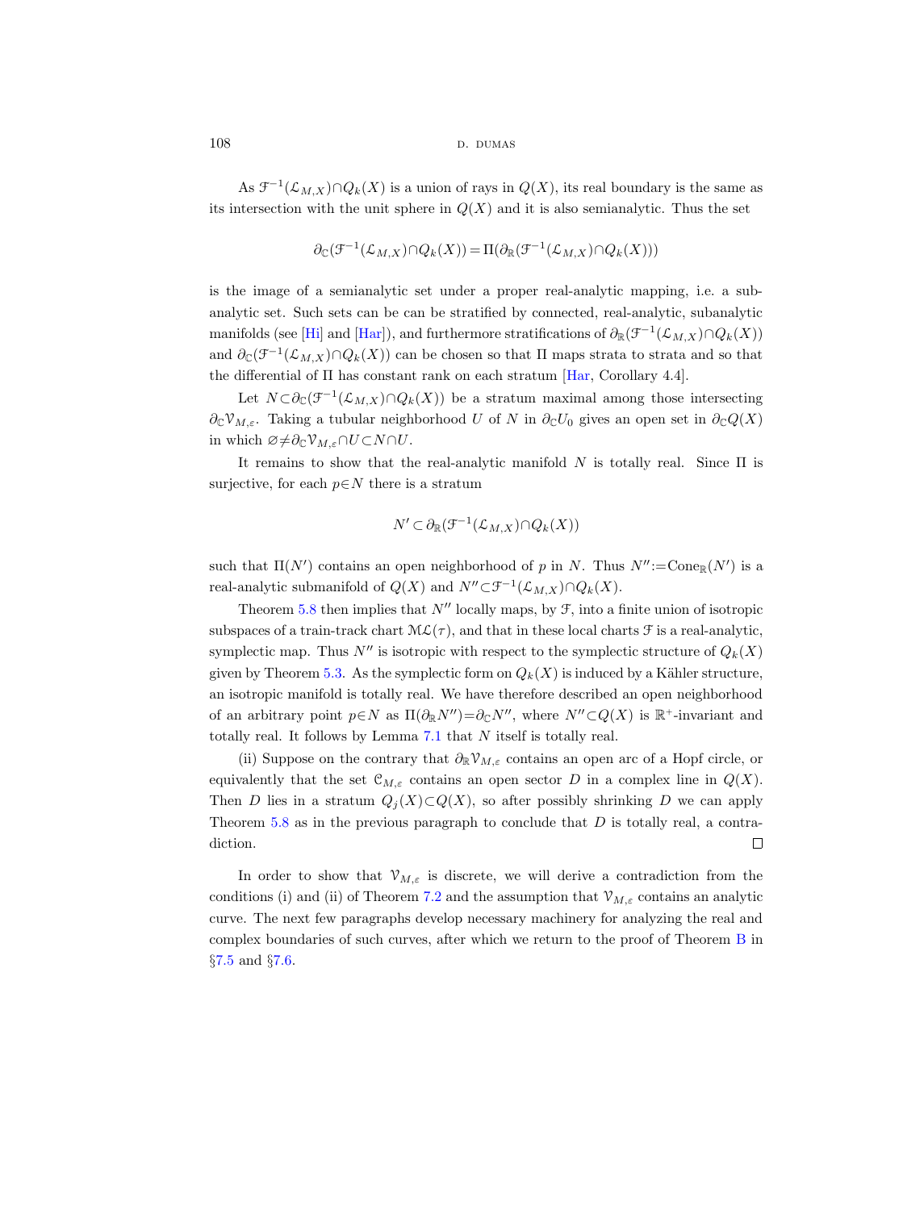As $\mathcal{F}^{-1}(\mathcal{L}_{M,X}) \cap Q_k(X)$ is a union of rays in $Q(X)$, its real boundary is the same as its intersection with the unit sphere in $Q(X)$ and it is also semianalytic. Thus the set

$$\partial_{\mathbb{C}}(\mathcal{F}^{-1}(\mathcal{L}_{M,X}) \cap Q_k(X)) = \Pi(\partial_{\mathbb{R}}(\mathcal{F}^{-1}(\mathcal{L}_{M,X}) \cap Q_k(X)))$$

is the image of a semianalytic set under a proper real-analytic mapping, i.e. a subanalytic set. Such sets can be can be stratified by connected, real-analytic, subanalytic manifolds (see [Hi] and [Har]), and furthermore stratifications of $\partial_{\mathbb{R}}(\mathcal{F}^{-1}(\mathcal{L}_{M,X}) \cap Q_k(X))$ and $\partial_{\mathbb{C}}(\mathcal{F}^{-1}(\mathcal{L}_{M,X}) \cap Q_k(X))$ can be chosen so that $\Pi$ maps strata to strata and so that the differential of $\Pi$ has constant rank on each stratum [Har, Corollary 4.4].

Let $N \subset \partial_{\mathbb{C}}(\mathcal{F}^{-1}(\mathcal{L}_{M,X}) \cap Q_k(X))$ be a stratum maximal among those intersecting $\partial_{\mathbb{C}} \mathcal{V}_{M,\varepsilon}$. Taking a tubular neighborhood $U$ of $N$ in $\partial_{\mathbb{C}} U_0$ gives an open set in $\partial_{\mathbb{C}} Q(X)$ in which $\varnothing \neq \partial_{\mathbb{C}} \mathcal{V}_{M,\varepsilon} \cap U \subset N \cap U$.

It remains to show that the real-analytic manifold $N$ is totally real. Since $\Pi$ is surjective, for each $p \in N$ there is a stratum

$$N' \subset \partial_{\mathbb{R}}(\mathcal{F}^{-1}(\mathcal{L}_{M,X}) \cap Q_k(X))$$

such that $\Pi(N')$ contains an open neighborhood of $p$ in $N$. Thus $N'' := \mathrm{Cone}_{\mathbb{R}}(N')$ is a real-analytic submanifold of $Q(X)$ and $N'' \subset \mathcal{F}^{-1}(\mathcal{L}_{M,X}) \cap Q_k(X)$.

Theorem 5.8 then implies that $N''$ locally maps, by $\mathcal{F}$, into a finite union of isotropic subspaces of a train-track chart $\mathcal{ML}(\tau)$, and that in these local charts $\mathcal{F}$ is a real-analytic, symplectic map. Thus $N''$ is isotropic with respect to the symplectic structure of $Q_k(X)$ given by Theorem 5.3. As the symplectic form on $Q_k(X)$ is induced by a Kähler structure, an isotropic manifold is totally real. We have therefore described an open neighborhood of an arbitrary point $p \in N$ as $\Pi(\partial_{\mathbb{R}} N'') = \partial_{\mathbb{C}} N''$, where $N'' \subset Q(X)$ is $\mathbb{R}^+$-invariant and totally real. It follows by Lemma 7.1 that $N$ itself is totally real.

(ii) Suppose on the contrary that $\partial_{\mathbb{R}} \mathcal{V}_{M,\varepsilon}$ contains an open arc of a Hopf circle, or equivalently that the set $\mathcal{C}_{M,\varepsilon}$ contains an open sector $D$ in a complex line in $Q(X)$. Then $D$ lies in a stratum $Q_j(X) \subset Q(X)$, so after possibly shrinking $D$ we can apply Theorem 5.8 as in the previous paragraph to conclude that $D$ is totally real, a contradiction. $\square$

In order to show that $\mathcal{V}_{M,\varepsilon}$ is discrete, we will derive a contradiction from the conditions (i) and (ii) of Theorem 7.2 and the assumption that $\mathcal{V}_{M,\varepsilon}$ contains an analytic curve. The next few paragraphs develop necessary machinery for analyzing the real and complex boundaries of such curves, after which we return to the proof of Theorem B in §7.5 and §7.6.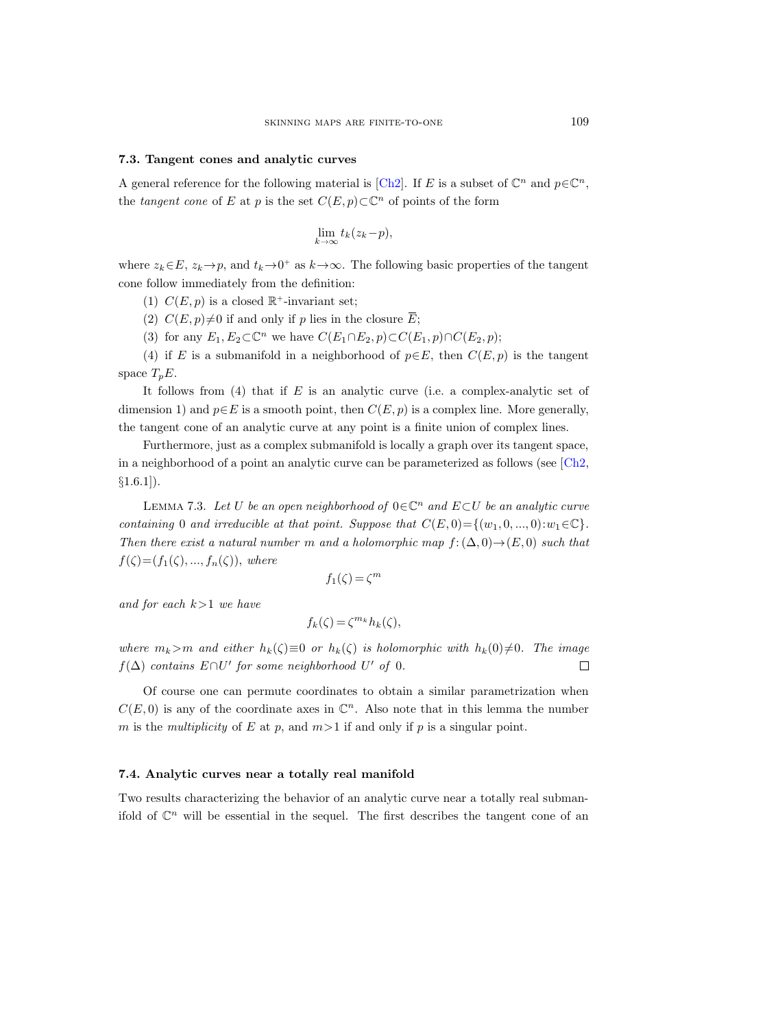### 7.3. Tangent cones and analytic curves

A general reference for the following material is [Ch2]. If $E$ is a subset of $\mathbb{C}^n$ and $p \in \mathbb{C}^n$, the *tangent cone* of $E$ at $p$ is the set $C(E,p) \subset \mathbb{C}^n$ of points of the form

$$\lim_{k\to\infty} t_k(z_k - p),$$

where $z_k \in E$, $z_k \to p$, and $t_k \to 0^+$ as $k \to \infty$. The following basic properties of the tangent cone follow immediately from the definition:

(1) $C(E,p)$ is a closed $\mathbb{R}^+$-invariant set;

(2) $C(E,p) \neq 0$ if and only if $p$ lies in the closure $\overline{E}$;

(3) for any $E_1, E_2 \subset \mathbb{C}^n$ we have $C(E_1 \cap E_2, p) \subset C(E_1, p) \cap C(E_2, p)$;

(4) if $E$ is a submanifold in a neighborhood of $p \in E$, then $C(E,p)$ is the tangent space $T_pE$.

It follows from (4) that if $E$ is an analytic curve (i.e. a complex-analytic set of dimension 1) and $p \in E$ is a smooth point, then $C(E,p)$ is a complex line. More generally, the tangent cone of an analytic curve at any point is a finite union of complex lines.

Furthermore, just as a complex submanifold is locally a graph over its tangent space, in a neighborhood of a point an analytic curve can be parameterized as follows (see [Ch2, §1.6.1]).

Lemma 7.3. *Let $U$ be an open neighborhood of $0 \in \mathbb{C}^n$ and $E \subset U$ be an analytic curve containing 0 and irreducible at that point. Suppose that $C(E,0) = \{(w_1, 0, ..., 0) : w_1 \in \mathbb{C}\}$. Then there exist a natural number $m$ and a holomorphic map $f : (\Delta, 0) \to (E, 0)$ such that $f(\zeta) = (f_1(\zeta), ..., f_n(\zeta))$, where*

$$f_1(\zeta) = \zeta^m$$

*and for each $k > 1$ we have*

$$f_k(\zeta) = \zeta^{m_k} h_k(\zeta),$$

*where $m_k > m$ and either $h_k(\zeta) \equiv 0$ or $h_k(\zeta)$ is holomorphic with $h_k(0) \neq 0$. The image $f(\Delta)$ contains $E \cap U'$ for some neighborhood $U'$ of 0.* □

Of course one can permute coordinates to obtain a similar parametrization when $C(E,0)$ is any of the coordinate axes in $\mathbb{C}^n$. Also note that in this lemma the number $m$ is the *multiplicity* of $E$ at $p$, and $m > 1$ if and only if $p$ is a singular point.

### 7.4. Analytic curves near a totally real manifold

Two results characterizing the behavior of an analytic curve near a totally real submanifold of $\mathbb{C}^n$ will be essential in the sequel. The first describes the tangent cone of an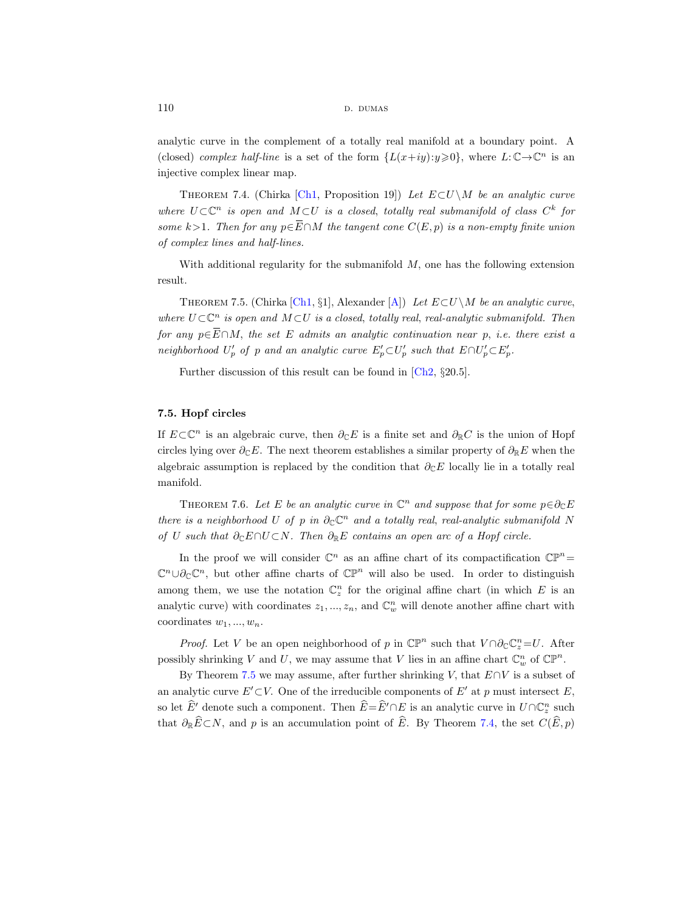analytic curve in the complement of a totally real manifold at a boundary point. A (closed) *complex half-line* is a set of the form $\{L(x+iy):y\geqslant 0\}$, where $L:\mathbb{C}\to\mathbb{C}^n$ is an injective complex linear map.

Theorem 7.4. (Chirka [Ch1, Proposition 19]) *Let $E\subset U\setminus M$ be an analytic curve where $U\subset\mathbb{C}^n$ is open and $M\subset U$ is a closed, totally real submanifold of class $C^k$ for some $k>1$. Then for any $p\in\overline{E}\cap M$ the tangent cone $C(E,p)$ is a non-empty finite union of complex lines and half-lines.*

With additional regularity for the submanifold $M$, one has the following extension result.

Theorem 7.5. (Chirka [Ch1, §1], Alexander [A]) *Let $E\subset U\setminus M$ be an analytic curve, where $U\subset\mathbb{C}^n$ is open and $M\subset U$ is a closed, totally real, real-analytic submanifold. Then for any $p\in\overline{E}\cap M$, the set $E$ admits an analytic continuation near $p$, i.e. there exist a neighborhood $U'_p$ of $p$ and an analytic curve $E'_p\subset U'_p$ such that $E\cap U'_p\subset E'_p$.*

Further discussion of this result can be found in [Ch2, §20.5].

### 7.5. Hopf circles

If $E\subset\mathbb{C}^n$ is an algebraic curve, then $\partial_{\mathbb{C}}E$ is a finite set and $\partial_{\mathbb{R}}C$ is the union of Hopf circles lying over $\partial_{\mathbb{C}}E$. The next theorem establishes a similar property of $\partial_{\mathbb{R}}E$ when the algebraic assumption is replaced by the condition that $\partial_{\mathbb{C}}E$ locally lie in a totally real manifold.

Theorem 7.6. *Let $E$ be an analytic curve in $\mathbb{C}^n$ and suppose that for some $p\in\partial_{\mathbb{C}}E$ there is a neighborhood $U$ of $p$ in $\partial_{\mathbb{C}}\mathbb{C}^n$ and a totally real, real-analytic submanifold $N$ of $U$ such that $\partial_{\mathbb{C}}E\cap U\subset N$. Then $\partial_{\mathbb{R}}E$ contains an open arc of a Hopf circle.*

In the proof we will consider $\mathbb{C}^n$ as an affine chart of its compactification $\mathbb{CP}^n=\mathbb{C}^n\cup\partial_{\mathbb{C}}\mathbb{C}^n$, but other affine charts of $\mathbb{CP}^n$ will also be used. In order to distinguish among them, we use the notation $\mathbb{C}^n_z$ for the original affine chart (in which $E$ is an analytic curve) with coordinates $z_1,...,z_n$, and $\mathbb{C}^n_w$ will denote another affine chart with coordinates $w_1,...,w_n$.

*Proof.* Let $V$ be an open neighborhood of $p$ in $\mathbb{CP}^n$ such that $V\cap\partial_{\mathbb{C}}\mathbb{C}^n_z=U$. After possibly shrinking $V$ and $U$, we may assume that $V$ lies in an affine chart $\mathbb{C}^n_w$ of $\mathbb{CP}^n$.

By Theorem 7.5 we may assume, after further shrinking $V$, that $E\cap V$ is a subset of an analytic curve $E'\subset V$. One of the irreducible components of $E'$ at $p$ must intersect $E$, so let $\widehat{E}'$ denote such a component. Then $\widehat{E}=\widehat{E}'\cap E$ is an analytic curve in $U\cap\mathbb{C}^n_z$ such that $\partial_{\mathbb{R}}\widehat{E}\subset N$, and $p$ is an accumulation point of $\widehat{E}$. By Theorem 7.4, the set $C(\widehat{E},p)$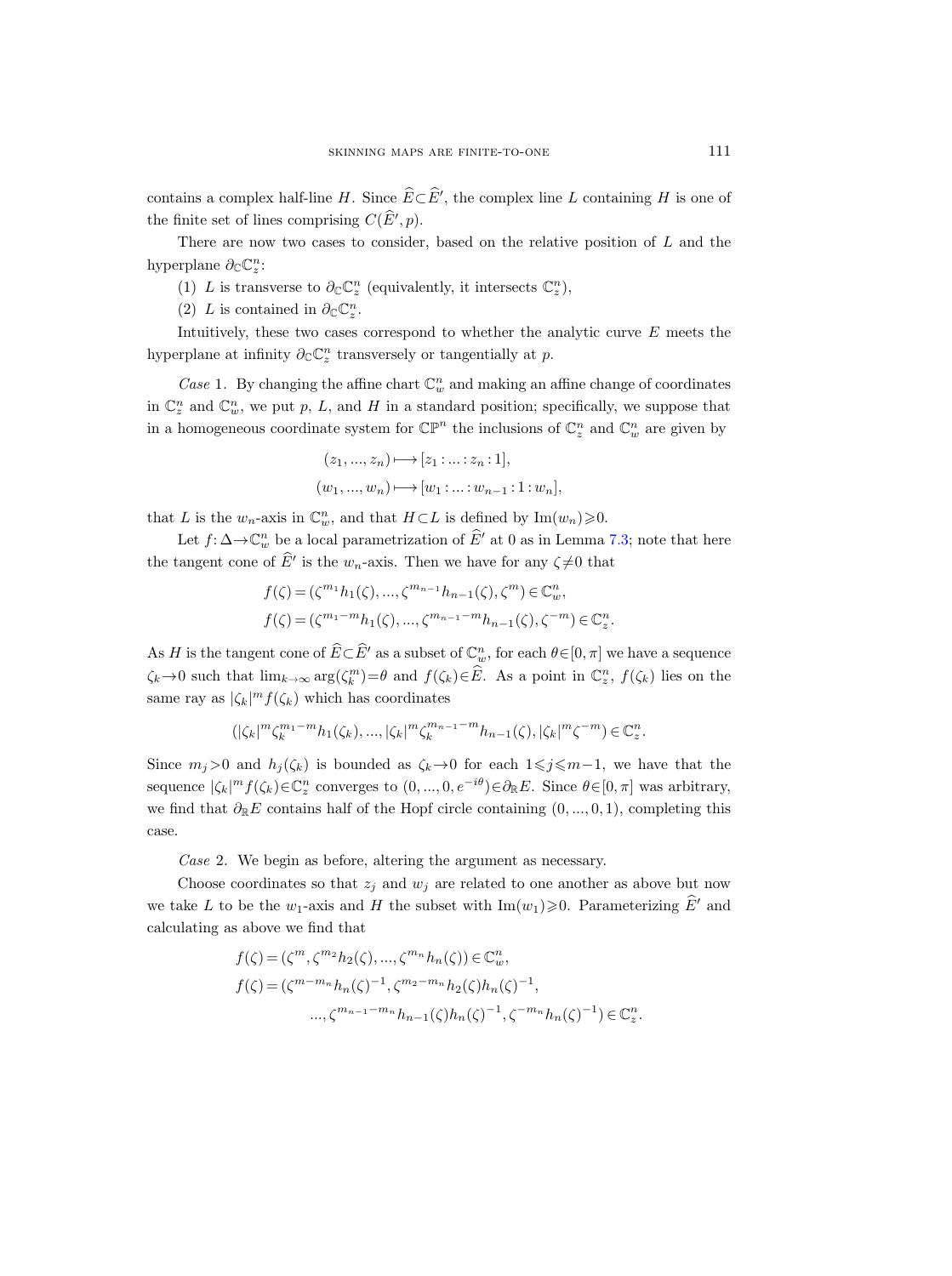contains a complex half-line $H$. Since $\widehat{E}\subset\widehat{E}'$, the complex line $L$ containing $H$ is one of the finite set of lines comprising $C(\widehat{E}', p)$.

There are now two cases to consider, based on the relative position of $L$ and the hyperplane $\partial_{\mathbb{C}}\mathbb{C}^n_z$:

(1) $L$ is transverse to $\partial_{\mathbb{C}}\mathbb{C}^n_z$ (equivalently, it intersects $\mathbb{C}^n_z$),

(2) $L$ is contained in $\partial_{\mathbb{C}}\mathbb{C}^n_z$.

Intuitively, these two cases correspond to whether the analytic curve $E$ meets the hyperplane at infinity $\partial_{\mathbb{C}}\mathbb{C}^n_z$ transversely or tangentially at $p$.

*Case* 1. By changing the affine chart $\mathbb{C}^n_w$ and making an affine change of coordinates in $\mathbb{C}^n_z$ and $\mathbb{C}^n_w$, we put $p$, $L$, and $H$ in a standard position; specifically, we suppose that in a homogeneous coordinate system for $\mathbb{CP}^n$ the inclusions of $\mathbb{C}^n_z$ and $\mathbb{C}^n_w$ are given by

$$(z_1, ..., z_n) \longmapsto [z_1 : ... : z_n : 1],$$
$$(w_1, ..., w_n) \longmapsto [w_1 : ... : w_{n-1} : 1 : w_n],$$

that $L$ is the $w_n$-axis in $\mathbb{C}^n_w$, and that $H\subset L$ is defined by $\operatorname{Im}(w_n)\geqslant 0$.

Let $f\colon\Delta\to\mathbb{C}^n_w$ be a local parametrization of $\widehat{E}'$ at 0 as in Lemma 7.3; note that here the tangent cone of $\widehat{E}'$ is the $w_n$-axis. Then we have for any $\zeta\neq 0$ that

$$f(\zeta) = (\zeta^{m_1}h_1(\zeta), ..., \zeta^{m_{n-1}}h_{n-1}(\zeta), \zeta^m) \in \mathbb{C}^n_w,$$
$$f(\zeta) = (\zeta^{m_1-m}h_1(\zeta), ..., \zeta^{m_{n-1}-m}h_{n-1}(\zeta), \zeta^{-m}) \in \mathbb{C}^n_z.$$

As $H$ is the tangent cone of $\widehat{E}\subset\widehat{E}'$ as a subset of $\mathbb{C}^n_w$, for each $\theta\in[0,\pi]$ we have a sequence $\zeta_k\to 0$ such that $\lim_{k\to\infty}\arg(\zeta_k^m)=\theta$ and $f(\zeta_k)\in\widehat{E}$. As a point in $\mathbb{C}^n_z$, $f(\zeta_k)$ lies on the same ray as $|\zeta_k|^m f(\zeta_k)$ which has coordinates

$$(|\zeta_k|^m\zeta_k^{m_1-m}h_1(\zeta_k), ..., |\zeta_k|^m\zeta_k^{m_{n-1}-m}h_{n-1}(\zeta), |\zeta_k|^m\zeta^{-m}) \in \mathbb{C}^n_z.$$

Since $m_j>0$ and $h_j(\zeta_k)$ is bounded as $\zeta_k\to 0$ for each $1\leqslant j\leqslant m-1$, we have that the sequence $|\zeta_k|^m f(\zeta_k)\in\mathbb{C}^n_z$ converges to $(0, ..., 0, e^{-i\theta})\in\partial_{\mathbb{R}}E$. Since $\theta\in[0,\pi]$ was arbitrary, we find that $\partial_{\mathbb{R}}E$ contains half of the Hopf circle containing $(0, ..., 0, 1)$, completing this case.

*Case* 2. We begin as before, altering the argument as necessary.

Choose coordinates so that $z_j$ and $w_j$ are related to one another as above but now we take $L$ to be the $w_1$-axis and $H$ the subset with $\operatorname{Im}(w_1)\geqslant 0$. Parameterizing $\widehat{E}'$ and calculating as above we find that

$$f(\zeta) = (\zeta^m, \zeta^{m_2}h_2(\zeta), ..., \zeta^{m_n}h_n(\zeta)) \in \mathbb{C}^n_w,$$
$$f(\zeta) = (\zeta^{m-m_n}h_n(\zeta)^{-1}, \zeta^{m_2-m_n}h_2(\zeta)h_n(\zeta)^{-1},$$
$$..., \zeta^{m_{n-1}-m_n}h_{n-1}(\zeta)h_n(\zeta)^{-1}, \zeta^{-m_n}h_n(\zeta)^{-1}) \in \mathbb{C}^n_z.$$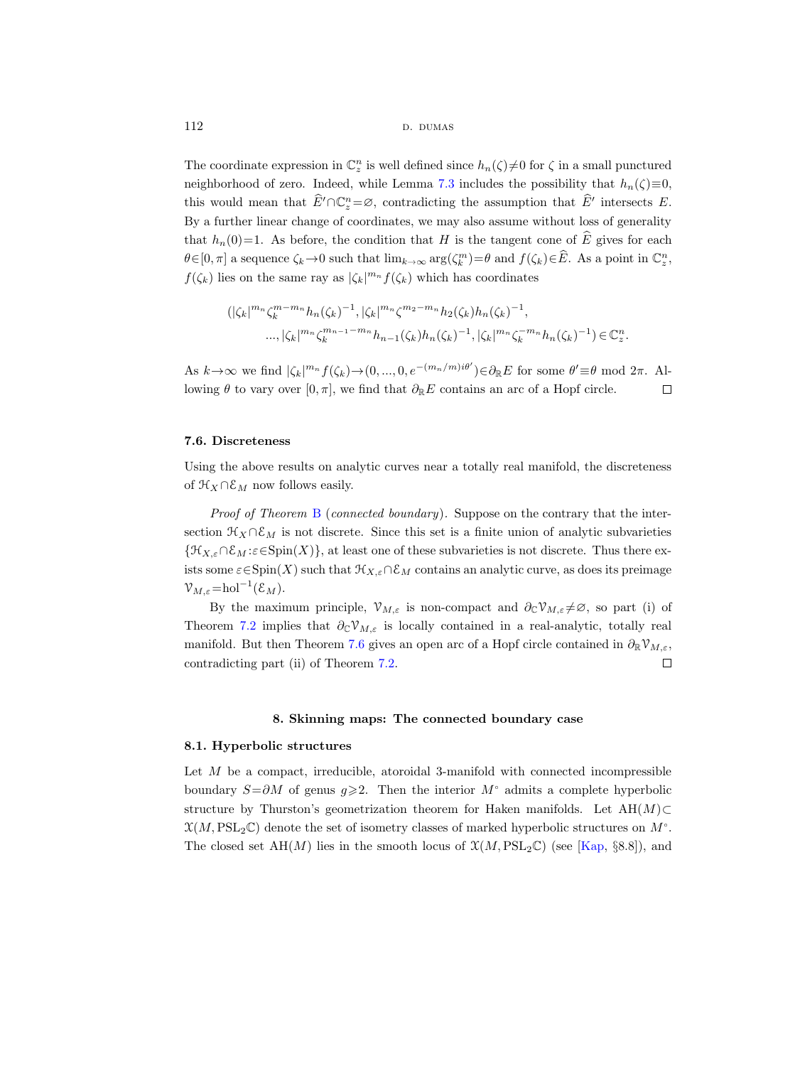The coordinate expression in $\mathbb{C}^n_z$ is well defined since $h_n(\zeta)\neq 0$ for $\zeta$ in a small punctured neighborhood of zero. Indeed, while Lemma 7.3 includes the possibility that $h_n(\zeta)\equiv 0$, this would mean that $\widehat{E}'\cap\mathbb{C}^n_z=\varnothing$, contradicting the assumption that $\widehat{E}'$ intersects $E$. By a further linear change of coordinates, we may also assume without loss of generality that $h_n(0)=1$. As before, the condition that $H$ is the tangent cone of $\widehat{E}$ gives for each $\theta\in[0,\pi]$ a sequence $\zeta_k\to 0$ such that $\lim_{k\to\infty}\arg(\zeta_k^m)=\theta$ and $f(\zeta_k)\in\widehat{E}$. As a point in $\mathbb{C}^n_z$, $f(\zeta_k)$ lies on the same ray as $|\zeta_k|^{m_n}f(\zeta_k)$ which has coordinates

$$
\begin{aligned}
(|\zeta_k|^{m_n}\zeta_k^{m-m_n}h_n(\zeta_k)^{-1}, |\zeta_k|^{m_n}\zeta_k^{m_2-m_n}h_2(\zeta_k)h_n(\zeta_k)^{-1},\\
..., |\zeta_k|^{m_n}\zeta_k^{m_{n-1}-m_n}h_{n-1}(\zeta_k)h_n(\zeta_k)^{-1}, |\zeta_k|^{m_n}\zeta_k^{-m_n}h_n(\zeta_k)^{-1})\in\mathbb{C}^n_z.
\end{aligned}
$$

As $k\to\infty$ we find $|\zeta_k|^{m_n}f(\zeta_k)\to(0,...,0,e^{-(m_n/m)i\theta'})\in\partial_{\mathbb{R}}E$ for some $\theta'\equiv\theta \bmod 2\pi$. Allowing $\theta$ to vary over $[0,\pi]$, we find that $\partial_{\mathbb{R}}E$ contains an arc of a Hopf circle. □

### 7.6. Discreteness

Using the above results on analytic curves near a totally real manifold, the discreteness of $\mathcal{H}_X\cap\mathcal{E}_M$ now follows easily.

*Proof of Theorem* B (*connected boundary*). Suppose on the contrary that the intersection $\mathcal{H}_X\cap\mathcal{E}_M$ is not discrete. Since this set is a finite union of analytic subvarieties $\{\mathcal{H}_{X,\varepsilon}\cap\mathcal{E}_M:\varepsilon\in\mathrm{Spin}(X)\}$, at least one of these subvarieties is not discrete. Thus there exists some $\varepsilon\in\mathrm{Spin}(X)$ such that $\mathcal{H}_{X,\varepsilon}\cap\mathcal{E}_M$ contains an analytic curve, as does its preimage $\mathcal{V}_{M,\varepsilon}=\mathrm{hol}^{-1}(\mathcal{E}_M)$.

By the maximum principle, $\mathcal{V}_{M,\varepsilon}$ is non-compact and $\partial_{\mathbb{C}}\mathcal{V}_{M,\varepsilon}\neq\varnothing$, so part (i) of Theorem 7.2 implies that $\partial_{\mathbb{C}}\mathcal{V}_{M,\varepsilon}$ is locally contained in a real-analytic, totally real manifold. But then Theorem 7.6 gives an open arc of a Hopf circle contained in $\partial_{\mathbb{R}}\mathcal{V}_{M,\varepsilon}$, contradicting part (ii) of Theorem 7.2. □

## 8. Skinning maps: The connected boundary case

### 8.1. Hyperbolic structures

Let $M$ be a compact, irreducible, atoroidal 3-manifold with connected incompressible boundary $S=\partial M$ of genus $g\geqslant 2$. Then the interior $M^\circ$ admits a complete hyperbolic structure by Thurston's geometrization theorem for Haken manifolds. Let $\mathrm{AH}(M)\subset\mathfrak{X}(M,\mathrm{PSL}_2\mathbb{C})$ denote the set of isometry classes of marked hyperbolic structures on $M^\circ$. The closed set $\mathrm{AH}(M)$ lies in the smooth locus of $\mathfrak{X}(M,\mathrm{PSL}_2\mathbb{C})$ (see [Kap, §8.8]), and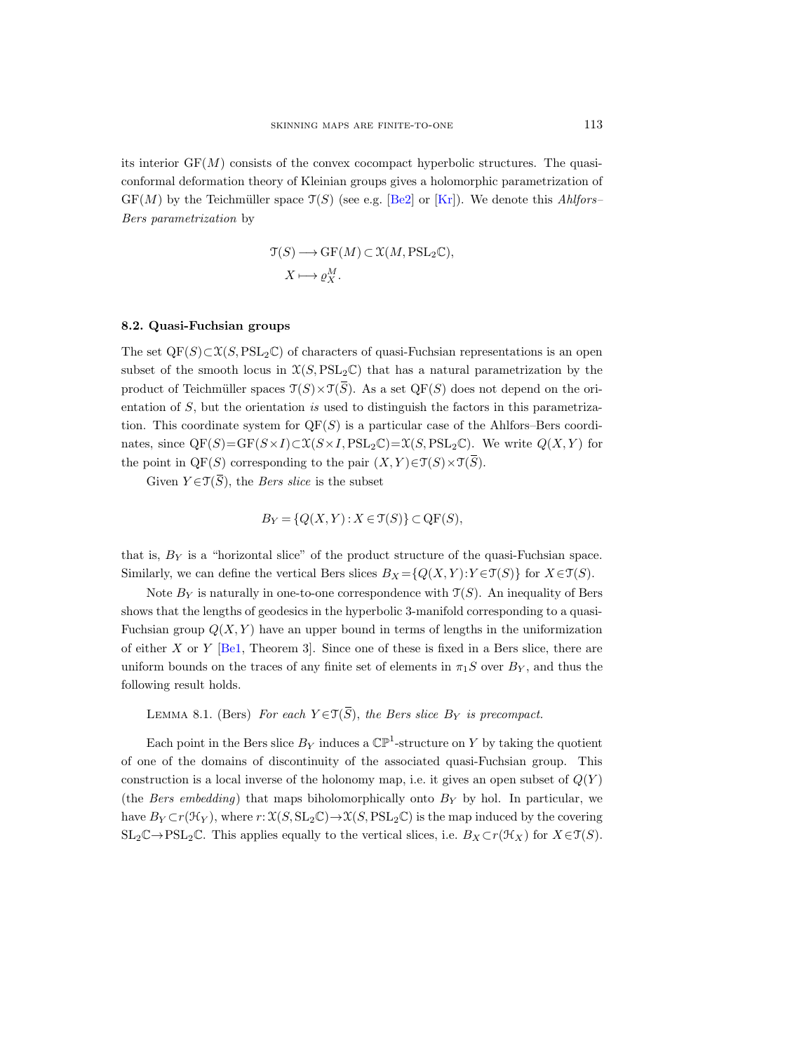its interior $\mathrm{GF}(M)$ consists of the convex cocompact hyperbolic structures. The quasi-conformal deformation theory of Kleinian groups gives a holomorphic parametrization of $\mathrm{GF}(M)$ by the Teichmüller space $\mathcal{T}(S)$ (see e.g. [Be2] or [Kr]). We denote this *Ahlfors–Bers parametrization* by

$$\begin{aligned} \mathcal{T}(S) &\longrightarrow \mathrm{GF}(M) \subset \mathcal{X}(M, \mathrm{PSL}_2\mathbb{C}), \\ X &\longmapsto \varrho_X^M. \end{aligned}$$

### 8.2. Quasi-Fuchsian groups

The set $\mathrm{QF}(S) \subset \mathcal{X}(S, \mathrm{PSL}_2\mathbb{C})$ of characters of quasi-Fuchsian representations is an open subset of the smooth locus in $\mathcal{X}(S, \mathrm{PSL}_2\mathbb{C})$ that has a natural parametrization by the product of Teichmüller spaces $\mathcal{T}(S) \times \mathcal{T}(\overline{S})$. As a set $\mathrm{QF}(S)$ does not depend on the orientation of $S$, but the orientation *is* used to distinguish the factors in this parametrization. This coordinate system for $\mathrm{QF}(S)$ is a particular case of the Ahlfors–Bers coordinates, since $\mathrm{QF}(S) = \mathrm{GF}(S \times I) \subset \mathcal{X}(S \times I, \mathrm{PSL}_2\mathbb{C}) = \mathcal{X}(S, \mathrm{PSL}_2\mathbb{C})$. We write $Q(X, Y)$ for the point in $\mathrm{QF}(S)$ corresponding to the pair $(X, Y) \in \mathcal{T}(S) \times \mathcal{T}(\overline{S})$.

Given $Y \in \mathcal{T}(\overline{S})$, the *Bers slice* is the subset

$$B_Y = \{Q(X, Y) : X \in \mathcal{T}(S)\} \subset \mathrm{QF}(S),$$

that is, $B_Y$ is a "horizontal slice" of the product structure of the quasi-Fuchsian space. Similarly, we can define the vertical Bers slices $B_X = \{Q(X, Y) : Y \in \mathcal{T}(S)\}$ for $X \in \mathcal{T}(S)$.

Note $B_Y$ is naturally in one-to-one correspondence with $\mathcal{T}(S)$. An inequality of Bers shows that the lengths of geodesics in the hyperbolic 3-manifold corresponding to a quasi-Fuchsian group $Q(X, Y)$ have an upper bound in terms of lengths in the uniformization of either $X$ or $Y$ [Be1, Theorem 3]. Since one of these is fixed in a Bers slice, there are uniform bounds on the traces of any finite set of elements in $\pi_1 S$ over $B_Y$, and thus the following result holds.

Lemma 8.1. (Bers) *For each $Y \in \mathcal{T}(\overline{S})$, the Bers slice $B_Y$ is precompact.*

Each point in the Bers slice $B_Y$ induces a $\mathbb{CP}^1$-structure on $Y$ by taking the quotient of one of the domains of discontinuity of the associated quasi-Fuchsian group. This construction is a local inverse of the holonomy map, i.e. it gives an open subset of $Q(Y)$ (the *Bers embedding*) that maps biholomorphically onto $B_Y$ by hol. In particular, we have $B_Y \subset r(\mathcal{H}_Y)$, where $r: \mathcal{X}(S, \mathrm{SL}_2\mathbb{C}) \to \mathcal{X}(S, \mathrm{PSL}_2\mathbb{C})$ is the map induced by the covering $\mathrm{SL}_2\mathbb{C} \to \mathrm{PSL}_2\mathbb{C}$. This applies equally to the vertical slices, i.e. $B_X \subset r(\mathcal{H}_X)$ for $X \in \mathcal{T}(S)$.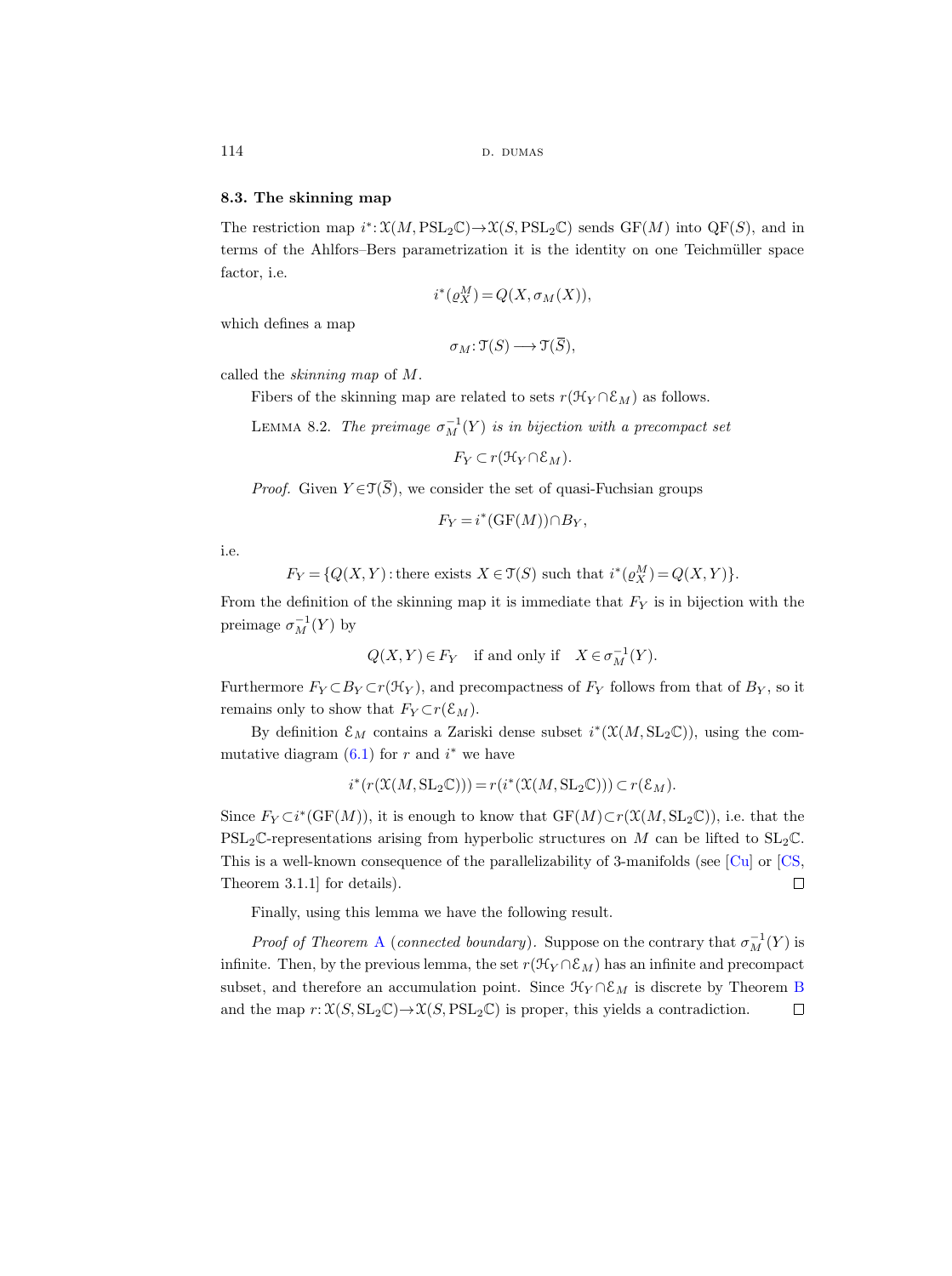### 8.3. The skinning map

The restriction map $i^*: \mathcal{X}(M, \mathrm{PSL}_2\mathbb{C}) \to \mathcal{X}(S, \mathrm{PSL}_2\mathbb{C})$ sends $\mathrm{GF}(M)$ into $\mathrm{QF}(S)$, and in terms of the Ahlfors–Bers parametrization it is the identity on one Teichmüller space factor, i.e.

$$i^*(\varrho_X^M) = Q(X, \sigma_M(X)),$$

which defines a map

$$\sigma_M: \mathcal{T}(S) \longrightarrow \mathcal{T}(\overline{S}),$$

called the *skinning map* of $M$.

Fibers of the skinning map are related to sets $r(\mathcal{H}_Y \cap \mathcal{E}_M)$ as follows.

LEMMA 8.2. *The preimage $\sigma_M^{-1}(Y)$ is in bijection with a precompact set*

$$F_Y \subset r(\mathcal{H}_Y \cap \mathcal{E}_M).$$

*Proof.* Given $Y \in \mathcal{T}(\overline{S})$, we consider the set of quasi-Fuchsian groups

$$F_Y = i^*(\mathrm{GF}(M)) \cap B_Y,$$

i.e.

$$F_Y = \{Q(X, Y) : \text{there exists } X \in \mathcal{T}(S) \text{ such that } i^*(\varrho_X^M) = Q(X, Y)\}.$$

From the definition of the skinning map it is immediate that $F_Y$ is in bijection with the preimage $\sigma_M^{-1}(Y)$ by

$$Q(X, Y) \in F_Y \quad \text{if and only if} \quad X \in \sigma_M^{-1}(Y).$$

Furthermore $F_Y \subset B_Y \subset r(\mathcal{H}_Y)$, and precompactness of $F_Y$ follows from that of $B_Y$, so it remains only to show that $F_Y \subset r(\mathcal{E}_M)$.

By definition $\mathcal{E}_M$ contains a Zariski dense subset $i^*(\mathcal{X}(M, \mathrm{SL}_2\mathbb{C}))$, using the commutative diagram (6.1) for $r$ and $i^*$ we have

$$i^*(r(\mathcal{X}(M, \mathrm{SL}_2\mathbb{C}))) = r(i^*(\mathcal{X}(M, \mathrm{SL}_2\mathbb{C}))) \subset r(\mathcal{E}_M).$$

Since $F_Y \subset i^*(\mathrm{GF}(M))$, it is enough to know that $\mathrm{GF}(M) \subset r(\mathcal{X}(M, \mathrm{SL}_2\mathbb{C}))$, i.e. that the $\mathrm{PSL}_2\mathbb{C}$-representations arising from hyperbolic structures on $M$ can be lifted to $\mathrm{SL}_2\mathbb{C}$. This is a well-known consequence of the parallelizability of 3-manifolds (see [Cu] or [CS, Theorem 3.1.1] for details). □

Finally, using this lemma we have the following result.

*Proof of Theorem A (connected boundary).* Suppose on the contrary that $\sigma_M^{-1}(Y)$ is infinite. Then, by the previous lemma, the set $r(\mathcal{H}_Y \cap \mathcal{E}_M)$ has an infinite and precompact subset, and therefore an accumulation point. Since $\mathcal{H}_Y \cap \mathcal{E}_M$ is discrete by Theorem B and the map $r: \mathcal{X}(S, \mathrm{SL}_2\mathbb{C}) \to \mathcal{X}(S, \mathrm{PSL}_2\mathbb{C})$ is proper, this yields a contradiction. □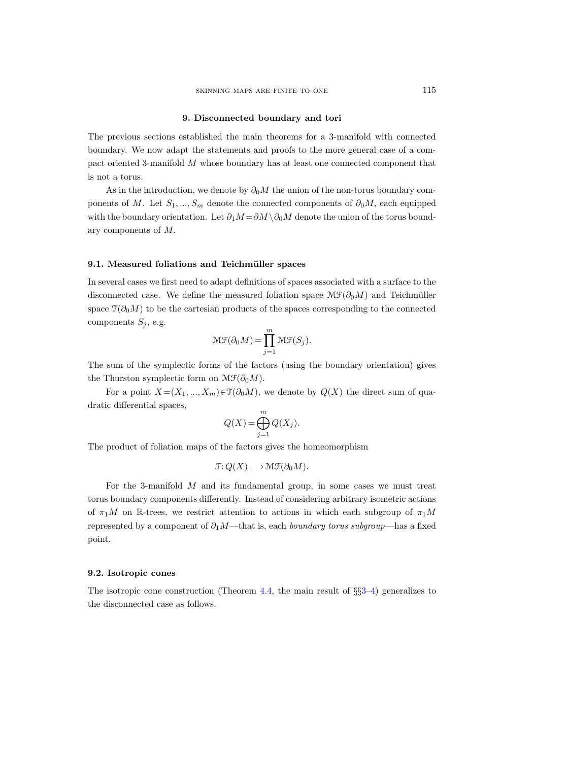## 9. Disconnected boundary and tori

The previous sections established the main theorems for a 3-manifold with connected boundary. We now adapt the statements and proofs to the more general case of a compact oriented 3-manifold $M$ whose boundary has at least one connected component that is not a torus.

As in the introduction, we denote by $\partial_0 M$ the union of the non-torus boundary components of $M$. Let $S_1, ..., S_m$ denote the connected components of $\partial_0 M$, each equipped with the boundary orientation. Let $\partial_1 M = \partial M \setminus \partial_0 M$ denote the union of the torus boundary components of $M$.

### 9.1. Measured foliations and Teichmüller spaces

In several cases we first need to adapt definitions of spaces associated with a surface to the disconnected case. We define the measured foliation space $\mathcal{MF}(\partial_0 M)$ and Teichmüller space $\mathcal{T}(\partial_0 M)$ to be the cartesian products of the spaces corresponding to the connected components $S_j$, e.g.

$$\mathcal{MF}(\partial_0 M) = \prod_{j=1}^{m} \mathcal{MF}(S_j).$$

The sum of the symplectic forms of the factors (using the boundary orientation) gives the Thurston symplectic form on $\mathcal{MF}(\partial_0 M)$.

For a point $X = (X_1, ..., X_m) \in \mathcal{T}(\partial_0 M)$, we denote by $Q(X)$ the direct sum of quadratic differential spaces,

$$Q(X) = \bigoplus_{j=1}^{m} Q(X_j).$$

The product of foliation maps of the factors gives the homeomorphism

$$\mathcal{F}: Q(X) \longrightarrow \mathcal{MF}(\partial_0 M).$$

For the 3-manifold $M$ and its fundamental group, in some cases we must treat torus boundary components differently. Instead of considering arbitrary isometric actions of $\pi_1 M$ on $\mathbb{R}$-trees, we restrict attention to actions in which each subgroup of $\pi_1 M$ represented by a component of $\partial_1 M$—that is, each *boundary torus subgroup*—has a fixed point.

### 9.2. Isotropic cones

The isotropic cone construction (Theorem 4.4, the main result of §§3–4) generalizes to the disconnected case as follows.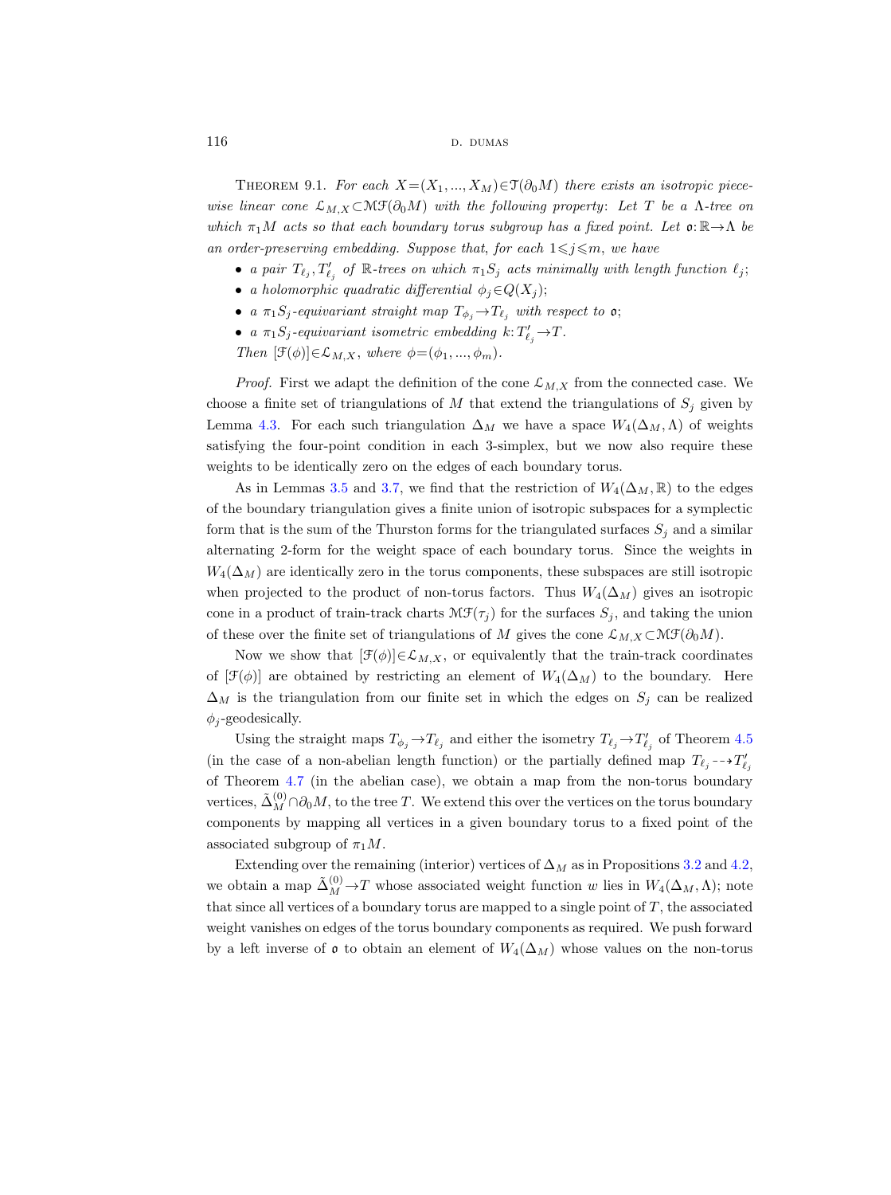THEOREM 9.1. *For each $X=(X_1,\ldots,X_M)\in\mathcal{T}(\partial_0 M)$ there exists an isotropic piecewise linear cone $\mathcal{L}_{M,X}\subset\mathcal{MF}(\partial_0 M)$ with the following property*: *Let $T$ be a $\Lambda$-tree on which $\pi_1 M$ acts so that each boundary torus subgroup has a fixed point. Let $\mathfrak{o}:\mathbb{R}\to\Lambda$ be an order-preserving embedding. Suppose that, for each $1\leqslant j\leqslant m$, we have*

- *a pair $T_{\ell_j}, T'_{\ell_j}$ of $\mathbb{R}$-trees on which $\pi_1 S_j$ acts minimally with length function $\ell_j$*;
- *a holomorphic quadratic differential $\phi_j\in Q(X_j)$*;
- *a $\pi_1 S_j$-equivariant straight map $T_{\phi_j}\to T_{\ell_j}$ with respect to $\mathfrak{o}$*;
- *a $\pi_1 S_j$-equivariant isometric embedding $k: T'_{\ell_j}\to T$.*

*Then $[\mathcal{F}(\phi)]\in\mathcal{L}_{M,X}$, where $\phi=(\phi_1,\ldots,\phi_m)$.*

*Proof.* First we adapt the definition of the cone $\mathcal{L}_{M,X}$ from the connected case. We choose a finite set of triangulations of $M$ that extend the triangulations of $S_j$ given by Lemma 4.3. For each such triangulation $\Delta_M$ we have a space $W_4(\Delta_M,\Lambda)$ of weights satisfying the four-point condition in each 3-simplex, but we now also require these weights to be identically zero on the edges of each boundary torus.

As in Lemmas 3.5 and 3.7, we find that the restriction of $W_4(\Delta_M,\mathbb{R})$ to the edges of the boundary triangulation gives a finite union of isotropic subspaces for a symplectic form that is the sum of the Thurston forms for the triangulated surfaces $S_j$ and a similar alternating 2-form for the weight space of each boundary torus. Since the weights in $W_4(\Delta_M)$ are identically zero in the torus components, these subspaces are still isotropic when projected to the product of non-torus factors. Thus $W_4(\Delta_M)$ gives an isotropic cone in a product of train-track charts $\mathcal{MF}(\tau_j)$ for the surfaces $S_j$, and taking the union of these over the finite set of triangulations of $M$ gives the cone $\mathcal{L}_{M,X}\subset\mathcal{MF}(\partial_0 M)$.

Now we show that $[\mathcal{F}(\phi)]\in\mathcal{L}_{M,X}$, or equivalently that the train-track coordinates of $[\mathcal{F}(\phi)]$ are obtained by restricting an element of $W_4(\Delta_M)$ to the boundary. Here $\Delta_M$ is the triangulation from our finite set in which the edges on $S_j$ can be realized $\phi_j$-geodesically.

Using the straight maps $T_{\phi_j}\to T_{\ell_j}$ and either the isometry $T_{\ell_j}\to T'_{\ell_j}$ of Theorem 4.5 (in the case of a non-abelian length function) or the partially defined map $T_{\ell_j}\dashrightarrow T'_{\ell_j}$ of Theorem 4.7 (in the abelian case), we obtain a map from the non-torus boundary vertices, $\tilde{\Delta}_M^{(0)}\cap\partial_0 M$, to the tree $T$. We extend this over the vertices on the torus boundary components by mapping all vertices in a given boundary torus to a fixed point of the associated subgroup of $\pi_1 M$.

Extending over the remaining (interior) vertices of $\Delta_M$ as in Propositions 3.2 and 4.2, we obtain a map $\tilde{\Delta}_M^{(0)}\to T$ whose associated weight function $w$ lies in $W_4(\Delta_M,\Lambda)$; note that since all vertices of a boundary torus are mapped to a single point of $T$, the associated weight vanishes on edges of the torus boundary components as required. We push forward by a left inverse of $\mathfrak{o}$ to obtain an element of $W_4(\Delta_M)$ whose values on the non-torus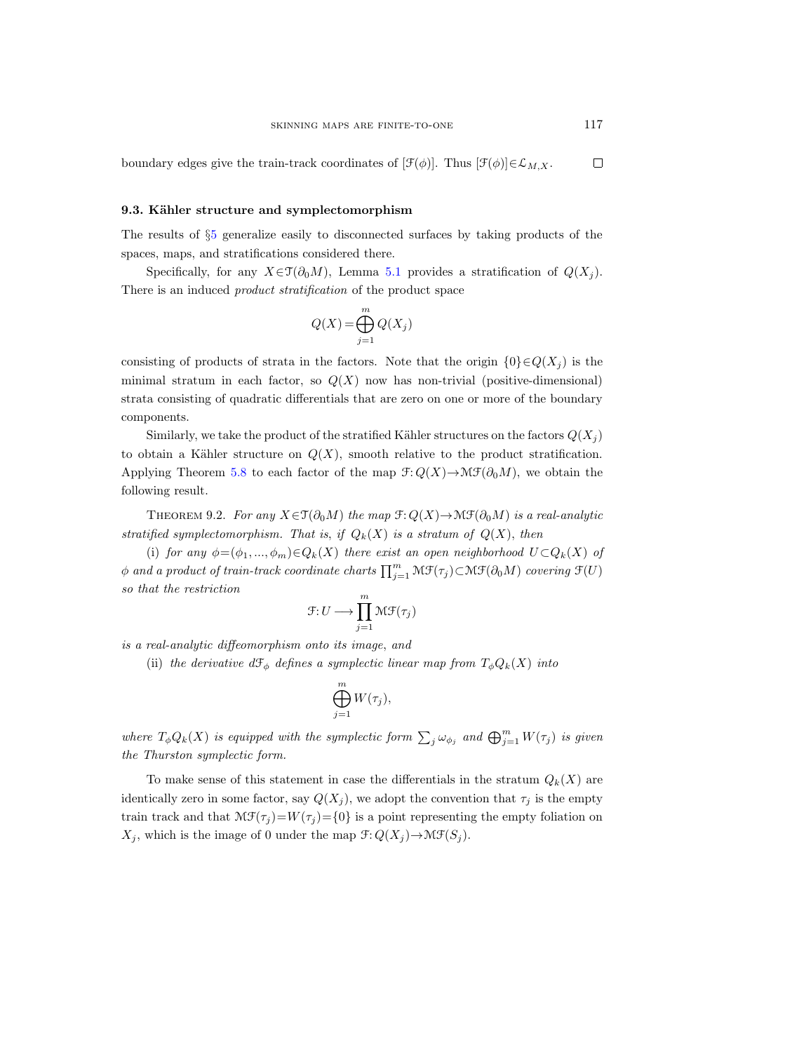boundary edges give the train-track coordinates of $[\mathcal{F}(\phi)]$. Thus $[\mathcal{F}(\phi)] \in \mathcal{L}_{M,X}$. □

### 9.3. Kähler structure and symplectomorphism

The results of §5 generalize easily to disconnected surfaces by taking products of the spaces, maps, and stratifications considered there.

Specifically, for any $X \in \mathcal{T}(\partial_0 M)$, Lemma 5.1 provides a stratification of $Q(X_j)$. There is an induced *product stratification* of the product space

$$Q(X) = \bigoplus_{j=1}^{m} Q(X_j)$$

consisting of products of strata in the factors. Note that the origin $\{0\} \in Q(X_j)$ is the minimal stratum in each factor, so $Q(X)$ now has non-trivial (positive-dimensional) strata consisting of quadratic differentials that are zero on one or more of the boundary components.

Similarly, we take the product of the stratified Kähler structures on the factors $Q(X_j)$ to obtain a Kähler structure on $Q(X)$, smooth relative to the product stratification. Applying Theorem 5.8 to each factor of the map $\mathcal{F}: Q(X) \to \mathcal{MF}(\partial_0 M)$, we obtain the following result.

Theorem 9.2. *For any $X \in \mathcal{T}(\partial_0 M)$ the map $\mathcal{F}: Q(X) \to \mathcal{MF}(\partial_0 M)$ is a real-analytic stratified symplectomorphism. That is, if $Q_k(X)$ is a stratum of $Q(X)$, then*

(i) *for any $\phi = (\phi_1, ..., \phi_m) \in Q_k(X)$ there exist an open neighborhood $U \subset Q_k(X)$ of $\phi$ and a product of train-track coordinate charts $\prod_{j=1}^{m} \mathcal{MF}(\tau_j) \subset \mathcal{MF}(\partial_0 M)$ covering $\mathcal{F}(U)$ so that the restriction*

$$\mathcal{F}: U \longrightarrow \prod_{j=1}^{m} \mathcal{MF}(\tau_j)$$

*is a real-analytic diffeomorphism onto its image, and*

(ii) *the derivative $d\mathcal{F}_\phi$ defines a symplectic linear map from $T_\phi Q_k(X)$ into*

$$\bigoplus_{j=1}^{m} W(\tau_j),$$

*where $T_\phi Q_k(X)$ is equipped with the symplectic form $\sum_j \omega_{\phi_j}$ and $\bigoplus_{j=1}^{m} W(\tau_j)$ is given the Thurston symplectic form.*

To make sense of this statement in case the differentials in the stratum $Q_k(X)$ are identically zero in some factor, say $Q(X_j)$, we adopt the convention that $\tau_j$ is the empty train track and that $\mathcal{MF}(\tau_j) = W(\tau_j) = \{0\}$ is a point representing the empty foliation on $X_j$, which is the image of 0 under the map $\mathcal{F}: Q(X_j) \to \mathcal{MF}(S_j)$.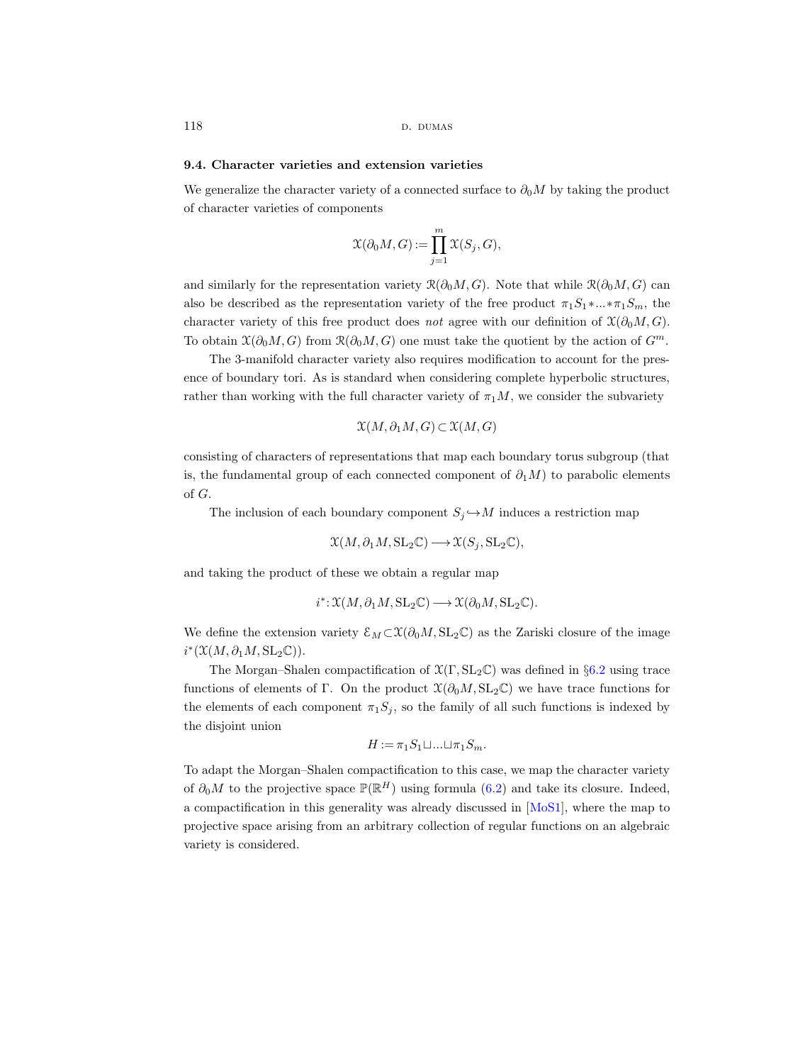### 9.4. Character varieties and extension varieties

We generalize the character variety of a connected surface to $\partial_0 M$ by taking the product of character varieties of components

$$\mathcal{X}(\partial_0 M, G) := \prod_{j=1}^{m} \mathcal{X}(S_j, G),$$

and similarly for the representation variety $\mathcal{R}(\partial_0 M, G)$. Note that while $\mathcal{R}(\partial_0 M, G)$ can also be described as the representation variety of the free product $\pi_1 S_1 * ... * \pi_1 S_m$, the character variety of this free product does *not* agree with our definition of $\mathcal{X}(\partial_0 M, G)$. To obtain $\mathcal{X}(\partial_0 M, G)$ from $\mathcal{R}(\partial_0 M, G)$ one must take the quotient by the action of $G^m$.

The 3-manifold character variety also requires modification to account for the presence of boundary tori. As is standard when considering complete hyperbolic structures, rather than working with the full character variety of $\pi_1 M$, we consider the subvariety

$$\mathcal{X}(M, \partial_1 M, G) \subset \mathcal{X}(M, G)$$

consisting of characters of representations that map each boundary torus subgroup (that is, the fundamental group of each connected component of $\partial_1 M$) to parabolic elements of $G$.

The inclusion of each boundary component $S_j \hookrightarrow M$ induces a restriction map

$$\mathcal{X}(M, \partial_1 M, \mathrm{SL}_2\mathbb{C}) \longrightarrow \mathcal{X}(S_j, \mathrm{SL}_2\mathbb{C}),$$

and taking the product of these we obtain a regular map

$$i^* : \mathcal{X}(M, \partial_1 M, \mathrm{SL}_2\mathbb{C}) \longrightarrow \mathcal{X}(\partial_0 M, \mathrm{SL}_2\mathbb{C}).$$

We define the extension variety $\mathcal{E}_M \subset \mathcal{X}(\partial_0 M, \mathrm{SL}_2\mathbb{C})$ as the Zariski closure of the image $i^*(\mathcal{X}(M, \partial_1 M, \mathrm{SL}_2\mathbb{C}))$.

The Morgan–Shalen compactification of $\mathcal{X}(\Gamma, \mathrm{SL}_2\mathbb{C})$ was defined in §6.2 using trace functions of elements of $\Gamma$. On the product $\mathcal{X}(\partial_0 M, \mathrm{SL}_2\mathbb{C})$ we have trace functions for the elements of each component $\pi_1 S_j$, so the family of all such functions is indexed by the disjoint union

$$H := \pi_1 S_1 \sqcup ... \sqcup \pi_1 S_m.$$

To adapt the Morgan–Shalen compactification to this case, we map the character variety of $\partial_0 M$ to the projective space $\mathbb{P}(\mathbb{R}^H)$ using formula (6.2) and take its closure. Indeed, a compactification in this generality was already discussed in [MoS1], where the map to projective space arising from an arbitrary collection of regular functions on an algebraic variety is considered.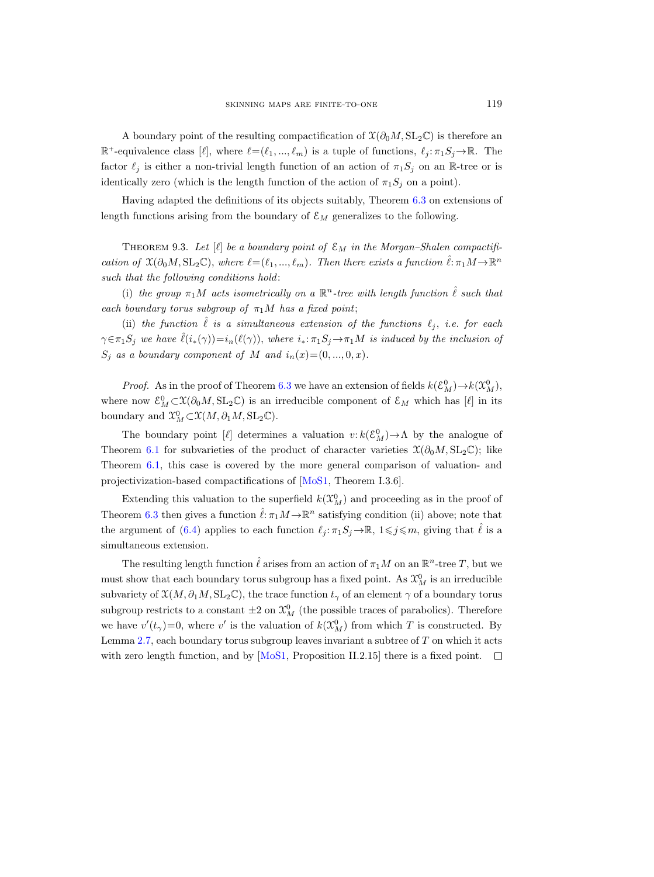A boundary point of the resulting compactification of $\mathcal{X}(\partial_0 M, \mathrm{SL}_2\mathbb{C})$ is therefore an $\mathbb{R}^+$-equivalence class $[\ell]$, where $\ell=(\ell_1, ..., \ell_m)$ is a tuple of functions, $\ell_j: \pi_1 S_j \to \mathbb{R}$. The factor $\ell_j$ is either a non-trivial length function of an action of $\pi_1 S_j$ on an $\mathbb{R}$-tree or is identically zero (which is the length function of the action of $\pi_1 S_j$ on a point).

Having adapted the definitions of its objects suitably, Theorem 6.3 on extensions of length functions arising from the boundary of $\mathcal{E}_M$ generalizes to the following.

Theorem 9.3. *Let $[\ell]$ be a boundary point of $\mathcal{E}_M$ in the Morgan–Shalen compactification of $\mathcal{X}(\partial_0 M, \mathrm{SL}_2\mathbb{C})$, where $\ell=(\ell_1, ..., \ell_m)$. Then there exists a function $\hat{\ell}: \pi_1 M \to \mathbb{R}^n$ such that the following conditions hold*:

(i) *the group $\pi_1 M$ acts isometrically on a $\mathbb{R}^n$-tree with length function $\hat{\ell}$ such that each boundary torus subgroup of $\pi_1 M$ has a fixed point*;

(ii) *the function $\hat{\ell}$ is a simultaneous extension of the functions $\ell_j$, i.e. for each $\gamma \in \pi_1 S_j$ we have $\hat{\ell}(i_*(\gamma)) = i_n(\ell(\gamma))$, where $i_*: \pi_1 S_j \to \pi_1 M$ is induced by the inclusion of $S_j$ as a boundary component of $M$ and $i_n(x)=(0, ..., 0, x)$.*

*Proof.* As in the proof of Theorem 6.3 we have an extension of fields $k(\mathcal{E}_M^0) \to k(\mathcal{X}_M^0)$, where now $\mathcal{E}_M^0 \subset \mathcal{X}(\partial_0 M, \mathrm{SL}_2\mathbb{C})$ is an irreducible component of $\mathcal{E}_M$ which has $[\ell]$ in its boundary and $\mathcal{X}_M^0 \subset \mathcal{X}(M, \partial_1 M, \mathrm{SL}_2\mathbb{C})$.

The boundary point $[\ell]$ determines a valuation $v: k(\mathcal{E}_M^0) \to \Lambda$ by the analogue of Theorem 6.1 for subvarieties of the product of character varieties $\mathcal{X}(\partial_0 M, \mathrm{SL}_2\mathbb{C})$; like Theorem 6.1, this case is covered by the more general comparison of valuation- and projectivization-based compactifications of [MoS1, Theorem I.3.6].

Extending this valuation to the superfield $k(\mathcal{X}_M^0)$ and proceeding as in the proof of Theorem 6.3 then gives a function $\hat{\ell}: \pi_1 M \to \mathbb{R}^n$ satisfying condition (ii) above; note that the argument of (6.4) applies to each function $\ell_j: \pi_1 S_j \to \mathbb{R}$, $1 \leqslant j \leqslant m$, giving that $\hat{\ell}$ is a simultaneous extension.

The resulting length function $\hat{\ell}$ arises from an action of $\pi_1 M$ on an $\mathbb{R}^n$-tree $T$, but we must show that each boundary torus subgroup has a fixed point. As $\mathcal{X}_M^0$ is an irreducible subvariety of $\mathcal{X}(M, \partial_1 M, \mathrm{SL}_2\mathbb{C})$, the trace function $t_\gamma$ of an element $\gamma$ of a boundary torus subgroup restricts to a constant $\pm 2$ on $\mathcal{X}_M^0$ (the possible traces of parabolics). Therefore we have $v'(t_\gamma)=0$, where $v'$ is the valuation of $k(\mathcal{X}_M^0)$ from which $T$ is constructed. By Lemma 2.7, each boundary torus subgroup leaves invariant a subtree of $T$ on which it acts with zero length function, and by [MoS1, Proposition II.2.15] there is a fixed point. $\square$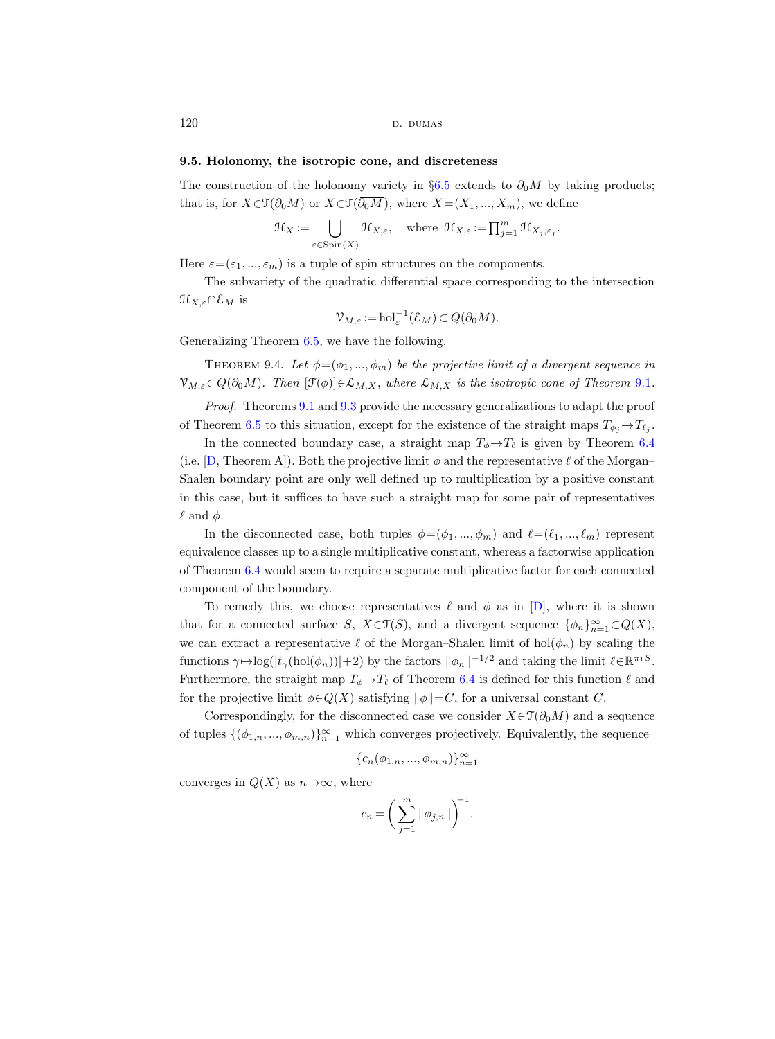### 9.5. Holonomy, the isotropic cone, and discreteness

The construction of the holonomy variety in §6.5 extends to $\partial_0 M$ by taking products; that is, for $X \in \mathcal{T}(\partial_0 M)$ or $X \in \mathcal{T}(\overline{\partial_0 M})$, where $X = (X_1, ..., X_m)$, we define

$$\mathcal{H}_X := \bigcup_{\varepsilon \in \mathrm{Spin}(X)} \mathcal{H}_{X,\varepsilon}, \quad \text{where } \mathcal{H}_{X,\varepsilon} := \prod_{j=1}^{m} \mathcal{H}_{X_j, \varepsilon_j}.$$

Here $\varepsilon = (\varepsilon_1, ..., \varepsilon_m)$ is a tuple of spin structures on the components.

The subvariety of the quadratic differential space corresponding to the intersection $\mathcal{H}_{X,\varepsilon} \cap \mathcal{E}_M$ is

$$\mathcal{V}_{M,\varepsilon} := \mathrm{hol}_\varepsilon^{-1}(\mathcal{E}_M) \subset Q(\partial_0 M).$$

Generalizing Theorem 6.5, we have the following.

Theorem 9.4. *Let $\phi = (\phi_1, ..., \phi_m)$ be the projective limit of a divergent sequence in $\mathcal{V}_{M,\varepsilon} \subset Q(\partial_0 M)$. Then $[\mathcal{F}(\phi)] \in \mathcal{L}_{M,X}$, where $\mathcal{L}_{M,X}$ is the isotropic cone of Theorem 9.1.*

*Proof.* Theorems 9.1 and 9.3 provide the necessary generalizations to adapt the proof of Theorem 6.5 to this situation, except for the existence of the straight maps $T_{\phi_j} \to T_{\ell_j}$.

In the connected boundary case, a straight map $T_\phi \to T_\ell$ is given by Theorem 6.4 (i.e. [D, Theorem A]). Both the projective limit $\phi$ and the representative $\ell$ of the Morgan–Shalen boundary point are only well defined up to multiplication by a positive constant in this case, but it suffices to have such a straight map for some pair of representatives $\ell$ and $\phi$.

In the disconnected case, both tuples $\phi = (\phi_1, ..., \phi_m)$ and $\ell = (\ell_1, ..., \ell_m)$ represent equivalence classes up to a single multiplicative constant, whereas a factorwise application of Theorem 6.4 would seem to require a separate multiplicative factor for each connected component of the boundary.

To remedy this, we choose representatives $\ell$ and $\phi$ as in [D], where it is shown that for a connected surface $S$, $X \in \mathcal{T}(S)$, and a divergent sequence $\{\phi_n\}_{n=1}^\infty \subset Q(X)$, we can extract a representative $\ell$ of the Morgan–Shalen limit of $\mathrm{hol}(\phi_n)$ by scaling the functions $\gamma \mapsto \log(|t_\gamma(\mathrm{hol}(\phi_n))| + 2)$ by the factors $\|\phi_n\|^{-1/2}$ and taking the limit $\ell \in \mathbb{R}^{\pi_1 S}$. Furthermore, the straight map $T_\phi \to T_\ell$ of Theorem 6.4 is defined for this function $\ell$ and for the projective limit $\phi \in Q(X)$ satisfying $\|\phi\| = C$, for a universal constant $C$.

Correspondingly, for the disconnected case we consider $X \in \mathcal{T}(\partial_0 M)$ and a sequence of tuples $\{(\phi_{1,n}, ..., \phi_{m,n})\}_{n=1}^\infty$ which converges projectively. Equivalently, the sequence

$$\{c_n(\phi_{1,n}, ..., \phi_{m,n})\}_{n=1}^\infty$$

converges in $Q(X)$ as $n \to \infty$, where

$$c_n = \left( \sum_{j=1}^{m} \|\phi_{j,n}\| \right)^{-1}.$$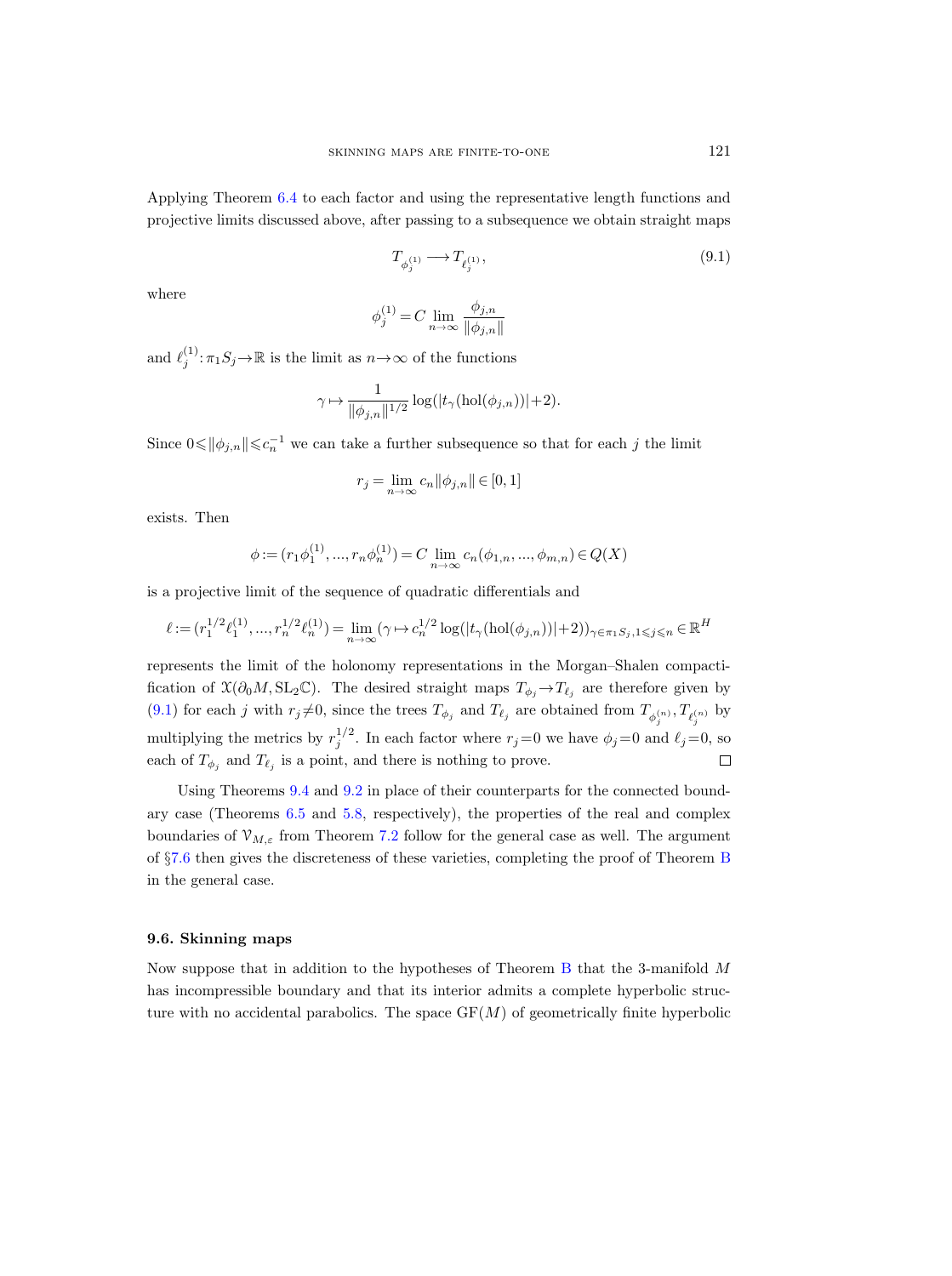Applying Theorem 6.4 to each factor and using the representative length functions and projective limits discussed above, after passing to a subsequence we obtain straight maps

$$T_{\phi_j^{(1)}} \longrightarrow T_{\ell_j^{(1)}}, \tag{9.1}$$

where

$$\phi_j^{(1)} = C \lim_{n\to\infty} \frac{\phi_{j,n}}{\|\phi_{j,n}\|}$$

and $\ell_j^{(1)}: \pi_1 S_j \to \mathbb{R}$ is the limit as $n\to\infty$ of the functions

$$\gamma \mapsto \frac{1}{\|\phi_{j,n}\|^{1/2}} \log(|t_\gamma(\mathrm{hol}(\phi_{j,n}))|+2).$$

Since $0 \leqslant \|\phi_{j,n}\| \leqslant c_n^{-1}$ we can take a further subsequence so that for each $j$ the limit

$$r_j = \lim_{n\to\infty} c_n \|\phi_{j,n}\| \in [0,1]$$

exists. Then

$$\phi := (r_1 \phi_1^{(1)}, ..., r_n \phi_n^{(1)}) = C \lim_{n\to\infty} c_n (\phi_{1,n}, ..., \phi_{m,n}) \in Q(X)$$

is a projective limit of the sequence of quadratic differentials and

$$\ell := (r_1^{1/2} \ell_1^{(1)}, ..., r_n^{1/2} \ell_n^{(1)}) = \lim_{n\to\infty} (\gamma \mapsto c_n^{1/2} \log(|t_\gamma(\mathrm{hol}(\phi_{j,n}))|+2))_{\gamma\in\pi_1 S_j, 1\leqslant j\leqslant n} \in \mathbb{R}^H$$

represents the limit of the holonomy representations in the Morgan–Shalen compactification of $\mathfrak{X}(\partial_0 M, \mathrm{SL}_2\mathbb{C})$. The desired straight maps $T_{\phi_j} \to T_{\ell_j}$ are therefore given by (9.1) for each $j$ with $r_j \neq 0$, since the trees $T_{\phi_j}$ and $T_{\ell_j}$ are obtained from $T_{\phi_j^{(n)}}, T_{\ell_j^{(n)}}$ by multiplying the metrics by $r_j^{1/2}$. In each factor where $r_j = 0$ we have $\phi_j = 0$ and $\ell_j = 0$, so each of $T_{\phi_j}$ and $T_{\ell_j}$ is a point, and there is nothing to prove. $\square$

Using Theorems 9.4 and 9.2 in place of their counterparts for the connected boundary case (Theorems 6.5 and 5.8, respectively), the properties of the real and complex boundaries of $\mathcal{V}_{M,\varepsilon}$ from Theorem 7.2 follow for the general case as well. The argument of §7.6 then gives the discreteness of these varieties, completing the proof of Theorem B in the general case.

### 9.6. Skinning maps

Now suppose that in addition to the hypotheses of Theorem B that the 3-manifold $M$ has incompressible boundary and that its interior admits a complete hyperbolic structure with no accidental parabolics. The space $\mathrm{GF}(M)$ of geometrically finite hyperbolic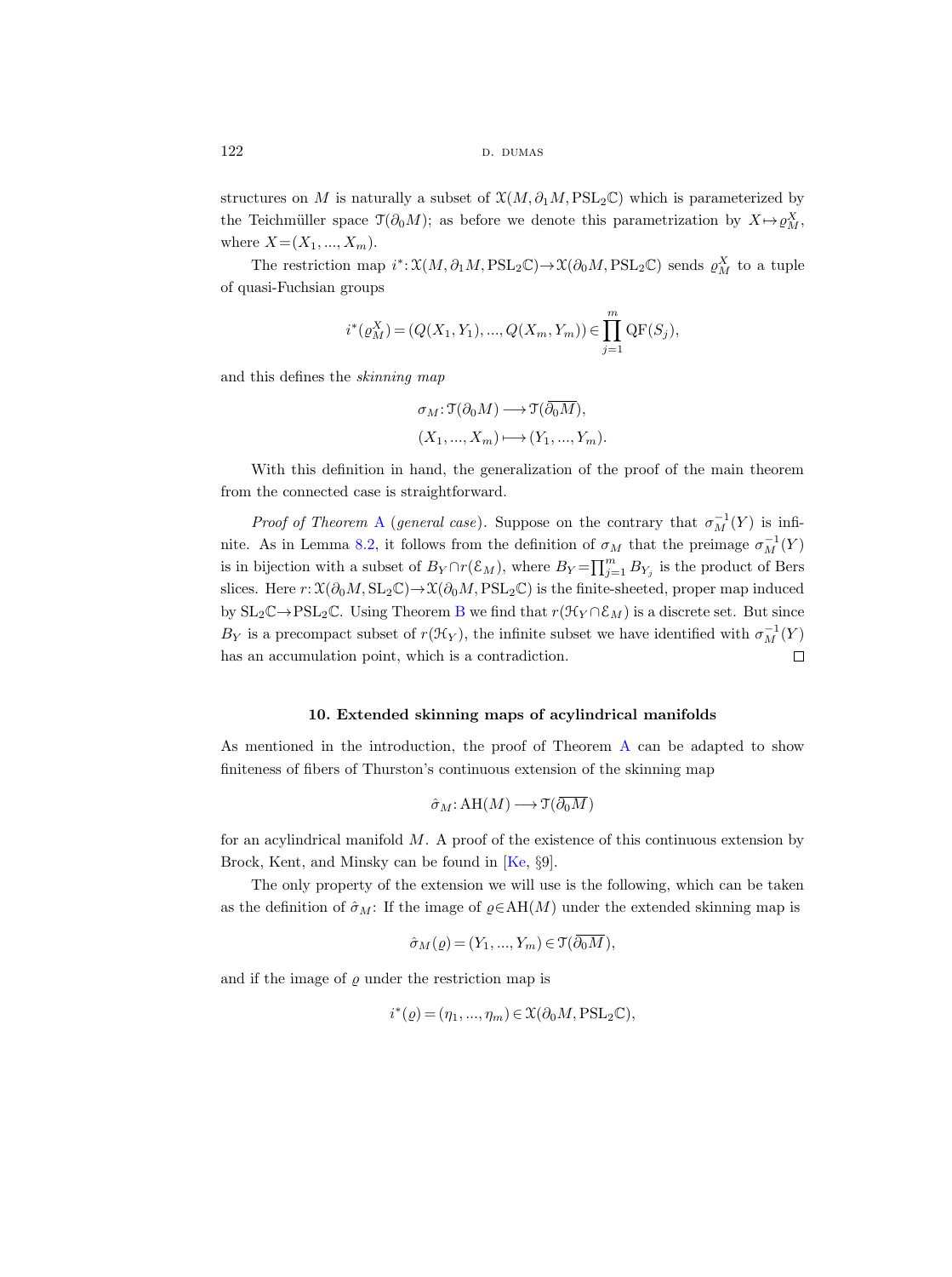structures on $M$ is naturally a subset of $\mathcal{X}(M, \partial_1 M, \mathrm{PSL}_2\mathbb{C})$ which is parameterized by the Teichmüller space $\mathcal{T}(\partial_0 M)$; as before we denote this parametrization by $X \mapsto \varrho_M^X$, where $X = (X_1, ..., X_m)$.

The restriction map $i^*: \mathcal{X}(M, \partial_1 M, \mathrm{PSL}_2\mathbb{C}) \to \mathcal{X}(\partial_0 M, \mathrm{PSL}_2\mathbb{C})$ sends $\varrho_M^X$ to a tuple of quasi-Fuchsian groups

$$i^*(\varrho_M^X) = (Q(X_1, Y_1), ..., Q(X_m, Y_m)) \in \prod_{j=1}^{m} \mathrm{QF}(S_j),$$

and this defines the *skinning map*

$$\sigma_M : \mathcal{T}(\partial_0 M) \longrightarrow \mathcal{T}(\overline{\partial_0 M}),$$
$$(X_1, ..., X_m) \longmapsto (Y_1, ..., Y_m).$$

With this definition in hand, the generalization of the proof of the main theorem from the connected case is straightforward.

*Proof of Theorem A (general case).* Suppose on the contrary that $\sigma_M^{-1}(Y)$ is infinite. As in Lemma 8.2, it follows from the definition of $\sigma_M$ that the preimage $\sigma_M^{-1}(Y)$ is in bijection with a subset of $B_Y \cap r(\mathcal{E}_M)$, where $B_Y = \prod_{j=1}^{m} B_{Y_j}$ is the product of Bers slices. Here $r: \mathcal{X}(\partial_0 M, \mathrm{SL}_2\mathbb{C}) \to \mathcal{X}(\partial_0 M, \mathrm{PSL}_2\mathbb{C})$ is the finite-sheeted, proper map induced by $\mathrm{SL}_2\mathbb{C} \to \mathrm{PSL}_2\mathbb{C}$. Using Theorem B we find that $r(\mathcal{H}_Y \cap \mathcal{E}_M)$ is a discrete set. But since $B_Y$ is a precompact subset of $r(\mathcal{H}_Y)$, the infinite subset we have identified with $\sigma_M^{-1}(Y)$ has an accumulation point, which is a contradiction. $\square$

## 10. Extended skinning maps of acylindrical manifolds

As mentioned in the introduction, the proof of Theorem A can be adapted to show finiteness of fibers of Thurston's continuous extension of the skinning map

$$\hat{\sigma}_M : \mathrm{AH}(M) \longrightarrow \mathcal{T}(\overline{\partial_0 M})$$

for an acylindrical manifold $M$. A proof of the existence of this continuous extension by Brock, Kent, and Minsky can be found in [Ke, §9].

The only property of the extension we will use is the following, which can be taken as the definition of $\hat{\sigma}_M$: If the image of $\varrho \in \mathrm{AH}(M)$ under the extended skinning map is

$$\hat{\sigma}_M(\varrho) = (Y_1, ..., Y_m) \in \mathcal{T}(\overline{\partial_0 M}),$$

and if the image of $\varrho$ under the restriction map is

$$i^*(\varrho) = (\eta_1, ..., \eta_m) \in \mathcal{X}(\partial_0 M, \mathrm{PSL}_2\mathbb{C}),$$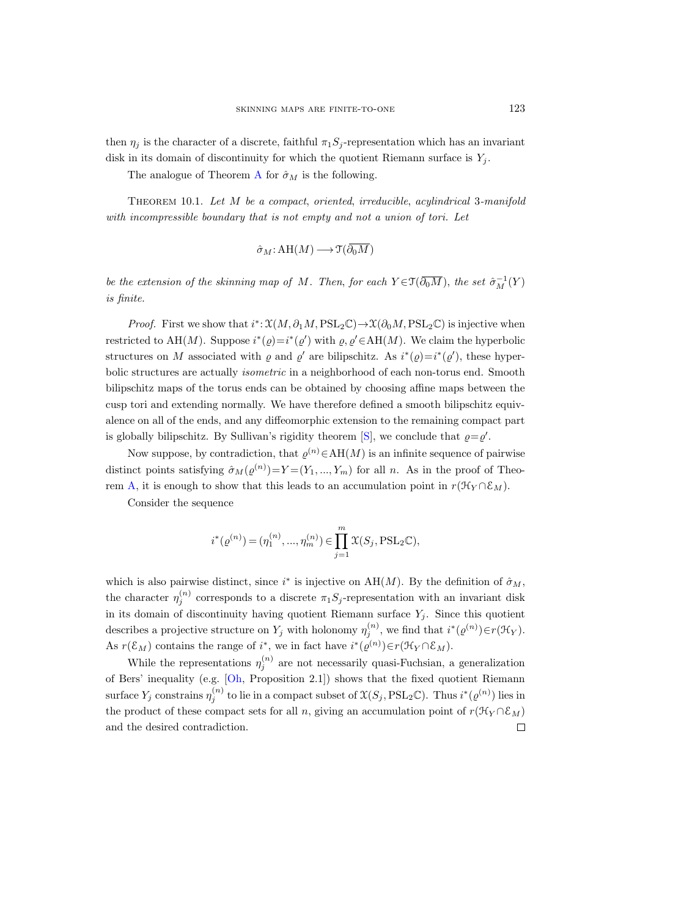then $\eta_j$ is the character of a discrete, faithful $\pi_1 S_j$-representation which has an invariant disk in its domain of discontinuity for which the quotient Riemann surface is $Y_j$.

The analogue of Theorem A for $\hat{\sigma}_M$ is the following.

Theorem 10.1. *Let $M$ be a compact, oriented, irreducible, acylindrical 3-manifold with incompressible boundary that is not empty and not a union of tori. Let*

$$\hat{\sigma}_M \colon \mathrm{AH}(M) \longrightarrow \mathcal{T}(\overline{\partial_0 M})$$

*be the extension of the skinning map of $M$. Then, for each $Y \in \mathcal{T}(\overline{\partial_0 M})$, the set $\hat{\sigma}_M^{-1}(Y)$ is finite.*

*Proof.* First we show that $i^* \colon \mathcal{X}(M, \partial_1 M, \mathrm{PSL}_2\mathbb{C}) \to \mathcal{X}(\partial_0 M, \mathrm{PSL}_2\mathbb{C})$ is injective when restricted to $\mathrm{AH}(M)$. Suppose $i^*(\varrho) = i^*(\varrho')$ with $\varrho, \varrho' \in \mathrm{AH}(M)$. We claim the hyperbolic structures on $M$ associated with $\varrho$ and $\varrho'$ are bilipschitz. As $i^*(\varrho) = i^*(\varrho')$, these hyperbolic structures are actually *isometric* in a neighborhood of each non-torus end. Smooth bilipschitz maps of the torus ends can be obtained by choosing affine maps between the cusp tori and extending normally. We have therefore defined a smooth bilipschitz equivalence on all of the ends, and any diffeomorphic extension to the remaining compact part is globally bilipschitz. By Sullivan's rigidity theorem [S], we conclude that $\varrho = \varrho'$.

Now suppose, by contradiction, that $\varrho^{(n)} \in \mathrm{AH}(M)$ is an infinite sequence of pairwise distinct points satisfying $\hat{\sigma}_M(\varrho^{(n)}) = Y = (Y_1, ..., Y_m)$ for all $n$. As in the proof of Theorem A, it is enough to show that this leads to an accumulation point in $r(\mathcal{H}_Y \cap \mathcal{E}_M)$.

Consider the sequence

$$i^*(\varrho^{(n)}) = (\eta_1^{(n)}, ..., \eta_m^{(n)}) \in \prod_{j=1}^{m} \mathcal{X}(S_j, \mathrm{PSL}_2\mathbb{C}),$$

which is also pairwise distinct, since $i^*$ is injective on $\mathrm{AH}(M)$. By the definition of $\hat{\sigma}_M$, the character $\eta_j^{(n)}$ corresponds to a discrete $\pi_1 S_j$-representation with an invariant disk in its domain of discontinuity having quotient Riemann surface $Y_j$. Since this quotient describes a projective structure on $Y_j$ with holonomy $\eta_j^{(n)}$, we find that $i^*(\varrho^{(n)}) \in r(\mathcal{H}_Y)$. As $r(\mathcal{E}_M)$ contains the range of $i^*$, we in fact have $i^*(\varrho^{(n)}) \in r(\mathcal{H}_Y \cap \mathcal{E}_M)$.

While the representations $\eta_j^{(n)}$ are not necessarily quasi-Fuchsian, a generalization of Bers' inequality (e.g. [Oh, Proposition 2.1]) shows that the fixed quotient Riemann surface $Y_j$ constrains $\eta_j^{(n)}$ to lie in a compact subset of $\mathcal{X}(S_j, \mathrm{PSL}_2\mathbb{C})$. Thus $i^*(\varrho^{(n)})$ lies in the product of these compact sets for all $n$, giving an accumulation point of $r(\mathcal{H}_Y \cap \mathcal{E}_M)$ and the desired contradiction. $\square$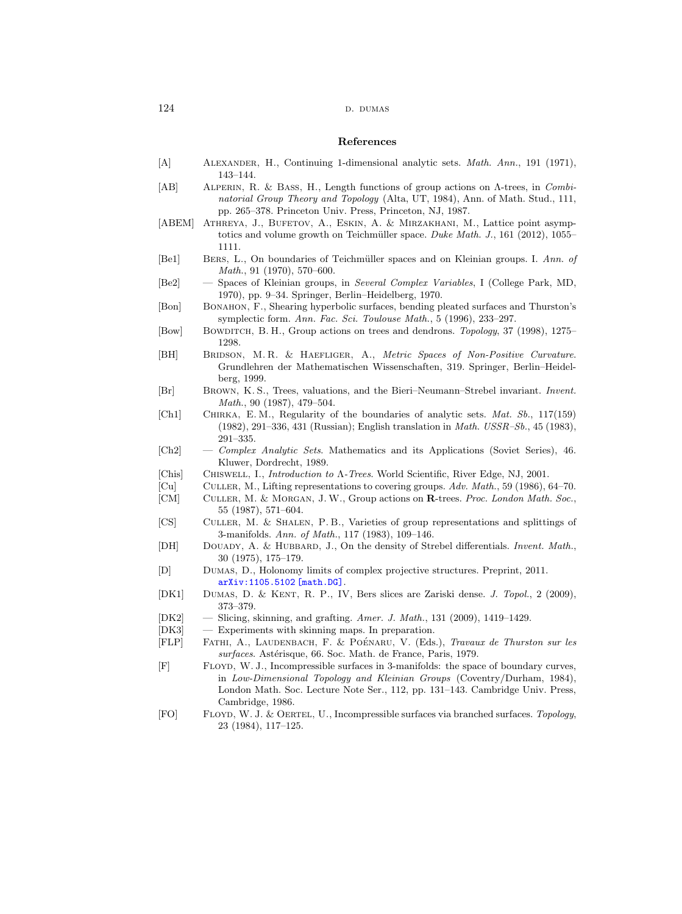## References

[A] Alexander, H., Continuing 1-dimensional analytic sets. *Math. Ann.*, 191 (1971), 143–144.

[AB] Alperin, R. & Bass, H., Length functions of group actions on Λ-trees, in *Combinatorial Group Theory and Topology* (Alta, UT, 1984), Ann. of Math. Stud., 111, pp. 265–378. Princeton Univ. Press, Princeton, NJ, 1987.

[ABEM] Athreya, J., Bufetov, A., Eskin, A. & Mirzakhani, M., Lattice point asymptotics and volume growth on Teichmüller space. *Duke Math. J.*, 161 (2012), 1055–1111.

[Be1] Bers, L., On boundaries of Teichmüller spaces and on Kleinian groups. I. *Ann. of Math.*, 91 (1970), 570–600.

[Be2] — Spaces of Kleinian groups, in *Several Complex Variables*, I (College Park, MD, 1970), pp. 9–34. Springer, Berlin–Heidelberg, 1970.

[Bon] Bonahon, F., Shearing hyperbolic surfaces, bending pleated surfaces and Thurston's symplectic form. *Ann. Fac. Sci. Toulouse Math.*, 5 (1996), 233–297.

[Bow] Bowditch, B. H., Group actions on trees and dendrons. *Topology*, 37 (1998), 1275–1298.

[BH] Bridson, M. R. & Haefliger, A., *Metric Spaces of Non-Positive Curvature*. Grundlehren der Mathematischen Wissenschaften, 319. Springer, Berlin–Heidelberg, 1999.

[Br] Brown, K. S., Trees, valuations, and the Bieri–Neumann–Strebel invariant. *Invent. Math.*, 90 (1987), 479–504.

[Ch1] Chirka, E. M., Regularity of the boundaries of analytic sets. *Mat. Sb.*, 117(159) (1982), 291–336, 431 (Russian); English translation in *Math. USSR–Sb.*, 45 (1983), 291–335.

[Ch2] — *Complex Analytic Sets*. Mathematics and its Applications (Soviet Series), 46. Kluwer, Dordrecht, 1989.

[Chis] Chiswell, I., *Introduction to Λ-Trees*. World Scientific, River Edge, NJ, 2001.

[Cu] Culler, M., Lifting representations to covering groups. *Adv. Math.*, 59 (1986), 64–70.

[CM] Culler, M. & Morgan, J. W., Group actions on **R**-trees. *Proc. London Math. Soc.*, 55 (1987), 571–604.

[CS] Culler, M. & Shalen, P. B., Varieties of group representations and splittings of 3-manifolds. *Ann. of Math.*, 117 (1983), 109–146.

[DH] Douady, A. & Hubbard, J., On the density of Strebel differentials. *Invent. Math.*, 30 (1975), 175–179.

[D] Dumas, D., Holonomy limits of complex projective structures. Preprint, 2011. arXiv:1105.5102 [math.DG].

[DK1] Dumas, D. & Kent, R. P., IV, Bers slices are Zariski dense. *J. Topol.*, 2 (2009), 373–379.

[DK2] — Slicing, skinning, and grafting. *Amer. J. Math.*, 131 (2009), 1419–1429.

[DK3] — Experiments with skinning maps. In preparation.

[FLP] Fathi, A., Laudenbach, F. & Poénaru, V. (Eds.), *Travaux de Thurston sur les surfaces*. Astérisque, 66. Soc. Math. de France, Paris, 1979.

[F] Floyd, W. J., Incompressible surfaces in 3-manifolds: the space of boundary curves, in *Low-Dimensional Topology and Kleinian Groups* (Coventry/Durham, 1984), London Math. Soc. Lecture Note Ser., 112, pp. 131–143. Cambridge Univ. Press, Cambridge, 1986.

[FO] Floyd, W. J. & Oertel, U., Incompressible surfaces via branched surfaces. *Topology*, 23 (1984), 117–125.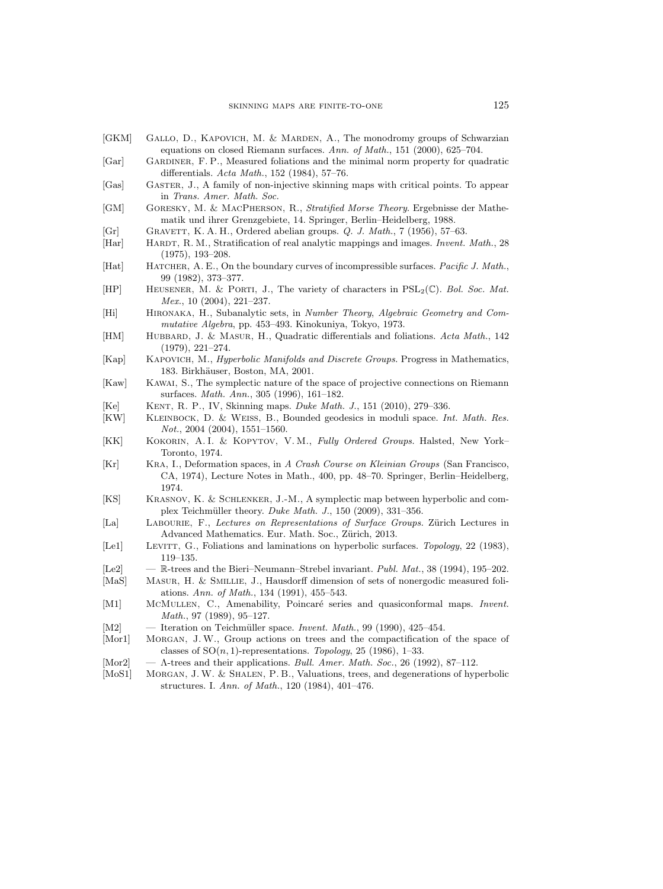[GKM] Gallo, D., Kapovich, M. & Marden, A., The monodromy groups of Schwarzian equations on closed Riemann surfaces. *Ann. of Math.*, 151 (2000), 625–704.

[Gar] Gardiner, F. P., Measured foliations and the minimal norm property for quadratic differentials. *Acta Math.*, 152 (1984), 57–76.

[Gas] Gaster, J., A family of non-injective skinning maps with critical points. To appear in *Trans. Amer. Math. Soc.*

[GM] Goresky, M. & MacPherson, R., *Stratified Morse Theory*. Ergebnisse der Mathematik und ihrer Grenzgebiete, 14. Springer, Berlin–Heidelberg, 1988.

[Gr] Gravett, K. A. H., Ordered abelian groups. *Q. J. Math.*, 7 (1956), 57–63.

[Har] Hardt, R. M., Stratification of real analytic mappings and images. *Invent. Math.*, 28 (1975), 193–208.

[Hat] Hatcher, A. E., On the boundary curves of incompressible surfaces. *Pacific J. Math.*, 99 (1982), 373–377.

[HP] Heusener, M. & Porti, J., The variety of characters in $\mathrm{PSL}_2(\mathbb{C})$. *Bol. Soc. Mat. Mex.*, 10 (2004), 221–237.

[Hi] Hironaka, H., Subanalytic sets, in *Number Theory, Algebraic Geometry and Commutative Algebra*, pp. 453–493. Kinokuniya, Tokyo, 1973.

[HM] Hubbard, J. & Masur, H., Quadratic differentials and foliations. *Acta Math.*, 142 (1979), 221–274.

[Kap] Kapovich, M., *Hyperbolic Manifolds and Discrete Groups*. Progress in Mathematics, 183. Birkhäuser, Boston, MA, 2001.

[Kaw] Kawai, S., The symplectic nature of the space of projective connections on Riemann surfaces. *Math. Ann.*, 305 (1996), 161–182.

[Ke] Kent, R. P., IV, Skinning maps. *Duke Math. J.*, 151 (2010), 279–336.

[KW] Kleinbock, D. & Weiss, B., Bounded geodesics in moduli space. *Int. Math. Res. Not.*, 2004 (2004), 1551–1560.

[KK] Kokorin, A. I. & Kopytov, V. M., *Fully Ordered Groups*. Halsted, New York–Toronto, 1974.

[Kr] Kra, I., Deformation spaces, in *A Crash Course on Kleinian Groups* (San Francisco, CA, 1974), Lecture Notes in Math., 400, pp. 48–70. Springer, Berlin–Heidelberg, 1974.

[KS] Krasnov, K. & Schlenker, J.-M., A symplectic map between hyperbolic and complex Teichmüller theory. *Duke Math. J.*, 150 (2009), 331–356.

[La] Labourie, F., *Lectures on Representations of Surface Groups*. Zürich Lectures in Advanced Mathematics. Eur. Math. Soc., Zürich, 2013.

[Le1] Levitt, G., Foliations and laminations on hyperbolic surfaces. *Topology*, 22 (1983), 119–135.

[Le2] — $\mathbb{R}$-trees and the Bieri–Neumann–Strebel invariant. *Publ. Mat.*, 38 (1994), 195–202.

[MaS] Masur, H. & Smillie, J., Hausdorff dimension of sets of nonergodic measured foliations. *Ann. of Math.*, 134 (1991), 455–543.

[M1] McMullen, C., Amenability, Poincaré series and quasiconformal maps. *Invent. Math.*, 97 (1989), 95–127.

[M2] — Iteration on Teichmüller space. *Invent. Math.*, 99 (1990), 425–454.

[Mor1] Morgan, J. W., Group actions on trees and the compactification of the space of classes of $\mathrm{SO}(n,1)$-representations. *Topology*, 25 (1986), 1–33.

[Mor2] — $\Lambda$-trees and their applications. *Bull. Amer. Math. Soc.*, 26 (1992), 87–112.

[MoS1] Morgan, J. W. & Shalen, P. B., Valuations, trees, and degenerations of hyperbolic structures. I. *Ann. of Math.*, 120 (1984), 401–476.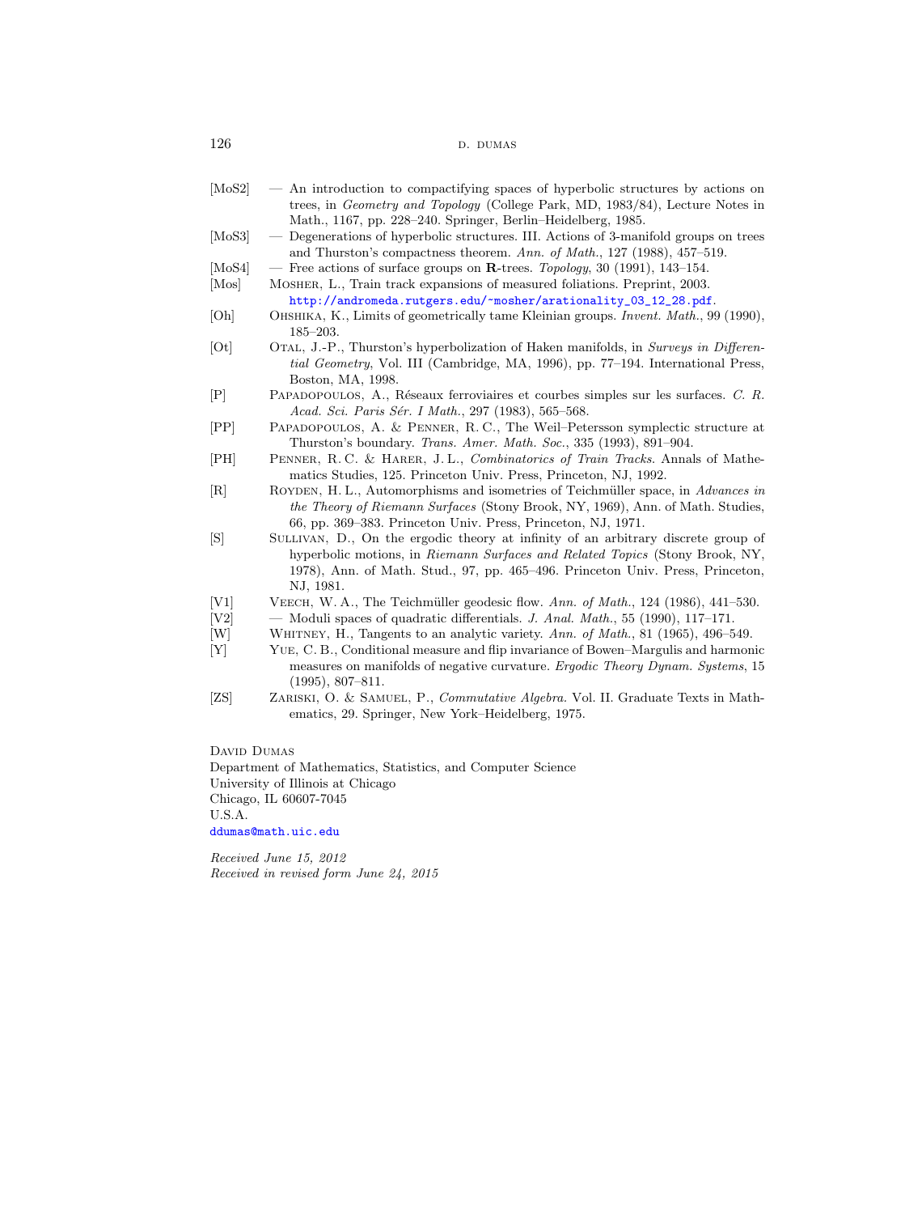[MoS2] — An introduction to compactifying spaces of hyperbolic structures by actions on trees, in *Geometry and Topology* (College Park, MD, 1983/84), Lecture Notes in Math., 1167, pp. 228–240. Springer, Berlin–Heidelberg, 1985.

[MoS3] — Degenerations of hyperbolic structures. III. Actions of 3-manifold groups on trees and Thurston's compactness theorem. *Ann. of Math.*, 127 (1988), 457–519.

[MoS4] — Free actions of surface groups on **R**-trees. *Topology*, 30 (1991), 143–154.

[Mos] Mosher, L., Train track expansions of measured foliations. Preprint, 2003. http://andromeda.rutgers.edu/~mosher/arationality_03_12_28.pdf.

[Oh] Ohshika, K., Limits of geometrically tame Kleinian groups. *Invent. Math.*, 99 (1990), 185–203.

[Ot] Otal, J.-P., Thurston's hyperbolization of Haken manifolds, in *Surveys in Differential Geometry*, Vol. III (Cambridge, MA, 1996), pp. 77–194. International Press, Boston, MA, 1998.

[P] Papadopoulos, A., Réseaux ferroviaires et courbes simples sur les surfaces. *C. R. Acad. Sci. Paris Sér. I Math.*, 297 (1983), 565–568.

[PP] Papadopoulos, A. & Penner, R. C., The Weil–Petersson symplectic structure at Thurston's boundary. *Trans. Amer. Math. Soc.*, 335 (1993), 891–904.

[PH] Penner, R. C. & Harer, J. L., *Combinatorics of Train Tracks*. Annals of Mathematics Studies, 125. Princeton Univ. Press, Princeton, NJ, 1992.

[R] Royden, H. L., Automorphisms and isometries of Teichmüller space, in *Advances in the Theory of Riemann Surfaces* (Stony Brook, NY, 1969), Ann. of Math. Studies, 66, pp. 369–383. Princeton Univ. Press, Princeton, NJ, 1971.

[S] Sullivan, D., On the ergodic theory at infinity of an arbitrary discrete group of hyperbolic motions, in *Riemann Surfaces and Related Topics* (Stony Brook, NY, 1978), Ann. of Math. Stud., 97, pp. 465–496. Princeton Univ. Press, Princeton, NJ, 1981.

[V1] Veech, W. A., The Teichmüller geodesic flow. *Ann. of Math.*, 124 (1986), 441–530.

[V2] — Moduli spaces of quadratic differentials. *J. Anal. Math.*, 55 (1990), 117–171.

[W] Whitney, H., Tangents to an analytic variety. *Ann. of Math.*, 81 (1965), 496–549.

[Y] Yue, C. B., Conditional measure and flip invariance of Bowen–Margulis and harmonic measures on manifolds of negative curvature. *Ergodic Theory Dynam. Systems*, 15 (1995), 807–811.

[ZS] Zariski, O. & Samuel, P., *Commutative Algebra*. Vol. II. Graduate Texts in Mathematics, 29. Springer, New York–Heidelberg, 1975.

David Dumas
Department of Mathematics, Statistics, and Computer Science
University of Illinois at Chicago
Chicago, IL 60607-7045
U.S.A.
ddumas@math.uic.edu

*Received June 15, 2012*
*Received in revised form June 24, 2015*